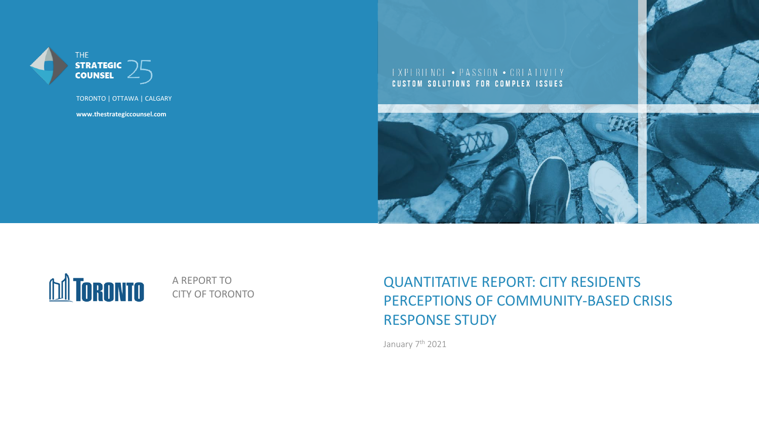THE **STRATEGIC COUNSEL** 25

TORONTO | OTTAWA | CALGARY

**www.thestrategiccounsel.com**

EXPERIENCE • PASSION • CREATIVITY

**CUSTOM SOLUTIONS FOR COMPLEX ISSUES**

TORONTO

A REPORT TO
CITY OF TORONTO

# QUANTITATIVE REPORT: CITY RESIDENTS PERCEPTIONS OF COMMUNITY-BASED CRISIS RESPONSE STUDY

January 7th 2021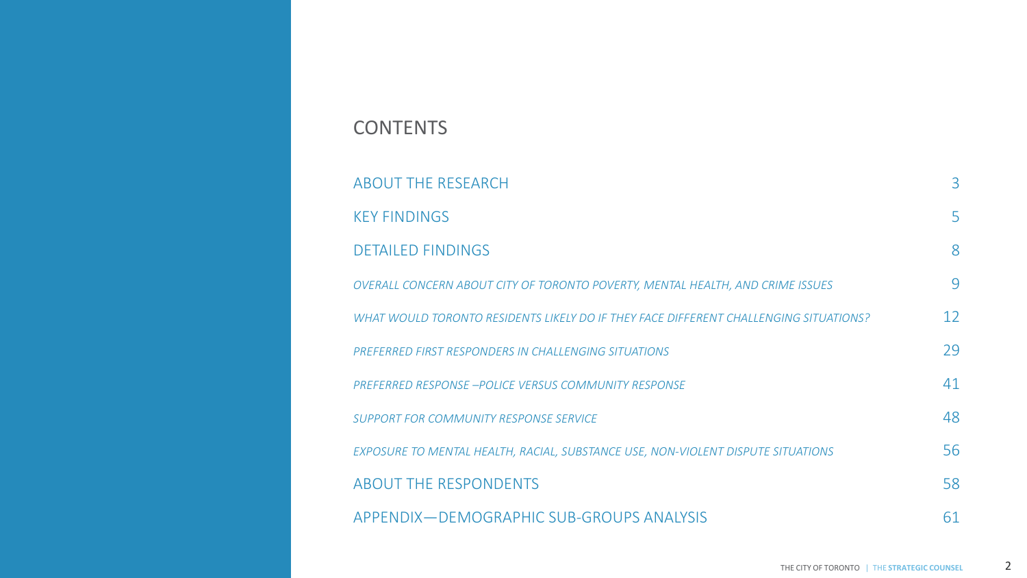# CONTENTS

| | |
|---|---|
| ABOUT THE RESEARCH | 3 |
| KEY FINDINGS | 5 |
| DETAILED FINDINGS | 8 |
| *OVERALL CONCERN ABOUT CITY OF TORONTO POVERTY, MENTAL HEALTH, AND CRIME ISSUES* | 9 |
| *WHAT WOULD TORONTO RESIDENTS LIKELY DO IF THEY FACE DIFFERENT CHALLENGING SITUATIONS?* | 12 |
| *PREFERRED FIRST RESPONDERS IN CHALLENGING SITUATIONS* | 29 |
| *PREFERRED RESPONSE –POLICE VERSUS COMMUNITY RESPONSE* | 41 |
| *SUPPORT FOR COMMUNITY RESPONSE SERVICE* | 48 |
| *EXPOSURE TO MENTAL HEALTH, RACIAL, SUBSTANCE USE, NON-VIOLENT DISPUTE SITUATIONS* | 56 |
| ABOUT THE RESPONDENTS | 58 |
| APPENDIX—DEMOGRAPHIC SUB-GROUPS ANALYSIS | 61 |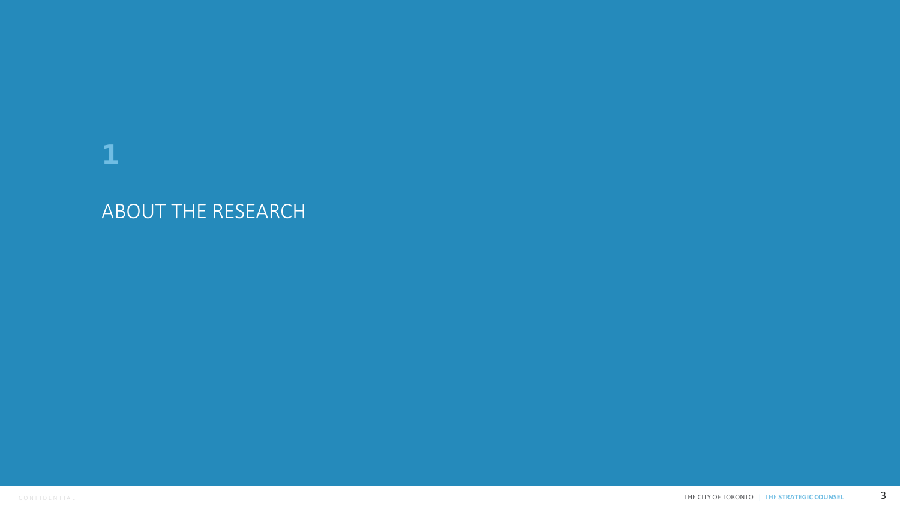# 1

# ABOUT THE RESEARCH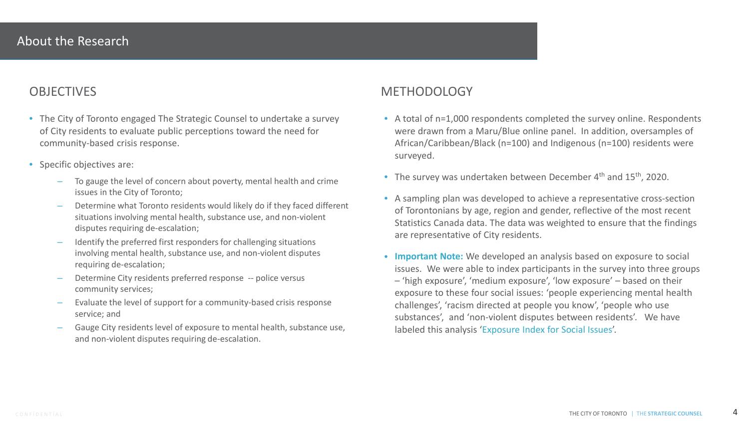# About the Research

## OBJECTIVES

- The City of Toronto engaged The Strategic Counsel to undertake a survey of City residents to evaluate public perceptions toward the need for community-based crisis response.
- Specific objectives are:
  - To gauge the level of concern about poverty, mental health and crime issues in the City of Toronto;
  - Determine what Toronto residents would likely do if they faced different situations involving mental health, substance use, and non-violent disputes requiring de-escalation;
  - Identify the preferred first responders for challenging situations involving mental health, substance use, and non-violent disputes requiring de-escalation;
  - Determine City residents preferred response -- police versus community services;
  - Evaluate the level of support for a community-based crisis response service; and
  - Gauge City residents level of exposure to mental health, substance use, and non-violent disputes requiring de-escalation.

## METHODOLOGY

- A total of n=1,000 respondents completed the survey online. Respondents were drawn from a Maru/Blue online panel. In addition, oversamples of African/Caribbean/Black (n=100) and Indigenous (n=100) residents were surveyed.
- The survey was undertaken between December 4th and 15th, 2020.
- A sampling plan was developed to achieve a representative cross-section of Torontonians by age, region and gender, reflective of the most recent Statistics Canada data. The data was weighted to ensure that the findings are representative of City residents.
- **Important Note:** We developed an analysis based on exposure to social issues. We were able to index participants in the survey into three groups – 'high exposure', 'medium exposure', 'low exposure' – based on their exposure to these four social issues: 'people experiencing mental health challenges', 'racism directed at people you know', 'people who use substances', and 'non-violent disputes between residents'. We have labeled this analysis 'Exposure Index for Social Issues'.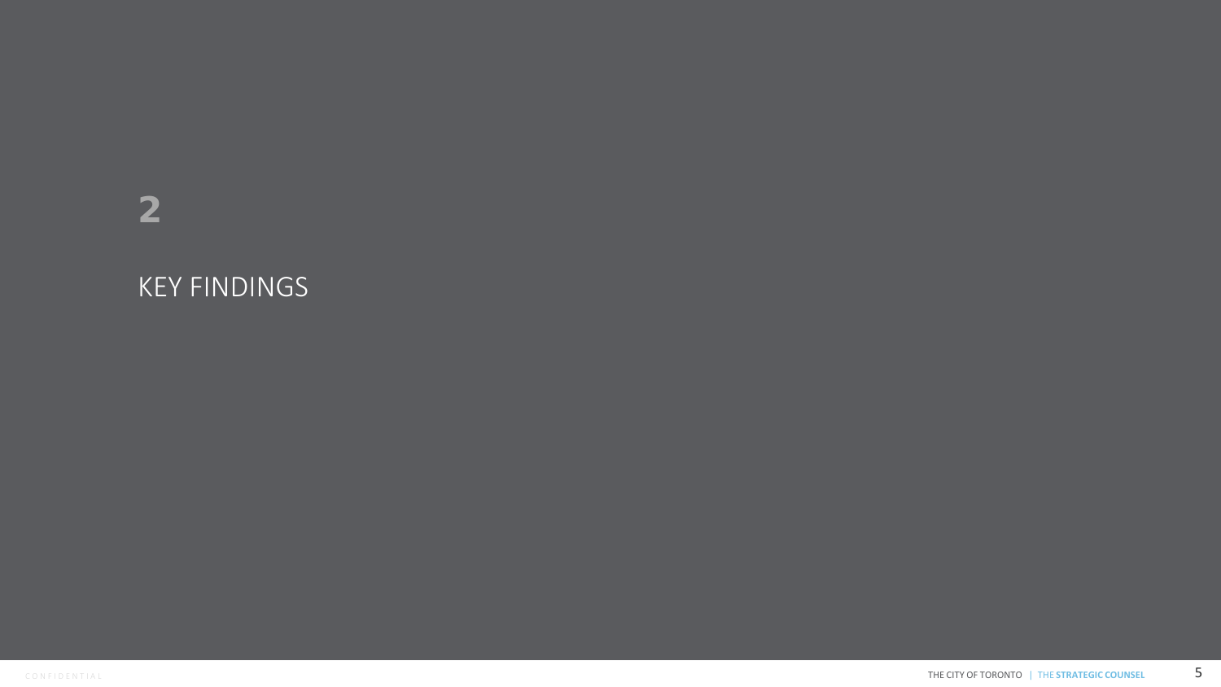# 2

# KEY FINDINGS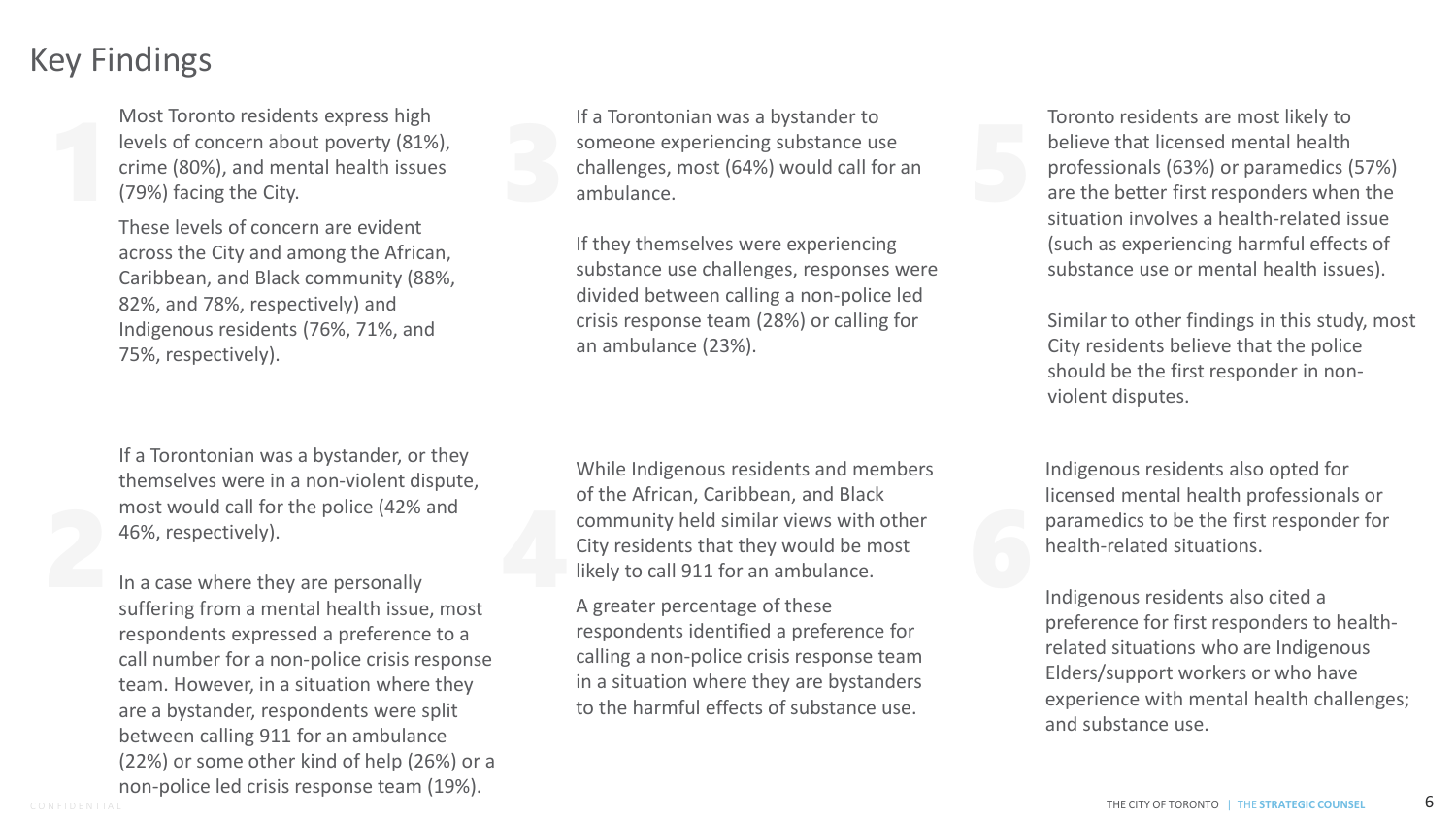# Key Findings

1. Most Toronto residents express high levels of concern about poverty (81%), crime (80%), and mental health issues (79%) facing the City.

   These levels of concern are evident across the City and among the African, Caribbean, and Black community (88%, 82%, and 78%, respectively) and Indigenous residents (76%, 71%, and 75%, respectively).

2. If a Torontonian was a bystander, or they themselves were in a non-violent dispute, most would call for the police (42% and 46%, respectively).

   In a case where they are personally suffering from a mental health issue, most respondents expressed a preference to a call number for a non-police crisis response team. However, in a situation where they are a bystander, respondents were split between calling 911 for an ambulance (22%) or some other kind of help (26%) or a non-police led crisis response team (19%).

3. If a Torontonian was a bystander to someone experiencing substance use challenges, most (64%) would call for an ambulance.

   If they themselves were experiencing substance use challenges, responses were divided between calling a non-police led crisis response team (28%) or calling for an ambulance (23%).

4. While Indigenous residents and members of the African, Caribbean, and Black community held similar views with other City residents that they would be most likely to call 911 for an ambulance.

   A greater percentage of these respondents identified a preference for calling a non-police crisis response team in a situation where they are bystanders to the harmful effects of substance use.

5. Toronto residents are most likely to believe that licensed mental health professionals (63%) or paramedics (57%) are the better first responders when the situation involves a health-related issue (such as experiencing harmful effects of substance use or mental health issues).

   Similar to other findings in this study, most City residents believe that the police should be the first responder in non-violent disputes.

6. Indigenous residents also opted for licensed mental health professionals or paramedics to be the first responder for health-related situations.

   Indigenous residents also cited a preference for first responders to health-related situations who are Indigenous Elders/support workers or who have experience with mental health challenges; and substance use.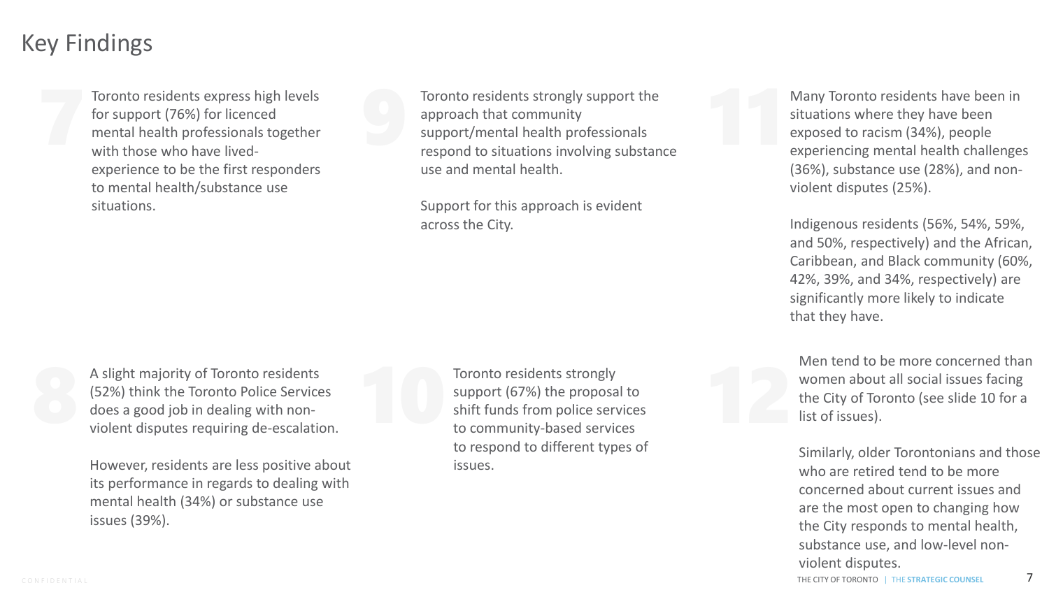# Key Findings

**7** Toronto residents express high levels for support (76%) for licenced mental health professionals together with those who have lived-experience to be the first responders to mental health/substance use situations.

**8** A slight majority of Toronto residents (52%) think the Toronto Police Services does a good job in dealing with non-violent disputes requiring de-escalation.

However, residents are less positive about its performance in regards to dealing with mental health (34%) or substance use issues (39%).

**9** Toronto residents strongly support the approach that community support/mental health professionals respond to situations involving substance use and mental health.

Support for this approach is evident across the City.

**10** Toronto residents strongly support (67%) the proposal to shift funds from police services to community-based services to respond to different types of issues.

**11** Many Toronto residents have been in situations where they have been exposed to racism (34%), people experiencing mental health challenges (36%), substance use (28%), and non-violent disputes (25%).

Indigenous residents (56%, 54%, 59%, and 50%, respectively) and the African, Caribbean, and Black community (60%, 42%, 39%, and 34%, respectively) are significantly more likely to indicate that they have.

**12** Men tend to be more concerned than women about all social issues facing the City of Toronto (see slide 10 for a list of issues).

Similarly, older Torontonians and those who are retired tend to be more concerned about current issues and are the most open to changing how the City responds to mental health, substance use, and low-level non-violent disputes.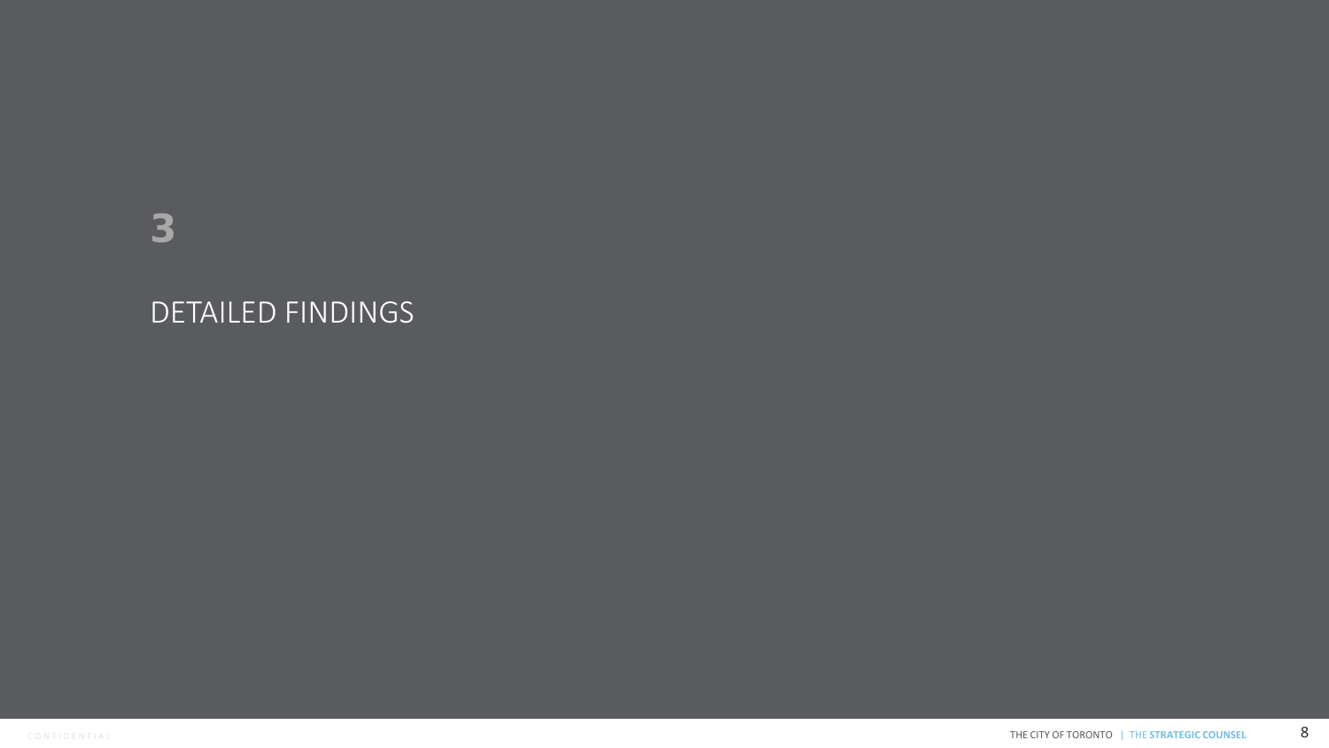# 3

## DETAILED FINDINGS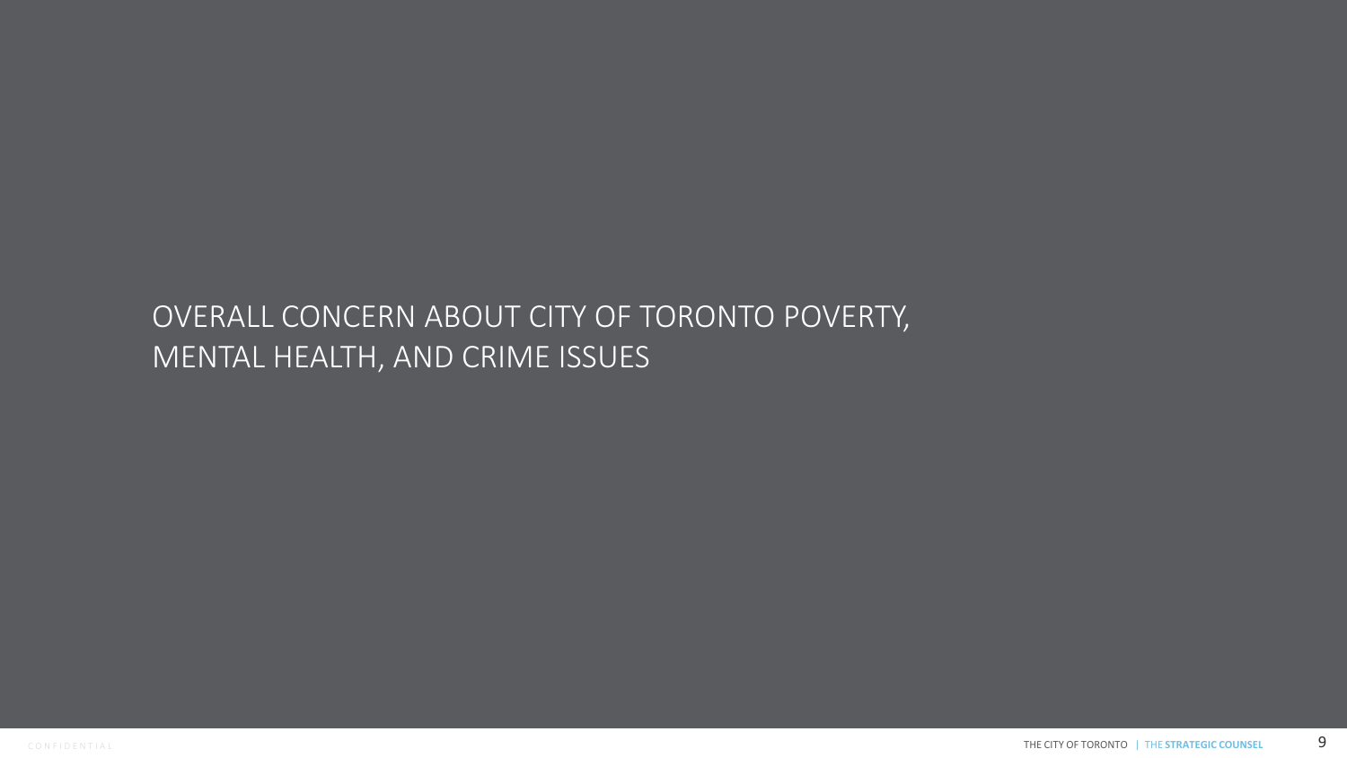# OVERALL CONCERN ABOUT CITY OF TORONTO POVERTY, MENTAL HEALTH, AND CRIME ISSUES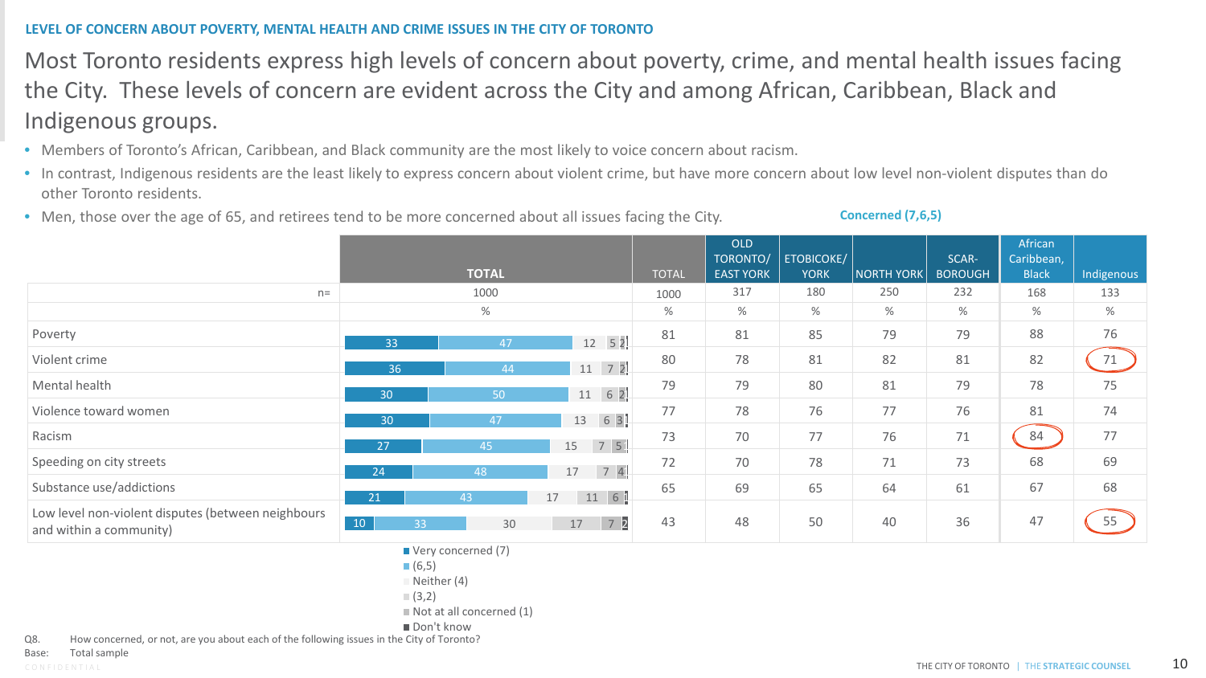LEVEL OF CONCERN ABOUT POVERTY, MENTAL HEALTH AND CRIME ISSUES IN THE CITY OF TORONTO

# Most Toronto residents express high levels of concern about poverty, crime, and mental health issues facing the City. These levels of concern are evident across the City and among African, Caribbean, Black and Indigenous groups.

- Members of Toronto's African, Caribbean, and Black community are the most likely to voice concern about racism.
- In contrast, Indigenous residents are the least likely to express concern about violent crime, but have more concern about low level non-violent disputes than do other Toronto residents.
- Men, those over the age of 65, and retirees tend to be more concerned about all issues facing the City.

| | TOTAL: Very concerned (7) | TOTAL: (6,5) | TOTAL: Neither (4) | TOTAL: (3,2) | TOTAL: Not at all concerned (1) | TOTAL: Don't know | Concerned (7,6,5): TOTAL | OLD TORONTO/ EAST YORK | ETOBICOKE/ YORK | NORTH YORK | SCAR-BOROUGH | African Caribbean, Black | Indigenous |
|---|---|---|---|---|---|---|---|---|---|---|---|---|---|
| n= | 1000 | | | | | | 1000 | 317 | 180 | 250 | 232 | 168 | 133 |
| | % | | | | | | % | % | % | % | % | % | % |
| Poverty | 33 | 47 | 12 | 5 | 2 | | 81 | 81 | 85 | 79 | 79 | 88 | 76 |
| Violent crime | 36 | 44 | 11 | 7 | 2 | | 80 | 78 | 81 | 82 | 81 | 82 | 71 |
| Mental health | 30 | 50 | 11 | 6 | 2 | | 79 | 79 | 80 | 81 | 79 | 78 | 75 |
| Violence toward women | 30 | 47 | 13 | 6 | 3 | | 77 | 78 | 76 | 77 | 76 | 81 | 74 |
| Racism | 27 | 45 | 15 | 7 | 5 | | 73 | 70 | 77 | 76 | 71 | 84 | 77 |
| Speeding on city streets | 24 | 48 | 17 | 7 | 4 | | 72 | 70 | 78 | 71 | 73 | 68 | 69 |
| Substance use/addictions | 21 | 43 | 17 | 11 | 6 | 1 | 65 | 69 | 65 | 64 | 61 | 67 | 68 |
| Low level non-violent disputes (between neighbours and within a community) | 10 | 33 | 30 | 17 | 7 | 2 | 43 | 48 | 50 | 40 | 36 | 47 | 55 |

Q8. How concerned, or not, are you about each of the following issues in the City of Toronto?
Base: Total sample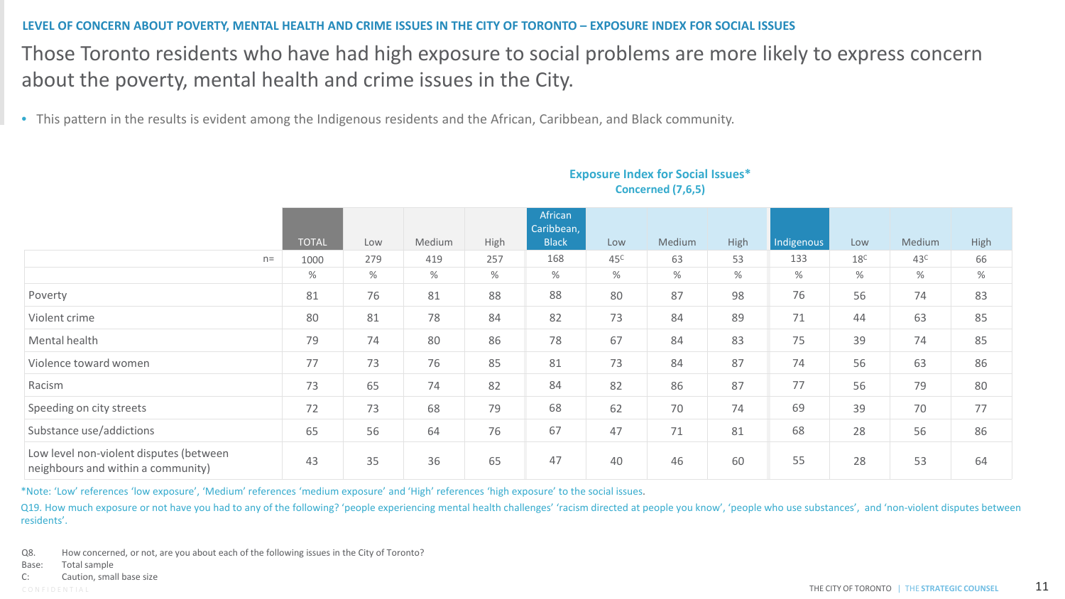LEVEL OF CONCERN ABOUT POVERTY, MENTAL HEALTH AND CRIME ISSUES IN THE CITY OF TORONTO – EXPOSURE INDEX FOR SOCIAL ISSUES

# Those Toronto residents who have had high exposure to social problems are more likely to express concern about the poverty, mental health and crime issues in the City.

- This pattern in the results is evident among the Indigenous residents and the African, Caribbean, and Black community.

**Exposure Index for Social Issues***
**Concerned (7,6,5)**

| | TOTAL | Low | Medium | High | African Caribbean, Black | Low | Medium | High | Indigenous | Low | Medium | High |
|---|---|---|---|---|---|---|---|---|---|---|---|---|
| n= | 1000 | 279 | 419 | 257 | 168 | 45C | 63 | 53 | 133 | 18C | 43C | 66 |
| | % | % | % | % | % | % | % | % | % | % | % | % |
| Poverty | 81 | 76 | 81 | 88 | 88 | 80 | 87 | 98 | 76 | 56 | 74 | 83 |
| Violent crime | 80 | 81 | 78 | 84 | 82 | 73 | 84 | 89 | 71 | 44 | 63 | 85 |
| Mental health | 79 | 74 | 80 | 86 | 78 | 67 | 84 | 83 | 75 | 39 | 74 | 85 |
| Violence toward women | 77 | 73 | 76 | 85 | 81 | 73 | 84 | 87 | 74 | 56 | 63 | 86 |
| Racism | 73 | 65 | 74 | 82 | 84 | 82 | 86 | 87 | 77 | 56 | 79 | 80 |
| Speeding on city streets | 72 | 73 | 68 | 79 | 68 | 62 | 70 | 74 | 69 | 39 | 70 | 77 |
| Substance use/addictions | 65 | 56 | 64 | 76 | 67 | 47 | 71 | 81 | 68 | 28 | 56 | 86 |
| Low level non-violent disputes (between neighbours and within a community) | 43 | 35 | 36 | 65 | 47 | 40 | 46 | 60 | 55 | 28 | 53 | 64 |

*Note: 'Low' references 'low exposure', 'Medium' references 'medium exposure' and 'High' references 'high exposure' to the social issues.

Q19. How much exposure or not have you had to any of the following? 'people experiencing mental health challenges' 'racism directed at people you know', 'people who use substances', and 'non-violent disputes between residents'.

Q8. How concerned, or not, are you about each of the following issues in the City of Toronto?
Base: Total sample
C: Caution, small base size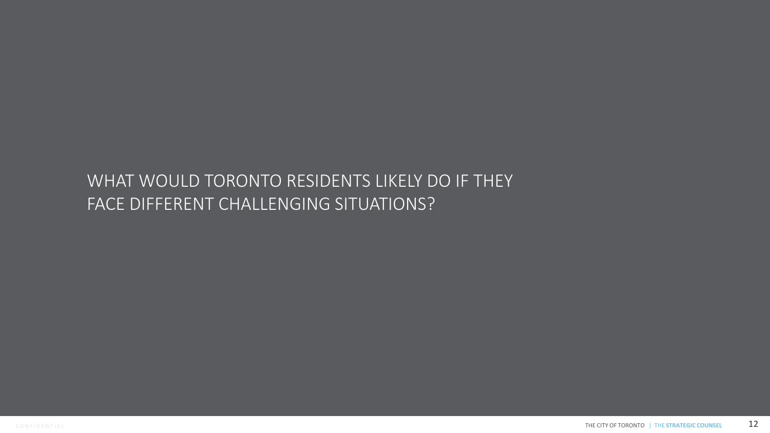# WHAT WOULD TORONTO RESIDENTS LIKELY DO IF THEY FACE DIFFERENT CHALLENGING SITUATIONS?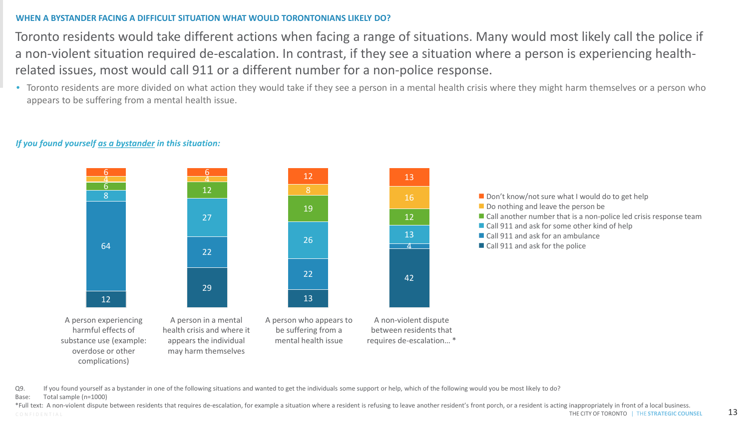## WHEN A BYSTANDER FACING A DIFFICULT SITUATION WHAT WOULD TORONTONIANS LIKELY DO?

# Toronto residents would take different actions when facing a range of situations. Many would most likely call the police if a non-violent situation required de-escalation. In contrast, if they see a situation where a person is experiencing health-related issues, most would call 911 or a different number for a non-police response.

- Toronto residents are more divided on what action they would take if they see a person in a mental health crisis where they might harm themselves or a person who appears to be suffering from a mental health issue.

***If you found yourself as a bystander in this situation:***

| | A person experiencing harmful effects of substance use (example: overdose or other complications) | A person in a mental health crisis and where it appears the individual may harm themselves | A person who appears to be suffering from a mental health issue | A non-violent dispute between residents that requires de-escalation… * |
|---|---|---|---|---|
| Don't know/not sure what I would do to get help | 6 | 6 | 12 | 13 |
| Do nothing and leave the person be | 4 | 4 | 8 | 16 |
| Call another number that is a non-police led crisis response team | 6 | 12 | 19 | 12 |
| Call 911 and ask for some other kind of help | 8 | 27 | 26 | 13 |
| Call 911 and ask for an ambulance | 64 | 22 | 22 | 4 |
| Call 911 and ask for the police | 12 | 29 | 13 | 42 |

Q9. If you found yourself as a bystander in one of the following situations and wanted to get the individuals some support or help, which of the following would you be most likely to do?

Base: Total sample (n=1000)

*Full text: A non-violent dispute between residents that requires de-escalation, for example a situation where a resident is refusing to leave another resident's front porch, or a resident is acting inappropriately in front of a local business.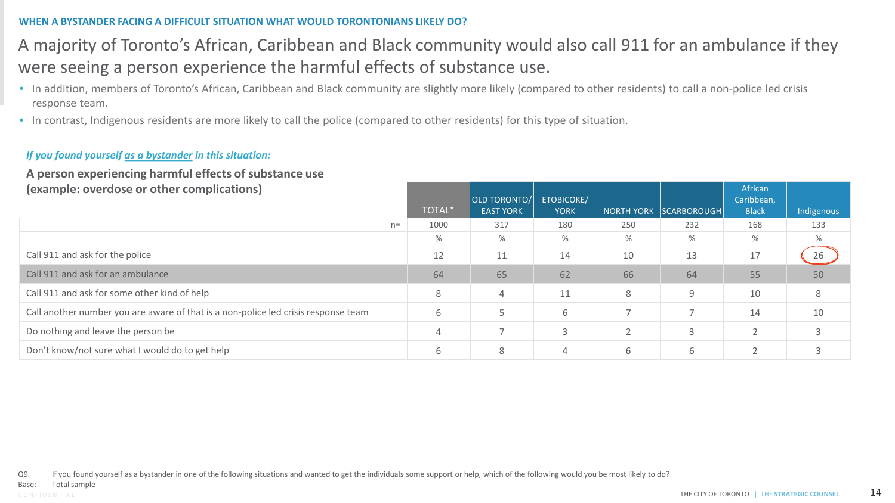**WHEN A BYSTANDER FACING A DIFFICULT SITUATION WHAT WOULD TORONTONIANS LIKELY DO?**

# A majority of Toronto's African, Caribbean and Black community would also call 911 for an ambulance if they were seeing a person experience the harmful effects of substance use.

- In addition, members of Toronto's African, Caribbean and Black community are slightly more likely (compared to other residents) to call a non-police led crisis response team.
- In contrast, Indigenous residents are more likely to call the police (compared to other residents) for this type of situation.

***If you found yourself as a bystander in this situation:***

**A person experiencing harmful effects of substance use (example: overdose or other complications)**

| | TOTAL* | OLD TORONTO/ EAST YORK | ETOBICOKE/ YORK | NORTH YORK | SCARBOROUGH | African Caribbean, Black | Indigenous |
|---|---|---|---|---|---|---|---|
| n= | 1000 | 317 | 180 | 250 | 232 | 168 | 133 |
| | % | % | % | % | % | % | % |
| Call 911 and ask for the police | 12 | 11 | 14 | 10 | 13 | 17 | 26 |
| Call 911 and ask for an ambulance | 64 | 65 | 62 | 66 | 64 | 55 | 50 |
| Call 911 and ask for some other kind of help | 8 | 4 | 11 | 8 | 9 | 10 | 8 |
| Call another number you are aware of that is a non-police led crisis response team | 6 | 5 | 6 | 7 | 7 | 14 | 10 |
| Do nothing and leave the person be | 4 | 7 | 3 | 2 | 3 | 2 | 3 |
| Don't know/not sure what I would do to get help | 6 | 8 | 4 | 6 | 6 | 2 | 3 |

Q9. If you found yourself as a bystander in one of the following situations and wanted to get the individuals some support or help, which of the following would you be most likely to do?
Base: Total sample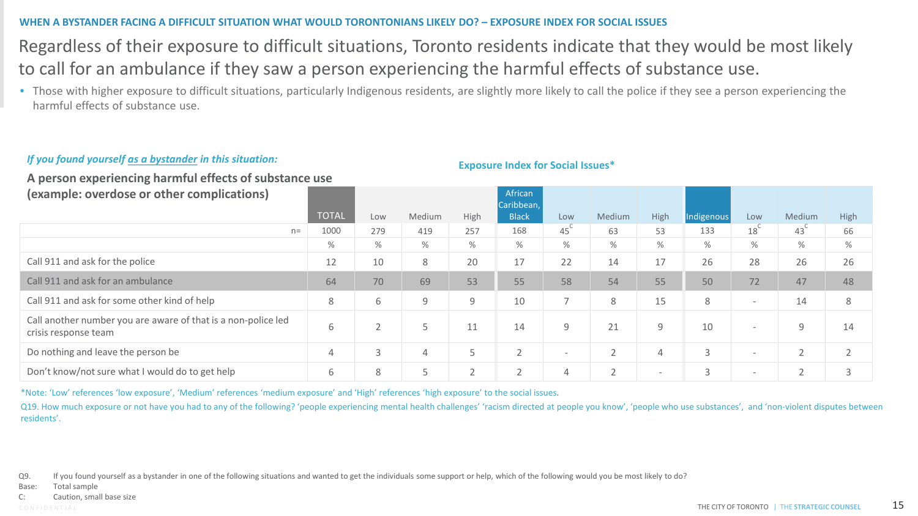WHEN A BYSTANDER FACING A DIFFICULT SITUATION WHAT WOULD TORONTONIANS LIKELY DO? – EXPOSURE INDEX FOR SOCIAL ISSUES

# Regardless of their exposure to difficult situations, Toronto residents indicate that they would be most likely to call for an ambulance if they saw a person experiencing the harmful effects of substance use.

- Those with higher exposure to difficult situations, particularly Indigenous residents, are slightly more likely to call the police if they see a person experiencing the harmful effects of substance use.

***If you found yourself as a bystander in this situation:***

**A person experiencing harmful effects of substance use (example: overdose or other complications)**

**Exposure Index for Social Issues***

| | TOTAL | Low | Medium | High | African Caribbean, Black | Low | Medium | High | Indigenous | Low | Medium | High |
|---|---|---|---|---|---|---|---|---|---|---|---|---|
| n= | 1000 | 279 | 419 | 257 | 168 | 45 C | 63 | 53 | 133 | 18 C | 43 C | 66 |
| | % | % | % | % | % | % | % | % | % | % | % | % |
| Call 911 and ask for the police | 12 | 10 | 8 | 20 | 17 | 22 | 14 | 17 | 26 | 28 | 26 | 26 |
| Call 911 and ask for an ambulance | 64 | 70 | 69 | 53 | 55 | 58 | 54 | 55 | 50 | 72 | 47 | 48 |
| Call 911 and ask for some other kind of help | 8 | 6 | 9 | 9 | 10 | 7 | 8 | 15 | 8 | - | 14 | 8 |
| Call another number you are aware of that is a non-police led crisis response team | 6 | 2 | 5 | 11 | 14 | 9 | 21 | 9 | 10 | - | 9 | 14 |
| Do nothing and leave the person be | 4 | 3 | 4 | 5 | 2 | - | 2 | 4 | 3 | - | 2 | 2 |
| Don't know/not sure what I would do to get help | 6 | 8 | 5 | 2 | 2 | 4 | 2 | - | 3 | - | 2 | 3 |

*Note: 'Low' references 'low exposure', 'Medium' references 'medium exposure' and 'High' references 'high exposure' to the social issues.

Q19. How much exposure or not have you had to any of the following? 'people experiencing mental health challenges' 'racism directed at people you know', 'people who use substances', and 'non-violent disputes between residents'.

Q9. If you found yourself as a bystander in one of the following situations and wanted to get the individuals some support or help, which of the following would you be most likely to do?

Base: Total sample

C: Caution, small base size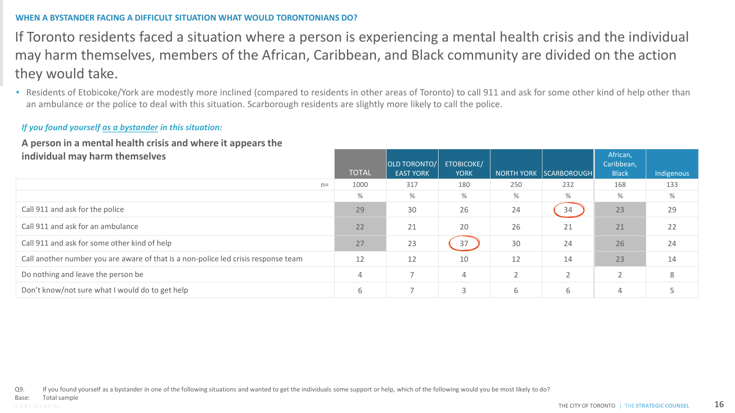**WHEN A BYSTANDER FACING A DIFFICULT SITUATION WHAT WOULD TORONTONIANS DO?**

# If Toronto residents faced a situation where a person is experiencing a mental health crisis and the individual may harm themselves, members of the African, Caribbean, and Black community are divided on the action they would take.

- Residents of Etobicoke/York are modestly more inclined (compared to residents in other areas of Toronto) to call 911 and ask for some other kind of help other than an ambulance or the police to deal with this situation. Scarborough residents are slightly more likely to call the police.

***If you found yourself as a bystander in this situation:***

**A person in a mental health crisis and where it appears the individual may harm themselves**

| | TOTAL | OLD TORONTO/ EAST YORK | ETOBICOKE/ YORK | NORTH YORK | SCARBOROUGH | African, Caribbean, Black | Indigenous |
|---|---|---|---|---|---|---|---|
| n= | 1000 | 317 | 180 | 250 | 232 | 168 | 133 |
| | % | % | % | % | % | % | % |
| Call 911 and ask for the police | 29 | 30 | 26 | 24 | 34 | 23 | 29 |
| Call 911 and ask for an ambulance | 22 | 21 | 20 | 26 | 21 | 21 | 22 |
| Call 911 and ask for some other kind of help | 27 | 23 | 37 | 30 | 24 | 26 | 24 |
| Call another number you are aware of that is a non-police led crisis response team | 12 | 12 | 10 | 12 | 14 | 23 | 14 |
| Do nothing and leave the person be | 4 | 7 | 4 | 2 | 2 | 2 | 8 |
| Don't know/not sure what I would do to get help | 6 | 7 | 3 | 6 | 6 | 4 | 5 |

Q9. If you found yourself as a bystander in one of the following situations and wanted to get the individuals some support or help, which of the following would you be most likely to do?
Base: Total sample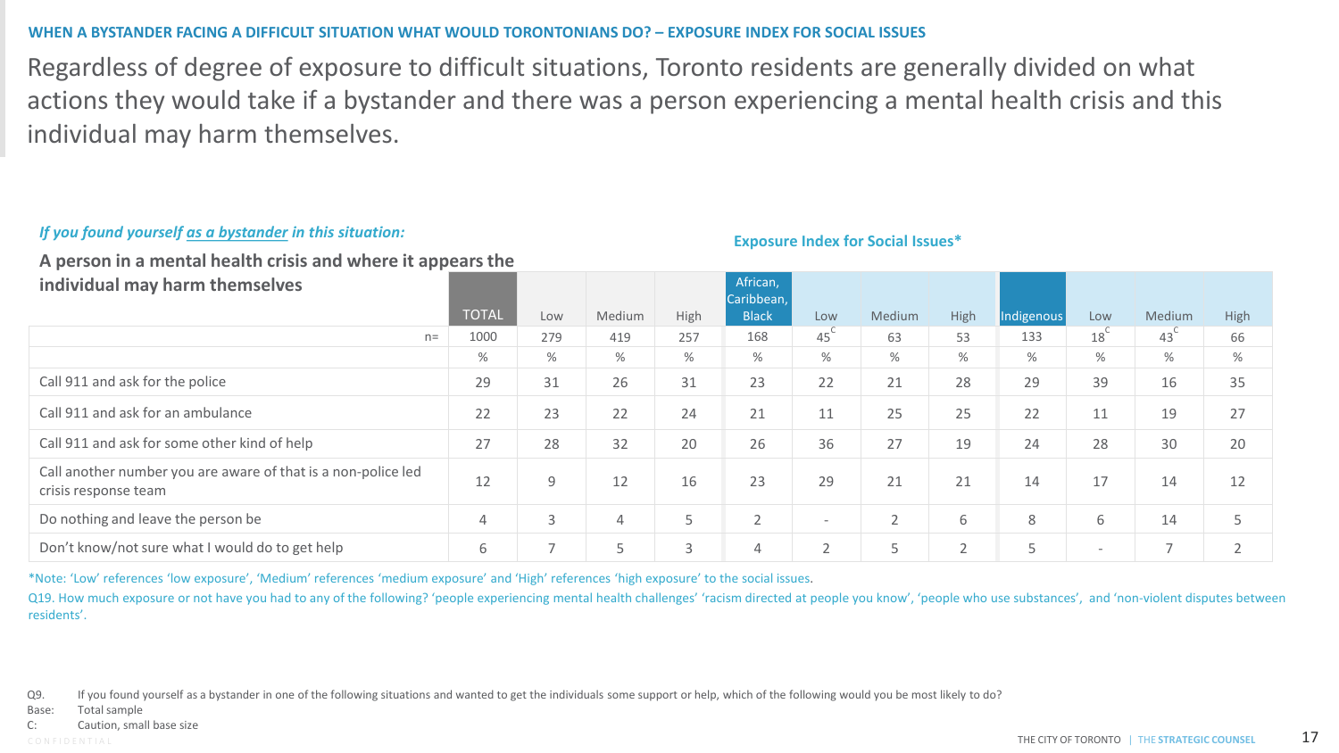**WHEN A BYSTANDER FACING A DIFFICULT SITUATION WHAT WOULD TORONTONIANS DO? – EXPOSURE INDEX FOR SOCIAL ISSUES**

# Regardless of degree of exposure to difficult situations, Toronto residents are generally divided on what actions they would take if a bystander and there was a person experiencing a mental health crisis and this individual may harm themselves.

*If you found yourself as a bystander in this situation:*

**Exposure Index for Social Issues***

**A person in a mental health crisis and where it appears the individual may harm themselves**

| | TOTAL | Low | Medium | High | African, Caribbean, Black | Low | Medium | High | Indigenous | Low | Medium | High |
|---|---|---|---|---|---|---|---|---|---|---|---|---|
| n= | 1000 | 279 | 419 | 257 | 168 | 45 C | 63 | 53 | 133 | 18 C | 43 C | 66 |
| | % | % | % | % | % | % | % | % | % | % | % | % |
| Call 911 and ask for the police | 29 | 31 | 26 | 31 | 23 | 22 | 21 | 28 | 29 | 39 | 16 | 35 |
| Call 911 and ask for an ambulance | 22 | 23 | 22 | 24 | 21 | 11 | 25 | 25 | 22 | 11 | 19 | 27 |
| Call 911 and ask for some other kind of help | 27 | 28 | 32 | 20 | 26 | 36 | 27 | 19 | 24 | 28 | 30 | 20 |
| Call another number you are aware of that is a non-police led crisis response team | 12 | 9 | 12 | 16 | 23 | 29 | 21 | 21 | 14 | 17 | 14 | 12 |
| Do nothing and leave the person be | 4 | 3 | 4 | 5 | 2 | - | 2 | 6 | 8 | 6 | 14 | 5 |
| Don't know/not sure what I would do to get help | 6 | 7 | 5 | 3 | 4 | 2 | 5 | 2 | 5 | - | 7 | 2 |

*Note: 'Low' references 'low exposure', 'Medium' references 'medium exposure' and 'High' references 'high exposure' to the social issues.

Q19. How much exposure or not have you had to any of the following? 'people experiencing mental health challenges' 'racism directed at people you know', 'people who use substances', and 'non-violent disputes between residents'.

Q9. If you found yourself as a bystander in one of the following situations and wanted to get the individuals some support or help, which of the following would you be most likely to do?

Base: Total sample

C: Caution, small base size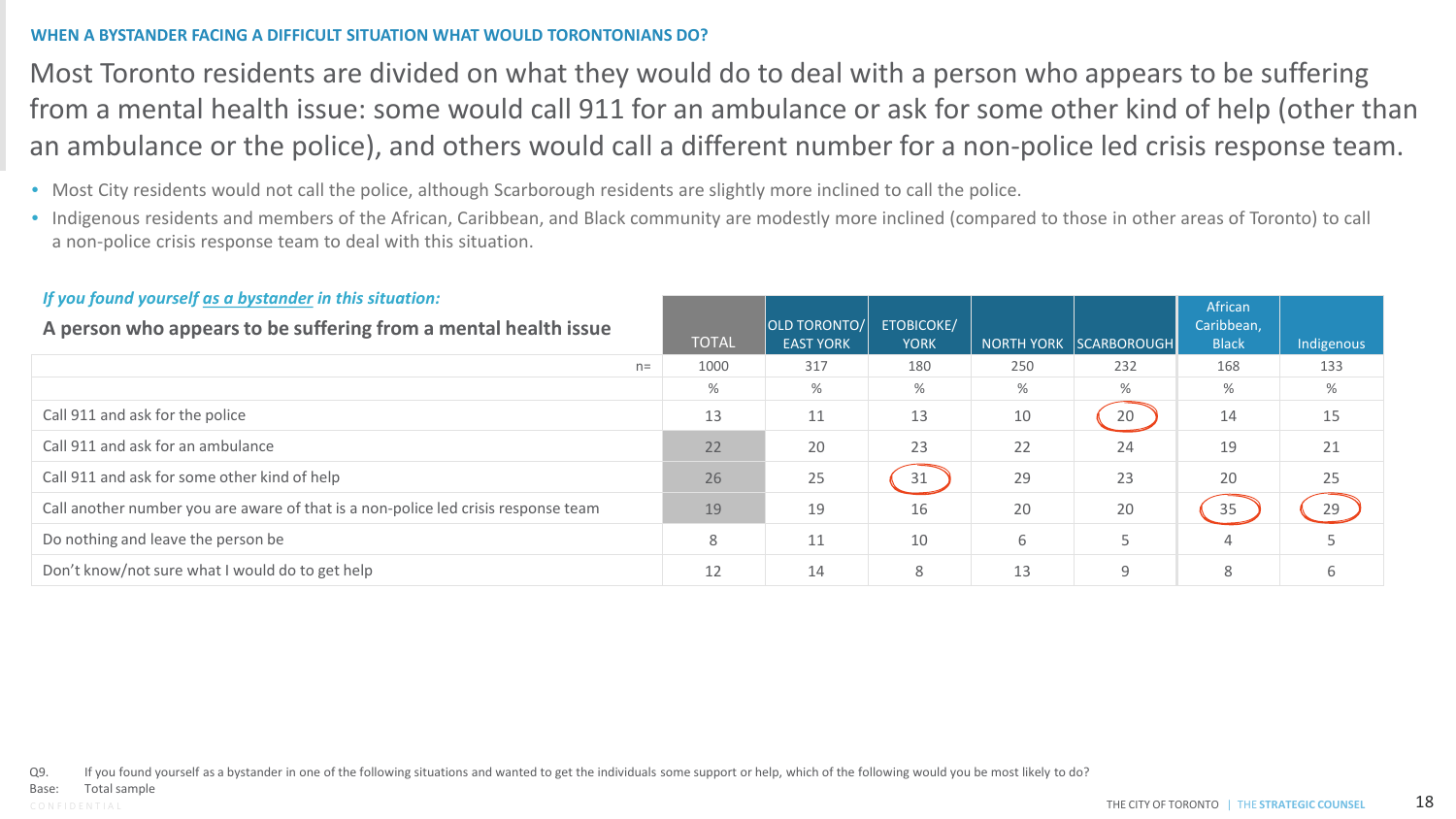**WHEN A BYSTANDER FACING A DIFFICULT SITUATION WHAT WOULD TORONTONIANS DO?**

# Most Toronto residents are divided on what they would do to deal with a person who appears to be suffering from a mental health issue: some would call 911 for an ambulance or ask for some other kind of help (other than an ambulance or the police), and others would call a different number for a non-police led crisis response team.

- Most City residents would not call the police, although Scarborough residents are slightly more inclined to call the police.
- Indigenous residents and members of the African, Caribbean, and Black community are modestly more inclined (compared to those in other areas of Toronto) to call a non-police crisis response team to deal with this situation.

*If you found yourself as a bystander in this situation:*

**A person who appears to be suffering from a mental health issue**

| | TOTAL | OLD TORONTO/ EAST YORK | ETOBICOKE/ YORK | NORTH YORK | SCARBOROUGH | African Caribbean, Black | Indigenous |
|---|---|---|---|---|---|---|---|
| n= | 1000 | 317 | 180 | 250 | 232 | 168 | 133 |
| | % | % | % | % | % | % | % |
| Call 911 and ask for the police | 13 | 11 | 13 | 10 | 20 | 14 | 15 |
| Call 911 and ask for an ambulance | 22 | 20 | 23 | 22 | 24 | 19 | 21 |
| Call 911 and ask for some other kind of help | 26 | 25 | 31 | 29 | 23 | 20 | 25 |
| Call another number you are aware of that is a non-police led crisis response team | 19 | 19 | 16 | 20 | 20 | 35 | 29 |
| Do nothing and leave the person be | 8 | 11 | 10 | 6 | 5 | 4 | 5 |
| Don't know/not sure what I would do to get help | 12 | 14 | 8 | 13 | 9 | 8 | 6 |

Q9. If you found yourself as a bystander in one of the following situations and wanted to get the individuals some support or help, which of the following would you be most likely to do?
Base: Total sample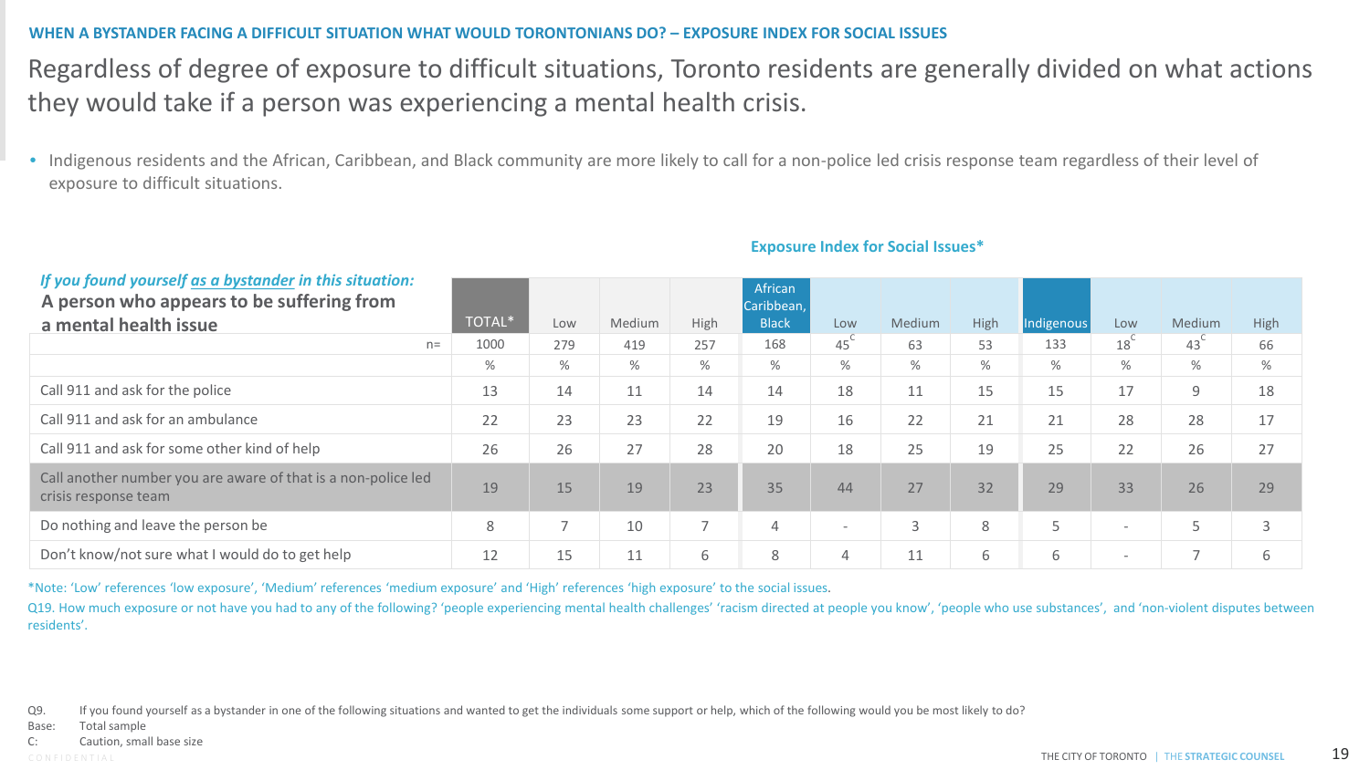WHEN A BYSTANDER FACING A DIFFICULT SITUATION WHAT WOULD TORONTONIANS DO? – EXPOSURE INDEX FOR SOCIAL ISSUES

# Regardless of degree of exposure to difficult situations, Toronto residents are generally divided on what actions they would take if a person was experiencing a mental health crisis.

- Indigenous residents and the African, Caribbean, and Black community are more likely to call for a non-police led crisis response team regardless of their level of exposure to difficult situations.

**Exposure Index for Social Issues***

| *If you found yourself as a bystander in this situation:* **A person who appears to be suffering from a mental health issue** | TOTAL* | Low | Medium | High | African Caribbean, Black | Low | Medium | High | Indigenous | Low | Medium | High |
|---|---|---|---|---|---|---|---|---|---|---|---|---|
| n= | 1000 | 279 | 419 | 257 | 168 | 45[C] | 63 | 53 | 133 | 18[C] | 43[C] | 66 |
| | % | % | % | % | % | % | % | % | % | % | % | % |
| Call 911 and ask for the police | 13 | 14 | 11 | 14 | 14 | 18 | 11 | 15 | 15 | 17 | 9 | 18 |
| Call 911 and ask for an ambulance | 22 | 23 | 23 | 22 | 19 | 16 | 22 | 21 | 21 | 28 | 28 | 17 |
| Call 911 and ask for some other kind of help | 26 | 26 | 27 | 28 | 20 | 18 | 25 | 19 | 25 | 22 | 26 | 27 |
| Call another number you are aware of that is a non-police led crisis response team | 19 | 15 | 19 | 23 | 35 | 44 | 27 | 32 | 29 | 33 | 26 | 29 |
| Do nothing and leave the person be | 8 | 7 | 10 | 7 | 4 | - | 3 | 8 | 5 | - | 5 | 3 |
| Don't know/not sure what I would do to get help | 12 | 15 | 11 | 6 | 8 | 4 | 11 | 6 | 6 | - | 7 | 6 |

*Note: 'Low' references 'low exposure', 'Medium' references 'medium exposure' and 'High' references 'high exposure' to the social issues.

Q19. How much exposure or not have you had to any of the following? 'people experiencing mental health challenges' 'racism directed at people you know', 'people who use substances', and 'non-violent disputes between residents'.

Q9. If you found yourself as a bystander in one of the following situations and wanted to get the individuals some support or help, which of the following would you be most likely to do?

Base: Total sample

C: Caution, small base size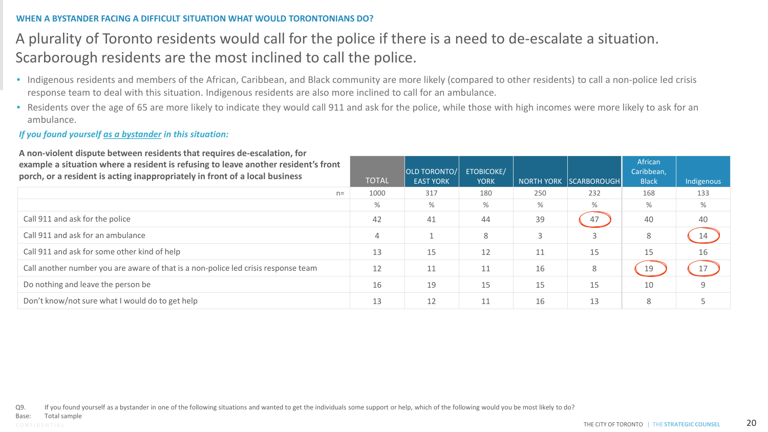**WHEN A BYSTANDER FACING A DIFFICULT SITUATION WHAT WOULD TORONTONIANS DO?**

# A plurality of Toronto residents would call for the police if there is a need to de-escalate a situation. Scarborough residents are the most inclined to call the police.

- Indigenous residents and members of the African, Caribbean, and Black community are more likely (compared to other residents) to call a non-police led crisis response team to deal with this situation. Indigenous residents are also more inclined to call for an ambulance.
- Residents over the age of 65 are more likely to indicate they would call 911 and ask for the police, while those with high incomes were more likely to ask for an ambulance.

***If you found yourself as a bystander in this situation:***

| **A non-violent dispute between residents that requires de-escalation, for example a situation where a resident is refusing to leave another resident's front porch, or a resident is acting inappropriately in front of a local business** | TOTAL | OLD TORONTO/ EAST YORK | ETOBICOKE/ YORK | NORTH YORK | SCARBOROUGH | African Caribbean, Black | Indigenous |
|---|---|---|---|---|---|---|---|
| n= | 1000 | 317 | 180 | 250 | 232 | 168 | 133 |
| | % | % | % | % | % | % | % |
| Call 911 and ask for the police | 42 | 41 | 44 | 39 | 47 | 40 | 40 |
| Call 911 and ask for an ambulance | 4 | 1 | 8 | 3 | 3 | 8 | 14 |
| Call 911 and ask for some other kind of help | 13 | 15 | 12 | 11 | 15 | 15 | 16 |
| Call another number you are aware of that is a non-police led crisis response team | 12 | 11 | 11 | 16 | 8 | 19 | 17 |
| Do nothing and leave the person be | 16 | 19 | 15 | 15 | 15 | 10 | 9 |
| Don't know/not sure what I would do to get help | 13 | 12 | 11 | 16 | 13 | 8 | 5 |

Q9. If you found yourself as a bystander in one of the following situations and wanted to get the individuals some support or help, which of the following would you be most likely to do?
Base: Total sample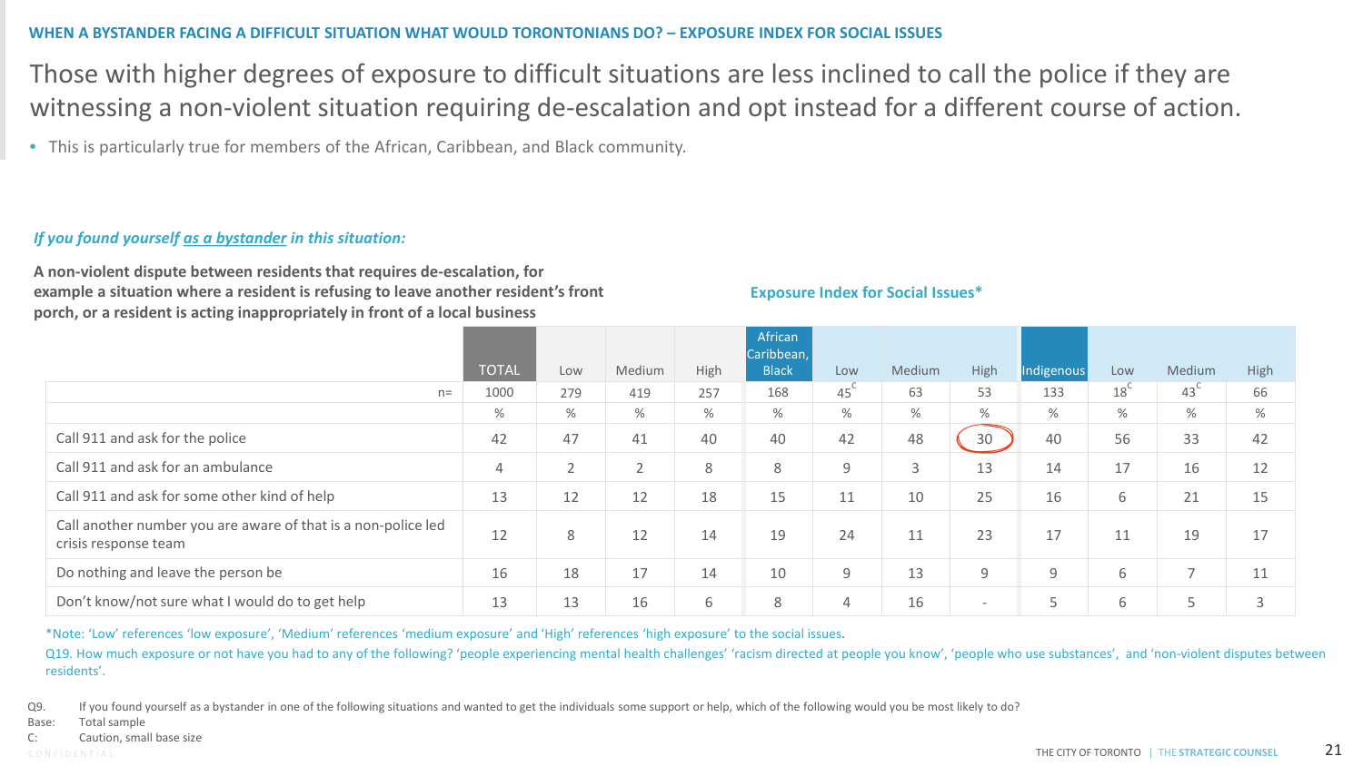**WHEN A BYSTANDER FACING A DIFFICULT SITUATION WHAT WOULD TORONTONIANS DO? – EXPOSURE INDEX FOR SOCIAL ISSUES**

# Those with higher degrees of exposure to difficult situations are less inclined to call the police if they are witnessing a non-violent situation requiring de-escalation and opt instead for a different course of action.

- This is particularly true for members of the African, Caribbean, and Black community.

***If you found yourself as a bystander in this situation:***

**A non-violent dispute between residents that requires de-escalation, for example a situation where a resident is refusing to leave another resident's front porch, or a resident is acting inappropriately in front of a local business**

**Exposure Index for Social Issues***

| | TOTAL | Low | Medium | High | African Caribbean, Black | Low | Medium | High | Indigenous | Low | Medium | High |
|---|---|---|---|---|---|---|---|---|---|---|---|---|
| n= | 1000 | 279 | 419 | 257 | 168 | 45 C | 63 | 53 | 133 | 18 C | 43 C | 66 |
| | % | % | % | % | % | % | % | % | % | % | % | % |
| Call 911 and ask for the police | 42 | 47 | 41 | 40 | 40 | 42 | 48 | 30 | 40 | 56 | 33 | 42 |
| Call 911 and ask for an ambulance | 4 | 2 | 2 | 8 | 8 | 9 | 3 | 13 | 14 | 17 | 16 | 12 |
| Call 911 and ask for some other kind of help | 13 | 12 | 12 | 18 | 15 | 11 | 10 | 25 | 16 | 6 | 21 | 15 |
| Call another number you are aware of that is a non-police led crisis response team | 12 | 8 | 12 | 14 | 19 | 24 | 11 | 23 | 17 | 11 | 19 | 17 |
| Do nothing and leave the person be | 16 | 18 | 17 | 14 | 10 | 9 | 13 | 9 | 9 | 6 | 7 | 11 |
| Don't know/not sure what I would do to get help | 13 | 13 | 16 | 6 | 8 | 4 | 16 | - | 5 | 6 | 5 | 3 |

*Note: 'Low' references 'low exposure', 'Medium' references 'medium exposure' and 'High' references 'high exposure' to the social issues.

Q19. How much exposure or not have you had to any of the following? 'people experiencing mental health challenges' 'racism directed at people you know', 'people who use substances', and 'non-violent disputes between residents'.

Q9. If you found yourself as a bystander in one of the following situations and wanted to get the individuals some support or help, which of the following would you be most likely to do?

Base: Total sample

C: Caution, small base size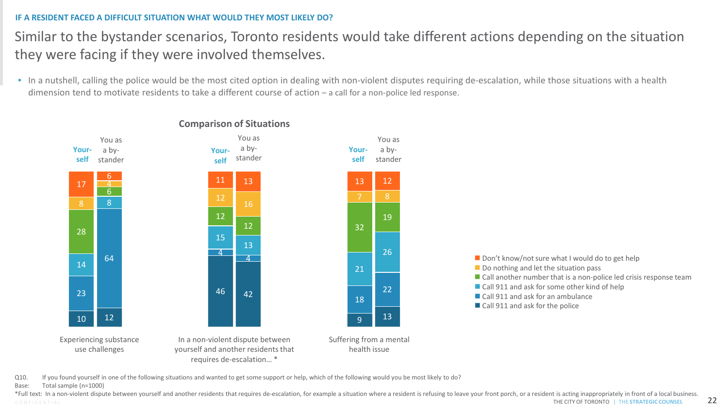## IF A RESIDENT FACED A DIFFICULT SITUATION WHAT WOULD THEY MOST LIKELY DO?

# Similar to the bystander scenarios, Toronto residents would take different actions depending on the situation they were facing if they were involved themselves.

- In a nutshell, calling the police would be the most cited option in dealing with non-violent disputes requiring de-escalation, while those situations with a health dimension tend to motivate residents to take a different course of action – a call for a non-police led response.

### Comparison of Situations

| | Experiencing substance use challenges – Yourself | Experiencing substance use challenges – You as a by-stander | In a non-violent dispute between yourself and another residents that requires de-escalation… * – Yourself | In a non-violent dispute between yourself and another residents that requires de-escalation… * – You as a by-stander | Suffering from a mental health issue – Yourself | Suffering from a mental health issue – You as a by-stander |
|---|---|---|---|---|---|---|
| Don't know/not sure what I would do to get help | 17 | 6 | 11 | 13 | 13 | 12 |
| Do nothing and let the situation pass | 8 | 4 | 12 | 16 | 7 | 8 |
| Call another number that is a non-police led crisis response team | 28 | 6 | 12 | 12 | 32 | 19 |
| Call 911 and ask for some other kind of help | 14 | 8 | 15 | 13 | 21 | 26 |
| Call 911 and ask for an ambulance | 23 | 64 | 4 | 4 | 18 | 22 |
| Call 911 and ask for the police | 10 | 12 | 46 | 42 | 9 | 13 |

Q10. If you found yourself in one of the following situations and wanted to get some support or help, which of the following would you be most likely to do?
Base: Total sample (n=1000)
*Full text: In a non-violent dispute between yourself and another residents that requires de-escalation, for example a situation where a resident is refusing to leave your front porch, or a resident is acting inappropriately in front of a local business.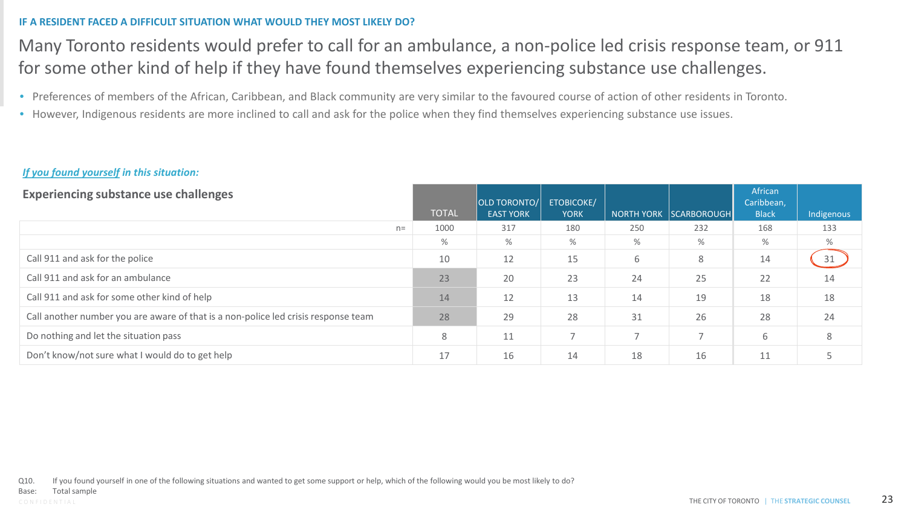IF A RESIDENT FACED A DIFFICULT SITUATION WHAT WOULD THEY MOST LIKELY DO?

# Many Toronto residents would prefer to call for an ambulance, a non-police led crisis response team, or 911 for some other kind of help if they have found themselves experiencing substance use challenges.

- Preferences of members of the African, Caribbean, and Black community are very similar to the favoured course of action of other residents in Toronto.
- However, Indigenous residents are more inclined to call and ask for the police when they find themselves experiencing substance use issues.

***If you found yourself in this situation:***

| **Experiencing substance use challenges** | TOTAL | OLD TORONTO/ EAST YORK | ETOBICOKE/ YORK | NORTH YORK | SCARBOROUGH | African Caribbean, Black | Indigenous |
|---|---|---|---|---|---|---|---|
| n= | 1000 | 317 | 180 | 250 | 232 | 168 | 133 |
| | % | % | % | % | % | % | % |
| Call 911 and ask for the police | 10 | 12 | 15 | 6 | 8 | 14 | 31 |
| Call 911 and ask for an ambulance | 23 | 20 | 23 | 24 | 25 | 22 | 14 |
| Call 911 and ask for some other kind of help | 14 | 12 | 13 | 14 | 19 | 18 | 18 |
| Call another number you are aware of that is a non-police led crisis response team | 28 | 29 | 28 | 31 | 26 | 28 | 24 |
| Do nothing and let the situation pass | 8 | 11 | 7 | 7 | 7 | 6 | 8 |
| Don't know/not sure what I would do to get help | 17 | 16 | 14 | 18 | 16 | 11 | 5 |

Q10. If you found yourself in one of the following situations and wanted to get some support or help, which of the following would you be most likely to do?
Base: Total sample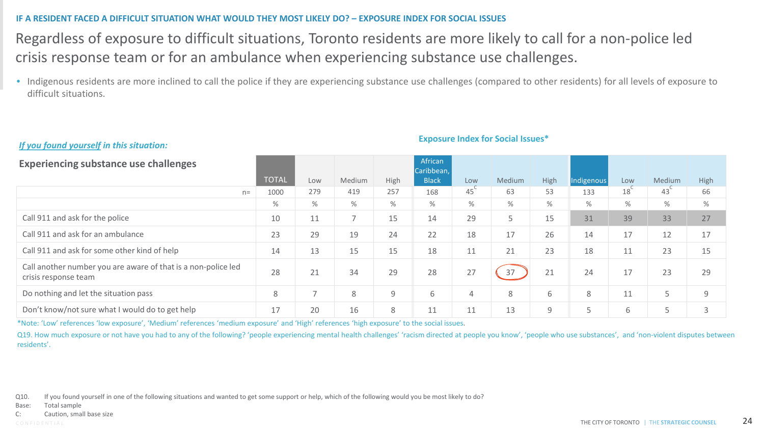IF A RESIDENT FACED A DIFFICULT SITUATION WHAT WOULD THEY MOST LIKELY DO? – EXPOSURE INDEX FOR SOCIAL ISSUES

# Regardless of exposure to difficult situations, Toronto residents are more likely to call for a non-police led crisis response team or for an ambulance when experiencing substance use challenges.

- Indigenous residents are more inclined to call the police if they are experiencing substance use challenges (compared to other residents) for all levels of exposure to difficult situations.

*If you found yourself in this situation:*

**Exposure Index for Social Issues***

| Experiencing substance use challenges | TOTAL | Low | Medium | High | African Caribbean, Black | Low | Medium | High | Indigenous | Low | Medium | High |
|---|---|---|---|---|---|---|---|---|---|---|---|---|
| n= | 1000 | 279 | 419 | 257 | 168 | 45 C | 63 | 53 | 133 | 18 C | 43 C | 66 |
| | % | % | % | % | % | % | % | % | % | % | % | % |
| Call 911 and ask for the police | 10 | 11 | 7 | 15 | 14 | 29 | 5 | 15 | 31 | 39 | 33 | 27 |
| Call 911 and ask for an ambulance | 23 | 29 | 19 | 24 | 22 | 18 | 17 | 26 | 14 | 17 | 12 | 17 |
| Call 911 and ask for some other kind of help | 14 | 13 | 15 | 15 | 18 | 11 | 21 | 23 | 18 | 11 | 23 | 15 |
| Call another number you are aware of that is a non-police led crisis response team | 28 | 21 | 34 | 29 | 28 | 27 | 37 | 21 | 24 | 17 | 23 | 29 |
| Do nothing and let the situation pass | 8 | 7 | 8 | 9 | 6 | 4 | 8 | 6 | 8 | 11 | 5 | 9 |
| Don't know/not sure what I would do to get help | 17 | 20 | 16 | 8 | 11 | 11 | 13 | 9 | 5 | 6 | 5 | 3 |

*Note: 'Low' references 'low exposure', 'Medium' references 'medium exposure' and 'High' references 'high exposure' to the social issues.

Q19. How much exposure or not have you had to any of the following? 'people experiencing mental health challenges' 'racism directed at people you know', 'people who use substances', and 'non-violent disputes between residents'.

Q10. If you found yourself in one of the following situations and wanted to get some support or help, which of the following would you be most likely to do?
Base: Total sample
C: Caution, small base size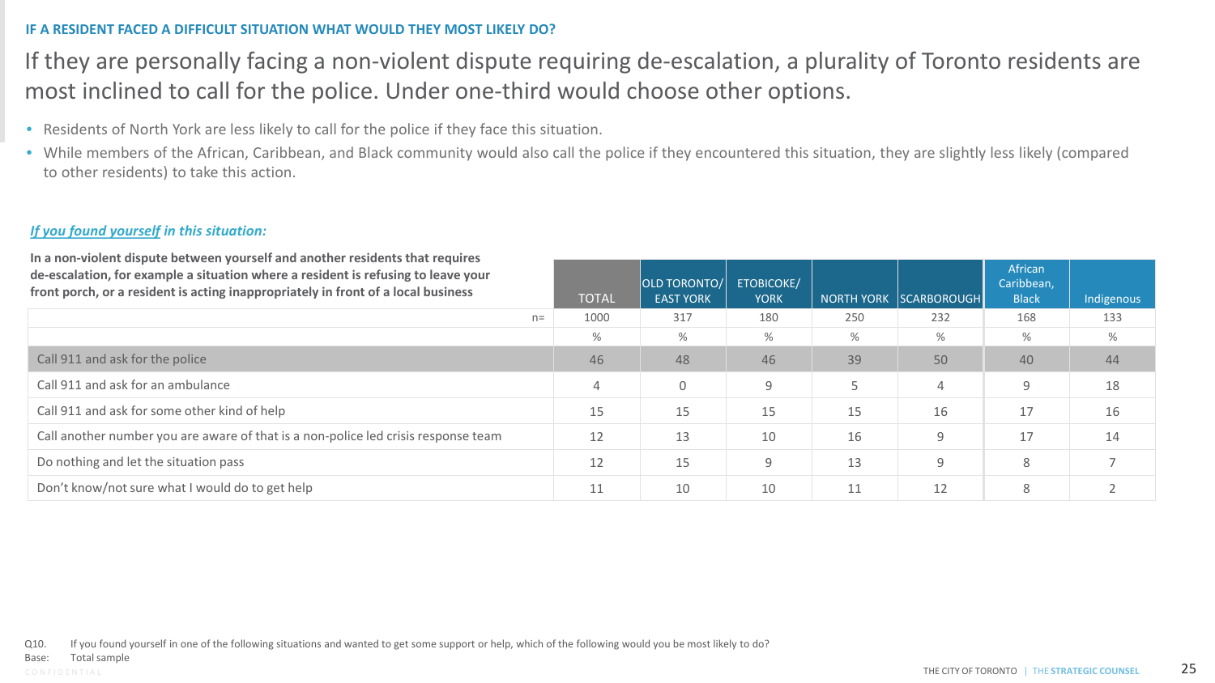IF A RESIDENT FACED A DIFFICULT SITUATION WHAT WOULD THEY MOST LIKELY DO?

# If they are personally facing a non-violent dispute requiring de-escalation, a plurality of Toronto residents are most inclined to call for the police. Under one-third would choose other options.

- Residents of North York are less likely to call for the police if they face this situation.
- While members of the African, Caribbean, and Black community would also call the police if they encountered this situation, they are slightly less likely (compared to other residents) to take this action.

***If you found yourself* in this situation:**

| **In a non-violent dispute between yourself and another residents that requires de-escalation, for example a situation where a resident is refusing to leave your front porch, or a resident is acting inappropriately in front of a local business** | TOTAL | OLD TORONTO/ EAST YORK | ETOBICOKE/ YORK | NORTH YORK | SCARBOROUGH | African Caribbean, Black | Indigenous |
|---|---|---|---|---|---|---|---|
| n= | 1000 | 317 | 180 | 250 | 232 | 168 | 133 |
| | % | % | % | % | % | % | % |
| Call 911 and ask for the police | 46 | 48 | 46 | 39 | 50 | 40 | 44 |
| Call 911 and ask for an ambulance | 4 | 0 | 9 | 5 | 4 | 9 | 18 |
| Call 911 and ask for some other kind of help | 15 | 15 | 15 | 15 | 16 | 17 | 16 |
| Call another number you are aware of that is a non-police led crisis response team | 12 | 13 | 10 | 16 | 9 | 17 | 14 |
| Do nothing and let the situation pass | 12 | 15 | 9 | 13 | 9 | 8 | 7 |
| Don't know/not sure what I would do to get help | 11 | 10 | 10 | 11 | 12 | 8 | 2 |

Q10. If you found yourself in one of the following situations and wanted to get some support or help, which of the following would you be most likely to do?
Base: Total sample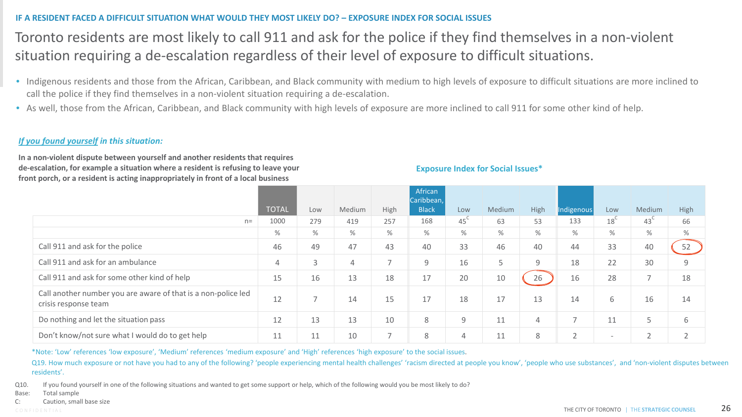IF A RESIDENT FACED A DIFFICULT SITUATION WHAT WOULD THEY MOST LIKELY DO? – EXPOSURE INDEX FOR SOCIAL ISSUES

# Toronto residents are most likely to call 911 and ask for the police if they find themselves in a non-violent situation requiring a de-escalation regardless of their level of exposure to difficult situations.

- Indigenous residents and those from the African, Caribbean, and Black community with medium to high levels of exposure to difficult situations are more inclined to call the police if they find themselves in a non-violent situation requiring a de-escalation.
- As well, those from the African, Caribbean, and Black community with high levels of exposure are more inclined to call 911 for some other kind of help.

***If you found yourself** in this situation:*

**In a non-violent dispute between yourself and another residents that requires de-escalation, for example a situation where a resident is refusing to leave your front porch, or a resident is acting inappropriately in front of a local business**

**Exposure Index for Social Issues***

| | TOTAL | Low | Medium | High | African Caribbean, Black | Low | Medium | High | Indigenous | Low | Medium | High |
|---|---|---|---|---|---|---|---|---|---|---|---|---|
| n= | 1000 | 279 | 419 | 257 | 168 | 45 C | 63 | 53 | 133 | 18 C | 43 C | 66 |
| | % | % | % | % | % | % | % | % | % | % | % | % |
| Call 911 and ask for the police | 46 | 49 | 47 | 43 | 40 | 33 | 46 | 40 | 44 | 33 | 40 | 52 |
| Call 911 and ask for an ambulance | 4 | 3 | 4 | 7 | 9 | 16 | 5 | 9 | 18 | 22 | 30 | 9 |
| Call 911 and ask for some other kind of help | 15 | 16 | 13 | 18 | 17 | 20 | 10 | 26 | 16 | 28 | 7 | 18 |
| Call another number you are aware of that is a non-police led crisis response team | 12 | 7 | 14 | 15 | 17 | 18 | 17 | 13 | 14 | 6 | 16 | 14 |
| Do nothing and let the situation pass | 12 | 13 | 13 | 10 | 8 | 9 | 11 | 4 | 7 | 11 | 5 | 6 |
| Don't know/not sure what I would do to get help | 11 | 11 | 10 | 7 | 8 | 4 | 11 | 8 | 2 | - | 2 | 2 |

*Note: 'Low' references 'low exposure', 'Medium' references 'medium exposure' and 'High' references 'high exposure' to the social issues.

Q19. How much exposure or not have you had to any of the following? 'people experiencing mental health challenges' 'racism directed at people you know', 'people who use substances', and 'non-violent disputes between residents'.

Q10. If you found yourself in one of the following situations and wanted to get some support or help, which of the following would you be most likely to do?
Base: Total sample
C: Caution, small base size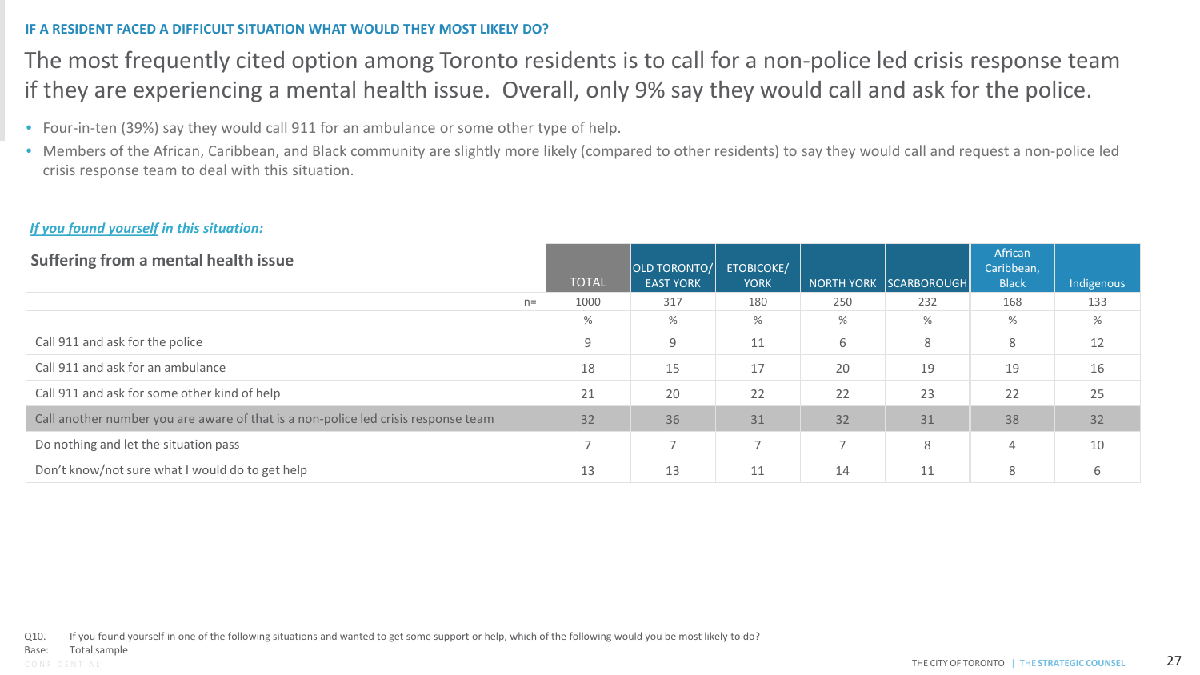**IF A RESIDENT FACED A DIFFICULT SITUATION WHAT WOULD THEY MOST LIKELY DO?**

## The most frequently cited option among Toronto residents is to call for a non-police led crisis response team if they are experiencing a mental health issue. Overall, only 9% say they would call and ask for the police.

- Four-in-ten (39%) say they would call 911 for an ambulance or some other type of help.
- Members of the African, Caribbean, and Black community are slightly more likely (compared to other residents) to say they would call and request a non-police led crisis response team to deal with this situation.

***If you found yourself in this situation:***

| Suffering from a mental health issue | TOTAL | OLD TORONTO/ EAST YORK | ETOBICOKE/ YORK | NORTH YORK | SCARBOROUGH | African Caribbean, Black | Indigenous |
|---|---|---|---|---|---|---|---|
| n= | 1000 | 317 | 180 | 250 | 232 | 168 | 133 |
| | % | % | % | % | % | % | % |
| Call 911 and ask for the police | 9 | 9 | 11 | 6 | 8 | 8 | 12 |
| Call 911 and ask for an ambulance | 18 | 15 | 17 | 20 | 19 | 19 | 16 |
| Call 911 and ask for some other kind of help | 21 | 20 | 22 | 22 | 23 | 22 | 25 |
| Call another number you are aware of that is a non-police led crisis response team | 32 | 36 | 31 | 32 | 31 | 38 | 32 |
| Do nothing and let the situation pass | 7 | 7 | 7 | 7 | 8 | 4 | 10 |
| Don't know/not sure what I would do to get help | 13 | 13 | 11 | 14 | 11 | 8 | 6 |

Q10. If you found yourself in one of the following situations and wanted to get some support or help, which of the following would you be most likely to do?
Base: Total sample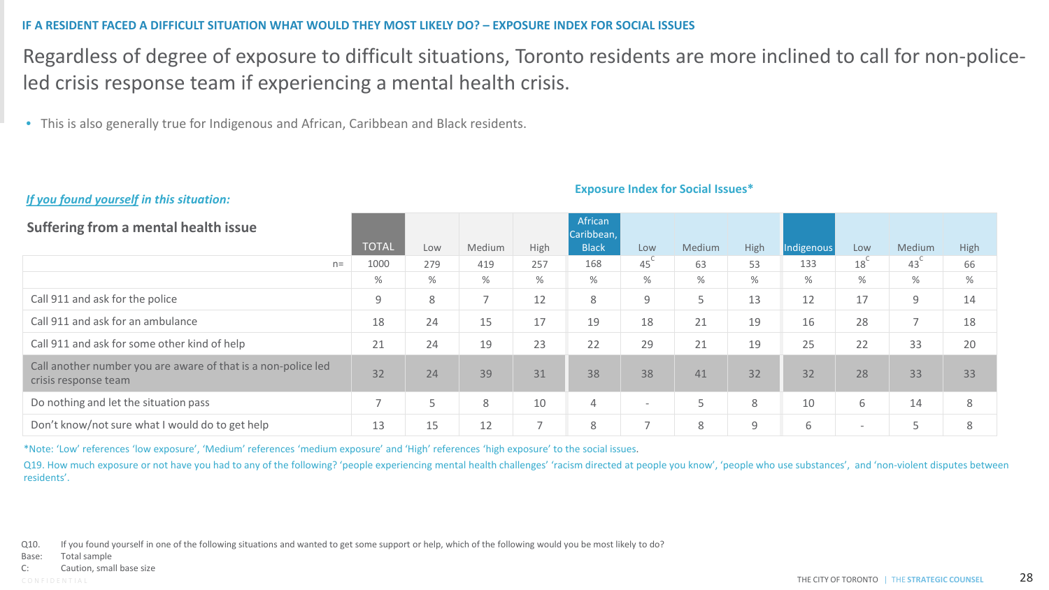IF A RESIDENT FACED A DIFFICULT SITUATION WHAT WOULD THEY MOST LIKELY DO? – EXPOSURE INDEX FOR SOCIAL ISSUES

# Regardless of degree of exposure to difficult situations, Toronto residents are more inclined to call for non-police-led crisis response team if experiencing a mental health crisis.

- This is also generally true for Indigenous and African, Caribbean and Black residents.

***If you found yourself* in this situation:**

**Exposure Index for Social Issues***

| Suffering from a mental health issue | TOTAL | Low | Medium | High | African Caribbean, Black | Low | Medium | High | Indigenous | Low | Medium | High |
|---|---|---|---|---|---|---|---|---|---|---|---|---|
| n= | 1000 | 279 | 419 | 257 | 168 | 45[C] | 63 | 53 | 133 | 18[C] | 43[C] | 66 |
| | % | % | % | % | % | % | % | % | % | % | % | % |
| Call 911 and ask for the police | 9 | 8 | 7 | 12 | 8 | 9 | 5 | 13 | 12 | 17 | 9 | 14 |
| Call 911 and ask for an ambulance | 18 | 24 | 15 | 17 | 19 | 18 | 21 | 19 | 16 | 28 | 7 | 18 |
| Call 911 and ask for some other kind of help | 21 | 24 | 19 | 23 | 22 | 29 | 21 | 19 | 25 | 22 | 33 | 20 |
| Call another number you are aware of that is a non-police led crisis response team | 32 | 24 | 39 | 31 | 38 | 38 | 41 | 32 | 32 | 28 | 33 | 33 |
| Do nothing and let the situation pass | 7 | 5 | 8 | 10 | 4 | - | 5 | 8 | 10 | 6 | 14 | 8 |
| Don't know/not sure what I would do to get help | 13 | 15 | 12 | 7 | 8 | 7 | 8 | 9 | 6 | - | 5 | 8 |

*Note: 'Low' references 'low exposure', 'Medium' references 'medium exposure' and 'High' references 'high exposure' to the social issues.

Q19. How much exposure or not have you had to any of the following? 'people experiencing mental health challenges' 'racism directed at people you know', 'people who use substances', and 'non-violent disputes between residents'.

Q10. If you found yourself in one of the following situations and wanted to get some support or help, which of the following would you be most likely to do?
Base: Total sample
C: Caution, small base size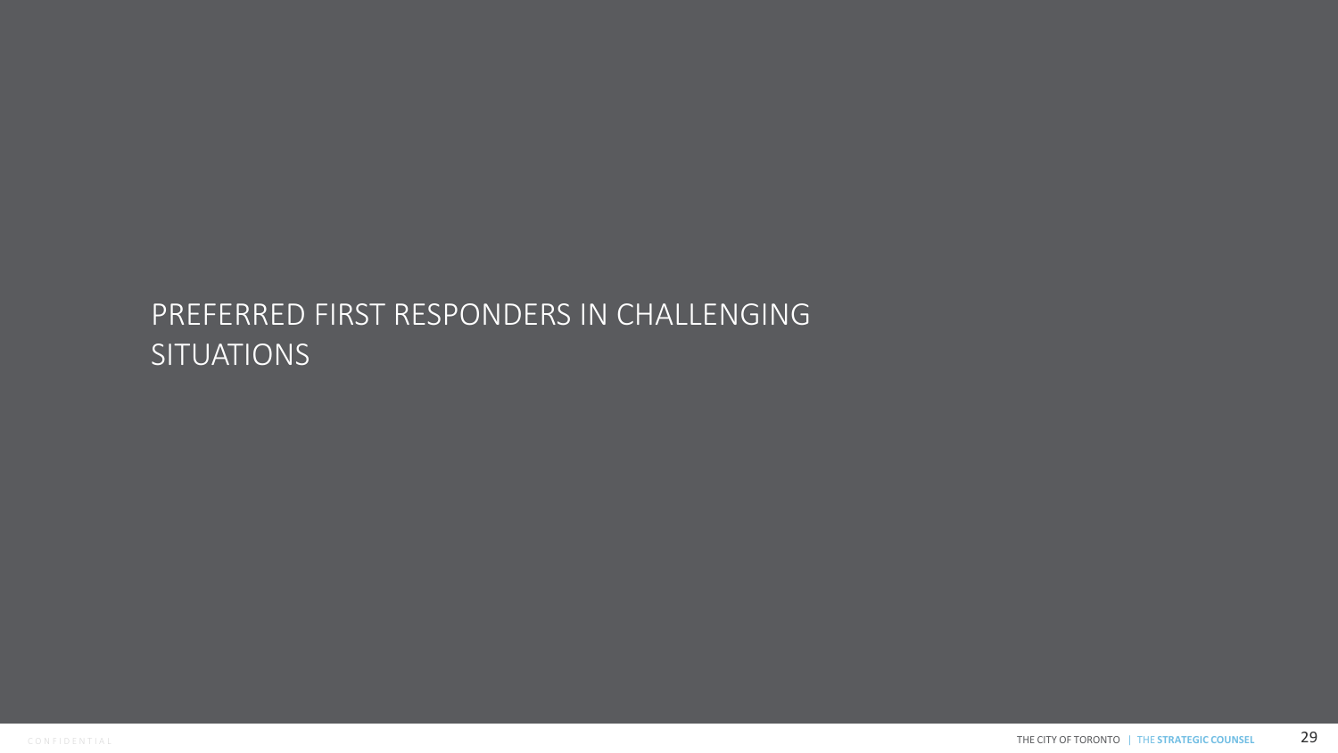# PREFERRED FIRST RESPONDERS IN CHALLENGING SITUATIONS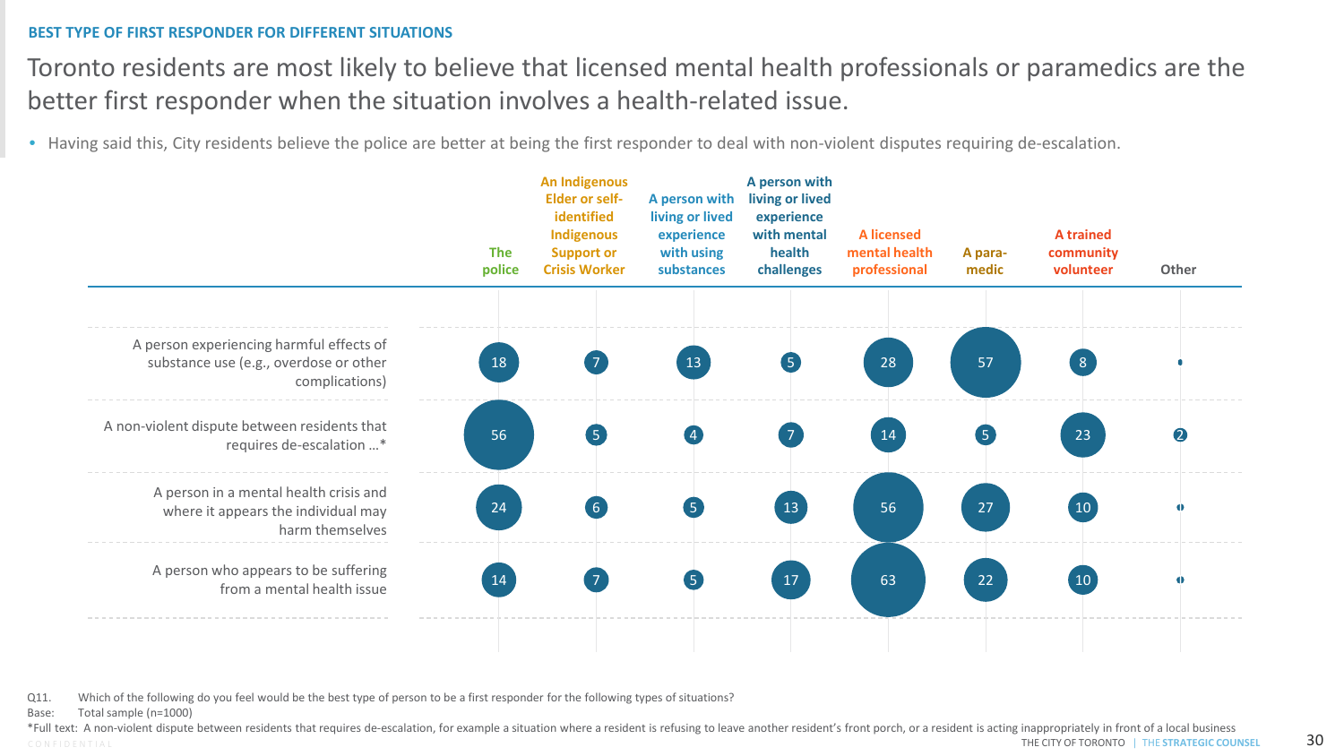BEST TYPE OF FIRST RESPONDER FOR DIFFERENT SITUATIONS

# Toronto residents are most likely to believe that licensed mental health professionals or paramedics are the better first responder when the situation involves a health-related issue.

- Having said this, City residents believe the police are better at being the first responder to deal with non-violent disputes requiring de-escalation.

| | The police | An Indigenous Elder or self-identified Indigenous Support or Crisis Worker | A person with living or lived experience with using substances | A person with living or lived experience with mental health challenges | A licensed mental health professional | A para-medic | A trained community volunteer | Other |
|---|---|---|---|---|---|---|---|---|
| A person experiencing harmful effects of substance use (e.g., overdose or other complications) | 18 | 7 | 13 | 5 | 28 | 57 | 8 | |
| A non-violent dispute between residents that requires de-escalation …* | 56 | 5 | 4 | 7 | 14 | 5 | 23 | 2 |
| A person in a mental health crisis and where it appears the individual may harm themselves | 24 | 6 | 5 | 13 | 56 | 27 | 10 | |
| A person who appears to be suffering from a mental health issue | 14 | 7 | 5 | 17 | 63 | 22 | 10 | |

Q11. Which of the following do you feel would be the best type of person to be a first responder for the following types of situations?

Base: Total sample (n=1000)

*Full text: A non-violent dispute between residents that requires de-escalation, for example a situation where a resident is refusing to leave another resident's front porch, or a resident is acting inappropriately in front of a local business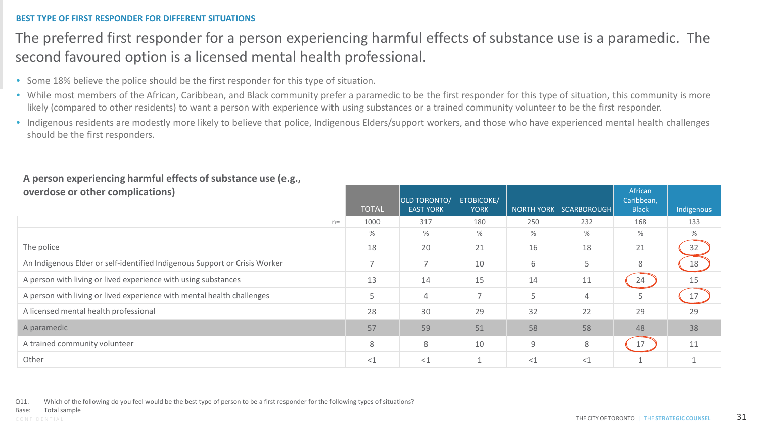BEST TYPE OF FIRST RESPONDER FOR DIFFERENT SITUATIONS

# The preferred first responder for a person experiencing harmful effects of substance use is a paramedic. The second favoured option is a licensed mental health professional.

- Some 18% believe the police should be the first responder for this type of situation.
- While most members of the African, Caribbean, and Black community prefer a paramedic to be the first responder for this type of situation, this community is more likely (compared to other residents) to want a person with experience with using substances or a trained community volunteer to be the first responder.
- Indigenous residents are modestly more likely to believe that police, Indigenous Elders/support workers, and those who have experienced mental health challenges should be the first responders.

**A person experiencing harmful effects of substance use (e.g., overdose or other complications)**

| | TOTAL | OLD TORONTO/ EAST YORK | ETOBICOKE/ YORK | NORTH YORK | SCARBOROUGH | African Caribbean, Black | Indigenous |
|---|---|---|---|---|---|---|---|
| n= | 1000 | 317 | 180 | 250 | 232 | 168 | 133 |
| | % | % | % | % | % | % | % |
| The police | 18 | 20 | 21 | 16 | 18 | 21 | 32 |
| An Indigenous Elder or self-identified Indigenous Support or Crisis Worker | 7 | 7 | 10 | 6 | 5 | 8 | 18 |
| A person with living or lived experience with using substances | 13 | 14 | 15 | 14 | 11 | 24 | 15 |
| A person with living or lived experience with mental health challenges | 5 | 4 | 7 | 5 | 4 | 5 | 17 |
| A licensed mental health professional | 28 | 30 | 29 | 32 | 22 | 29 | 29 |
| A paramedic | 57 | 59 | 51 | 58 | 58 | 48 | 38 |
| A trained community volunteer | 8 | 8 | 10 | 9 | 8 | 17 | 11 |
| Other | <1 | <1 | 1 | <1 | <1 | 1 | 1 |

Q11. Which of the following do you feel would be the best type of person to be a first responder for the following types of situations?
Base: Total sample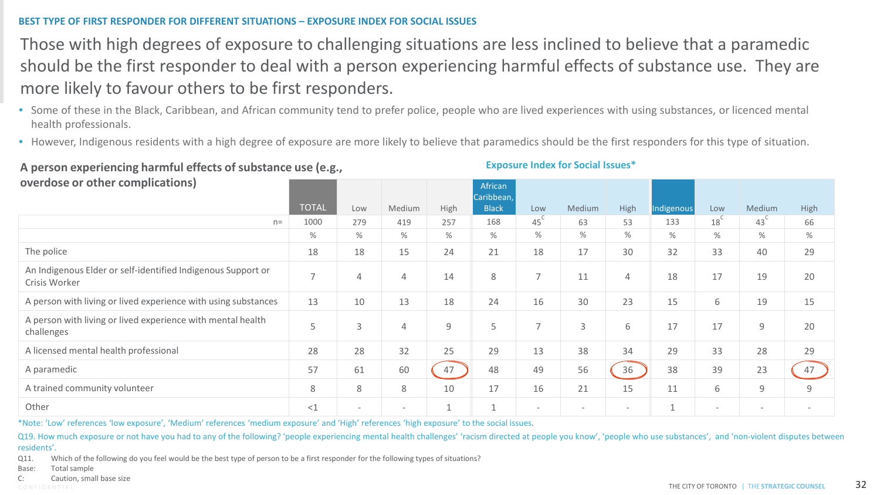BEST TYPE OF FIRST RESPONDER FOR DIFFERENT SITUATIONS – EXPOSURE INDEX FOR SOCIAL ISSUES

# Those with high degrees of exposure to challenging situations are less inclined to believe that a paramedic should be the first responder to deal with a person experiencing harmful effects of substance use. They are more likely to favour others to be first responders.

- Some of these in the Black, Caribbean, and African community tend to prefer police, people who are lived experiences with using substances, or licenced mental health professionals.
- However, Indigenous residents with a high degree of exposure are more likely to believe that paramedics should be the first responders for this type of situation.

**A person experiencing harmful effects of substance use (e.g., overdose or other complications)**

Exposure Index for Social Issues*

| | TOTAL | Low | Medium | High | African Caribbean, Black | Low | Medium | High | Indigenous | Low | Medium | High |
|---|---|---|---|---|---|---|---|---|---|---|---|---|
| n= | 1000 | 279 | 419 | 257 | 168 | 45 C | 63 | 53 | 133 | 18 C | 43 C | 66 |
| | % | % | % | % | % | % | % | % | % | % | % | % |
| The police | 18 | 18 | 15 | 24 | 21 | 18 | 17 | 30 | 32 | 33 | 40 | 29 |
| An Indigenous Elder or self-identified Indigenous Support or Crisis Worker | 7 | 4 | 4 | 14 | 8 | 7 | 11 | 4 | 18 | 17 | 19 | 20 |
| A person with living or lived experience with using substances | 13 | 10 | 13 | 18 | 24 | 16 | 30 | 23 | 15 | 6 | 19 | 15 |
| A person with living or lived experience with mental health challenges | 5 | 3 | 4 | 9 | 5 | 7 | 3 | 6 | 17 | 17 | 9 | 20 |
| A licensed mental health professional | 28 | 28 | 32 | 25 | 29 | 13 | 38 | 34 | 29 | 33 | 28 | 29 |
| A paramedic | 57 | 61 | 60 | 47 | 48 | 49 | 56 | 36 | 38 | 39 | 23 | 47 |
| A trained community volunteer | 8 | 8 | 8 | 10 | 17 | 16 | 21 | 15 | 11 | 6 | 9 | 9 |
| Other | <1 | - | - | 1 | 1 | - | - | - | 1 | - | - | - |

*Note: 'Low' references 'low exposure', 'Medium' references 'medium exposure' and 'High' references 'high exposure' to the social issues.

Q19. How much exposure or not have you had to any of the following? 'people experiencing mental health challenges' 'racism directed at people you know', 'people who use substances', and 'non-violent disputes between residents'.

Q11. Which of the following do you feel would be the best type of person to be a first responder for the following types of situations?

Base: Total sample

C: Caution, small base size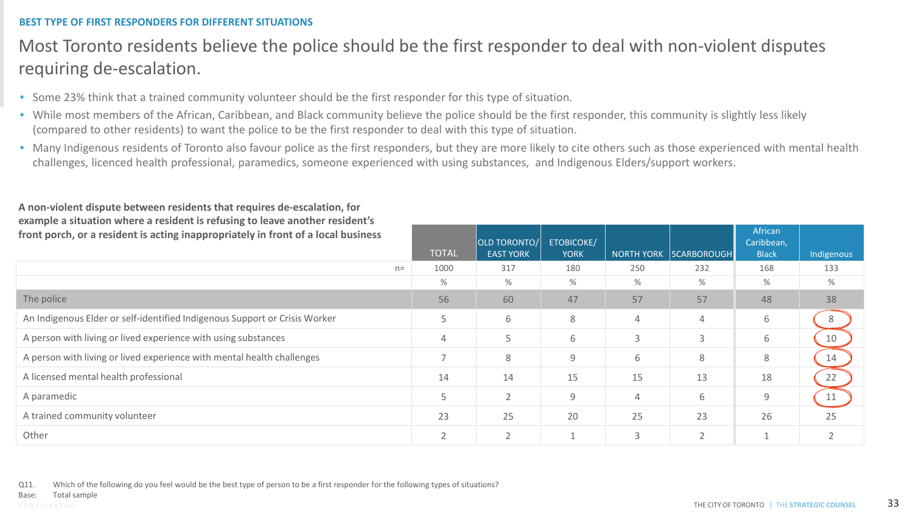BEST TYPE OF FIRST RESPONDERS FOR DIFFERENT SITUATIONS

# Most Toronto residents believe the police should be the first responder to deal with non-violent disputes requiring de-escalation.

- Some 23% think that a trained community volunteer should be the first responder for this type of situation.
- While most members of the African, Caribbean, and Black community believe the police should be the first responder, this community is slightly less likely (compared to other residents) to want the police to be the first responder to deal with this type of situation.
- Many Indigenous residents of Toronto also favour police as the first responders, but they are more likely to cite others such as those experienced with mental health challenges, licenced health professional, paramedics, someone experienced with using substances, and Indigenous Elders/support workers.

**A non-violent dispute between residents that requires de-escalation, for example a situation where a resident is refusing to leave another resident's front porch, or a resident is acting inappropriately in front of a local business**

| | TOTAL | OLD TORONTO/ EAST YORK | ETOBICOKE/ YORK | NORTH YORK | SCARBOROUGH | African Caribbean, Black | Indigenous |
|---|---|---|---|---|---|---|---|
| n= | 1000 | 317 | 180 | 250 | 232 | 168 | 133 |
| | % | % | % | % | % | % | % |
| The police | 56 | 60 | 47 | 57 | 57 | 48 | 38 |
| An Indigenous Elder or self-identified Indigenous Support or Crisis Worker | 5 | 6 | 8 | 4 | 4 | 6 | 8 |
| A person with living or lived experience with using substances | 4 | 5 | 6 | 3 | 3 | 6 | 10 |
| A person with living or lived experience with mental health challenges | 7 | 8 | 9 | 6 | 8 | 8 | 14 |
| A licensed mental health professional | 14 | 14 | 15 | 15 | 13 | 18 | 22 |
| A paramedic | 5 | 2 | 9 | 4 | 6 | 9 | 11 |
| A trained community volunteer | 23 | 25 | 20 | 25 | 23 | 26 | 25 |
| Other | 2 | 2 | 1 | 3 | 2 | 1 | 2 |

Q11. Which of the following do you feel would be the best type of person to be a first responder for the following types of situations?
Base: Total sample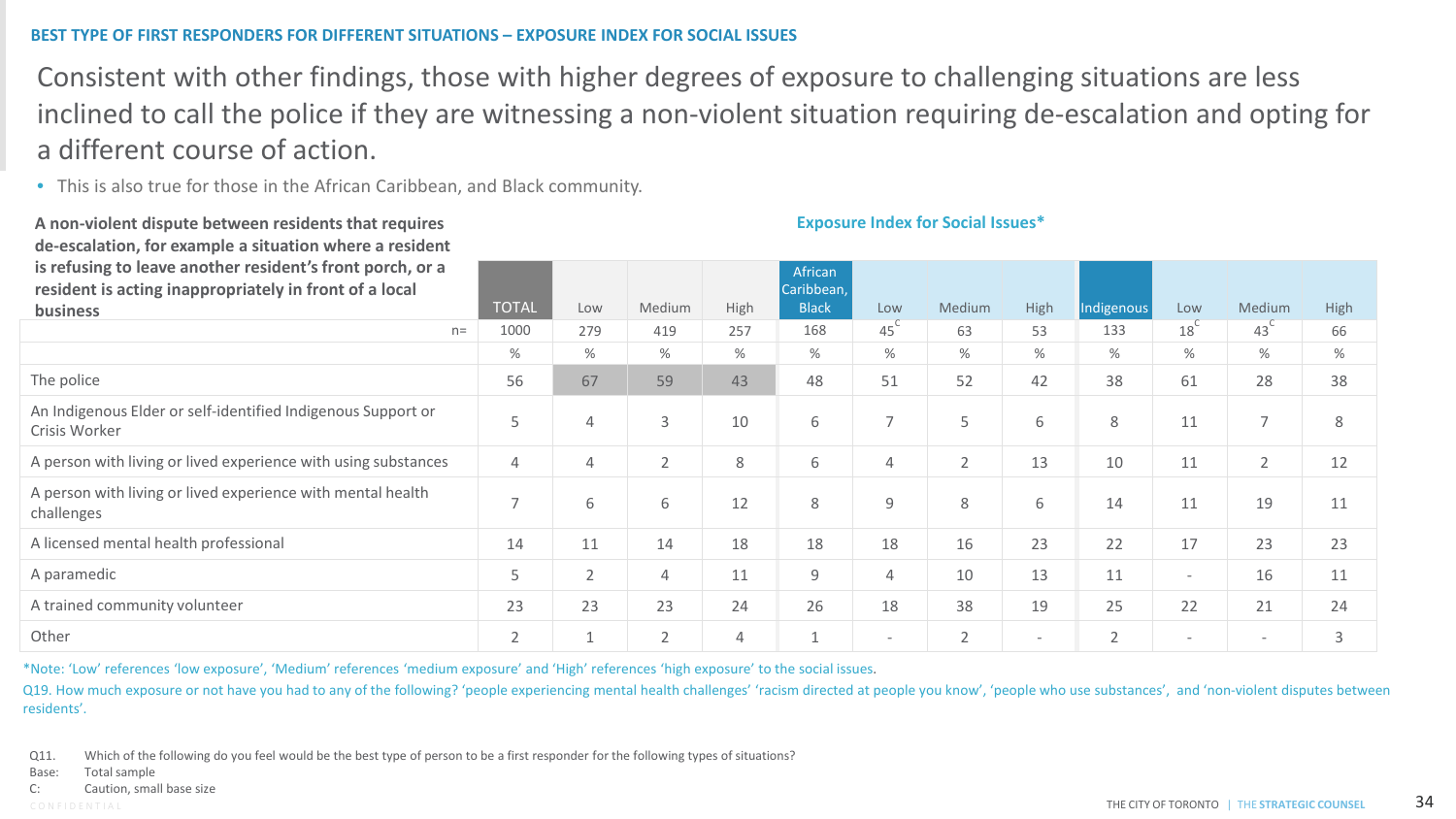**BEST TYPE OF FIRST RESPONDERS FOR DIFFERENT SITUATIONS – EXPOSURE INDEX FOR SOCIAL ISSUES**

# Consistent with other findings, those with higher degrees of exposure to challenging situations are less inclined to call the police if they are witnessing a non-violent situation requiring de-escalation and opting for a different course of action.

- This is also true for those in the African Caribbean, and Black community.

**Exposure Index for Social Issues***

| A non-violent dispute between residents that requires de-escalation, for example a situation where a resident is refusing to leave another resident's front porch, or a resident is acting inappropriately in front of a local business | TOTAL | Low | Medium | High | African Caribbean, Black | Low | Medium | High | Indigenous | Low | Medium | High |
|---|---|---|---|---|---|---|---|---|---|---|---|---|
| n= | 1000 | 279 | 419 | 257 | 168 | 45 C | 63 | 53 | 133 | 18 C | 43 C | 66 |
| | % | % | % | % | % | % | % | % | % | % | % | % |
| The police | 56 | 67 | 59 | 43 | 48 | 51 | 52 | 42 | 38 | 61 | 28 | 38 |
| An Indigenous Elder or self-identified Indigenous Support or Crisis Worker | 5 | 4 | 3 | 10 | 6 | 7 | 5 | 6 | 8 | 11 | 7 | 8 |
| A person with living or lived experience with using substances | 4 | 4 | 2 | 8 | 6 | 4 | 2 | 13 | 10 | 11 | 2 | 12 |
| A person with living or lived experience with mental health challenges | 7 | 6 | 6 | 12 | 8 | 9 | 8 | 6 | 14 | 11 | 19 | 11 |
| A licensed mental health professional | 14 | 11 | 14 | 18 | 18 | 18 | 16 | 23 | 22 | 17 | 23 | 23 |
| A paramedic | 5 | 2 | 4 | 11 | 9 | 4 | 10 | 13 | 11 | - | 16 | 11 |
| A trained community volunteer | 23 | 23 | 23 | 24 | 26 | 18 | 38 | 19 | 25 | 22 | 21 | 24 |
| Other | 2 | 1 | 2 | 4 | 1 | - | 2 | - | 2 | - | - | 3 |

*Note: 'Low' references 'low exposure', 'Medium' references 'medium exposure' and 'High' references 'high exposure' to the social issues.

Q19. How much exposure or not have you had to any of the following? 'people experiencing mental health challenges' 'racism directed at people you know', 'people who use substances', and 'non-violent disputes between residents'.

Q11. Which of the following do you feel would be the best type of person to be a first responder for the following types of situations?
Base: Total sample
C: Caution, small base size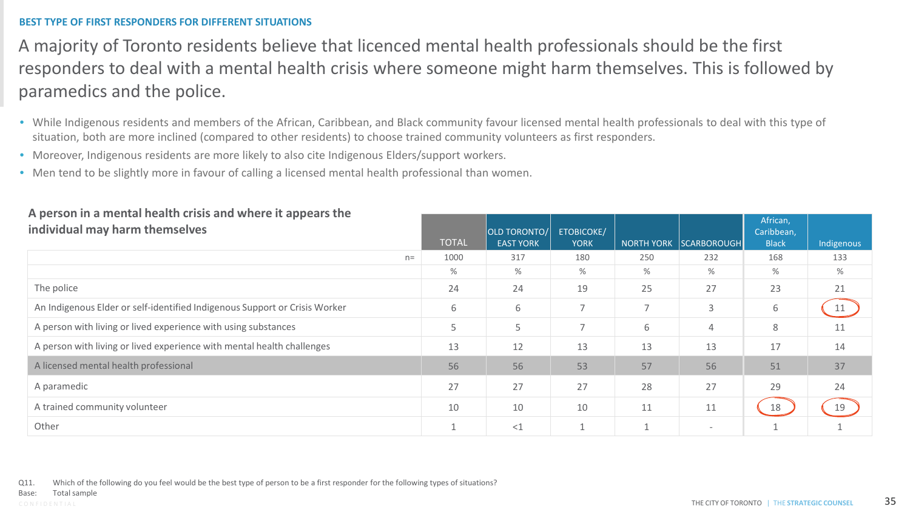BEST TYPE OF FIRST RESPONDERS FOR DIFFERENT SITUATIONS

# A majority of Toronto residents believe that licenced mental health professionals should be the first responders to deal with a mental health crisis where someone might harm themselves. This is followed by paramedics and the police.

- While Indigenous residents and members of the African, Caribbean, and Black community favour licensed mental health professionals to deal with this type of situation, both are more inclined (compared to other residents) to choose trained community volunteers as first responders.
- Moreover, Indigenous residents are more likely to also cite Indigenous Elders/support workers.
- Men tend to be slightly more in favour of calling a licensed mental health professional than women.

**A person in a mental health crisis and where it appears the individual may harm themselves**

| | TOTAL | OLD TORONTO/ EAST YORK | ETOBICOKE/ YORK | NORTH YORK | SCARBOROUGH | African, Caribbean, Black | Indigenous |
|---|---|---|---|---|---|---|---|
| n= | 1000 | 317 | 180 | 250 | 232 | 168 | 133 |
| | % | % | % | % | % | % | % |
| The police | 24 | 24 | 19 | 25 | 27 | 23 | 21 |
| An Indigenous Elder or self-identified Indigenous Support or Crisis Worker | 6 | 6 | 7 | 7 | 3 | 6 | 11 |
| A person with living or lived experience with using substances | 5 | 5 | 7 | 6 | 4 | 8 | 11 |
| A person with living or lived experience with mental health challenges | 13 | 12 | 13 | 13 | 13 | 17 | 14 |
| A licensed mental health professional | 56 | 56 | 53 | 57 | 56 | 51 | 37 |
| A paramedic | 27 | 27 | 27 | 28 | 27 | 29 | 24 |
| A trained community volunteer | 10 | 10 | 10 | 11 | 11 | 18 | 19 |
| Other | 1 | <1 | 1 | 1 | - | 1 | 1 |

Q11. Which of the following do you feel would be the best type of person to be a first responder for the following types of situations?
Base: Total sample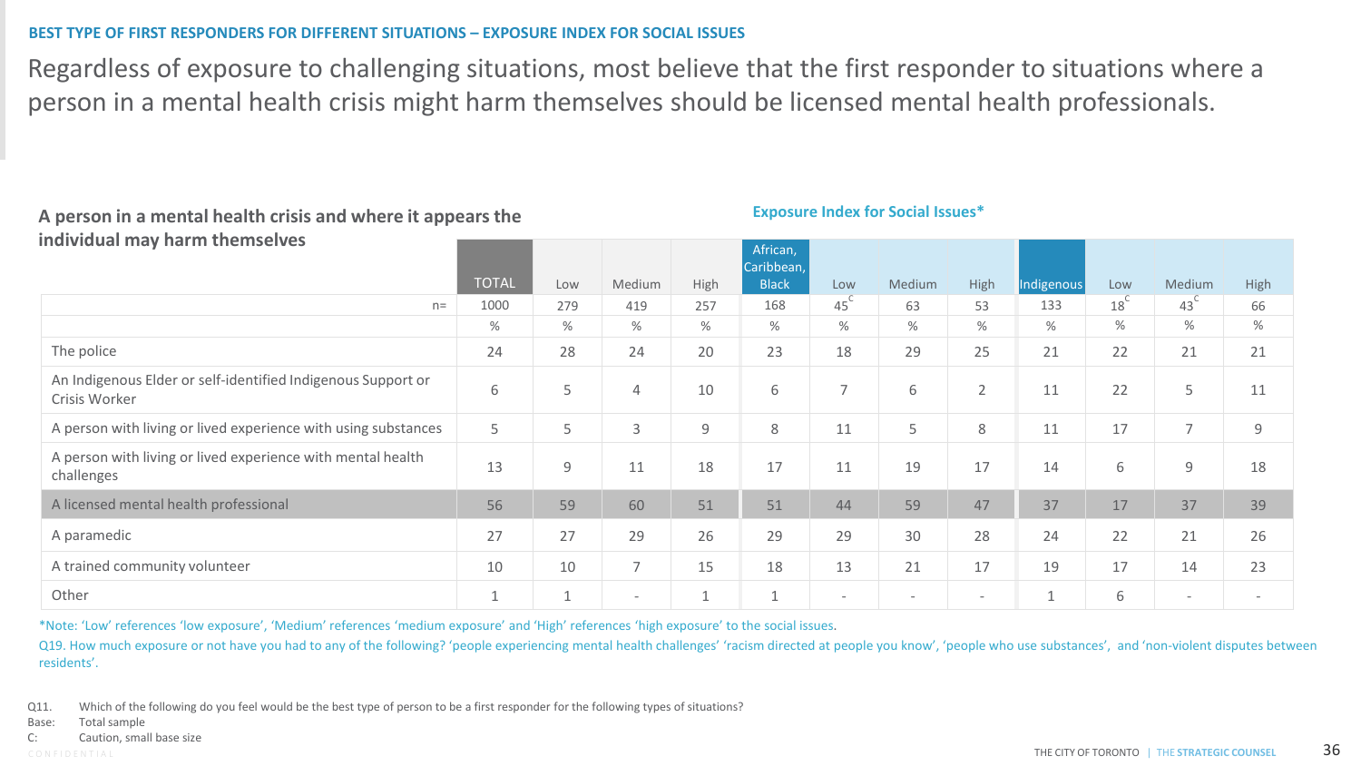BEST TYPE OF FIRST RESPONDERS FOR DIFFERENT SITUATIONS – EXPOSURE INDEX FOR SOCIAL ISSUES

# Regardless of exposure to challenging situations, most believe that the first responder to situations where a person in a mental health crisis might harm themselves should be licensed mental health professionals.

**A person in a mental health crisis and where it appears the individual may harm themselves**

| | | Exposure Index for Social Issues* | | | | | | | | | | |
|---|---|---|---|---|---|---|---|---|---|---|---|---|
| | TOTAL | Low | Medium | High | African, Caribbean, Black | Low | Medium | High | Indigenous | Low | Medium | High |
| n= | 1000 | 279 | 419 | 257 | 168 | 45[C] | 63 | 53 | 133 | 18[C] | 43[C] | 66 |
| | % | % | % | % | % | % | % | % | % | % | % | % |
| The police | 24 | 28 | 24 | 20 | 23 | 18 | 29 | 25 | 21 | 22 | 21 | 21 |
| An Indigenous Elder or self-identified Indigenous Support or Crisis Worker | 6 | 5 | 4 | 10 | 6 | 7 | 6 | 2 | 11 | 22 | 5 | 11 |
| A person with living or lived experience with using substances | 5 | 5 | 3 | 9 | 8 | 11 | 5 | 8 | 11 | 17 | 7 | 9 |
| A person with living or lived experience with mental health challenges | 13 | 9 | 11 | 18 | 17 | 11 | 19 | 17 | 14 | 6 | 9 | 18 |
| A licensed mental health professional | 56 | 59 | 60 | 51 | 51 | 44 | 59 | 47 | 37 | 17 | 37 | 39 |
| A paramedic | 27 | 27 | 29 | 26 | 29 | 29 | 30 | 28 | 24 | 22 | 21 | 26 |
| A trained community volunteer | 10 | 10 | 7 | 15 | 18 | 13 | 21 | 17 | 19 | 17 | 14 | 23 |
| Other | 1 | 1 | - | 1 | 1 | - | - | - | 1 | 6 | - | - |

*Note: 'Low' references 'low exposure', 'Medium' references 'medium exposure' and 'High' references 'high exposure' to the social issues.

Q19. How much exposure or not have you had to any of the following? 'people experiencing mental health challenges' 'racism directed at people you know', 'people who use substances', and 'non-violent disputes between residents'.

Q11. Which of the following do you feel would be the best type of person to be a first responder for the following types of situations?
Base: Total sample
C: Caution, small base size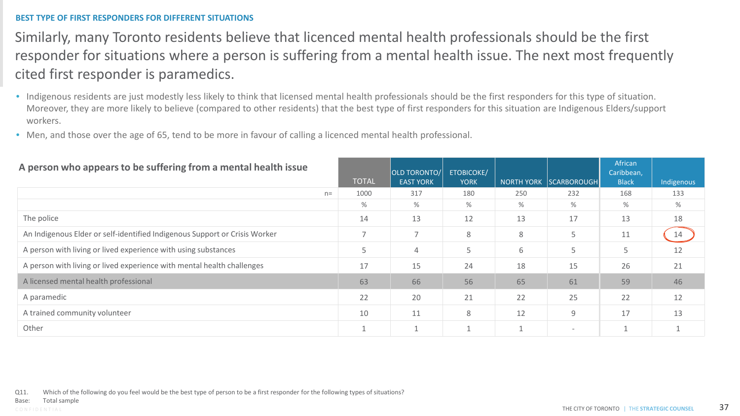BEST TYPE OF FIRST RESPONDERS FOR DIFFERENT SITUATIONS

# Similarly, many Toronto residents believe that licenced mental health professionals should be the first responder for situations where a person is suffering from a mental health issue. The next most frequently cited first responder is paramedics.

- Indigenous residents are just modestly less likely to think that licensed mental health professionals should be the first responders for this type of situation. Moreover, they are more likely to believe (compared to other residents) that the best type of first responders for this situation are Indigenous Elders/support workers.
- Men, and those over the age of 65, tend to be more in favour of calling a licenced mental health professional.

| A person who appears to be suffering from a mental health issue | TOTAL | OLD TORONTO/ EAST YORK | ETOBICOKE/ YORK | NORTH YORK | SCARBOROUGH | African Caribbean, Black | Indigenous |
|---|---|---|---|---|---|---|---|
| n= | 1000 | 317 | 180 | 250 | 232 | 168 | 133 |
| | % | % | % | % | % | % | % |
| The police | 14 | 13 | 12 | 13 | 17 | 13 | 18 |
| An Indigenous Elder or self-identified Indigenous Support or Crisis Worker | 7 | 7 | 8 | 8 | 5 | 11 | 14 |
| A person with living or lived experience with using substances | 5 | 4 | 5 | 6 | 5 | 5 | 12 |
| A person with living or lived experience with mental health challenges | 17 | 15 | 24 | 18 | 15 | 26 | 21 |
| A licensed mental health professional | 63 | 66 | 56 | 65 | 61 | 59 | 46 |
| A paramedic | 22 | 20 | 21 | 22 | 25 | 22 | 12 |
| A trained community volunteer | 10 | 11 | 8 | 12 | 9 | 17 | 13 |
| Other | 1 | 1 | 1 | 1 | - | 1 | 1 |

Q11. Which of the following do you feel would be the best type of person to be a first responder for the following types of situations?
Base: Total sample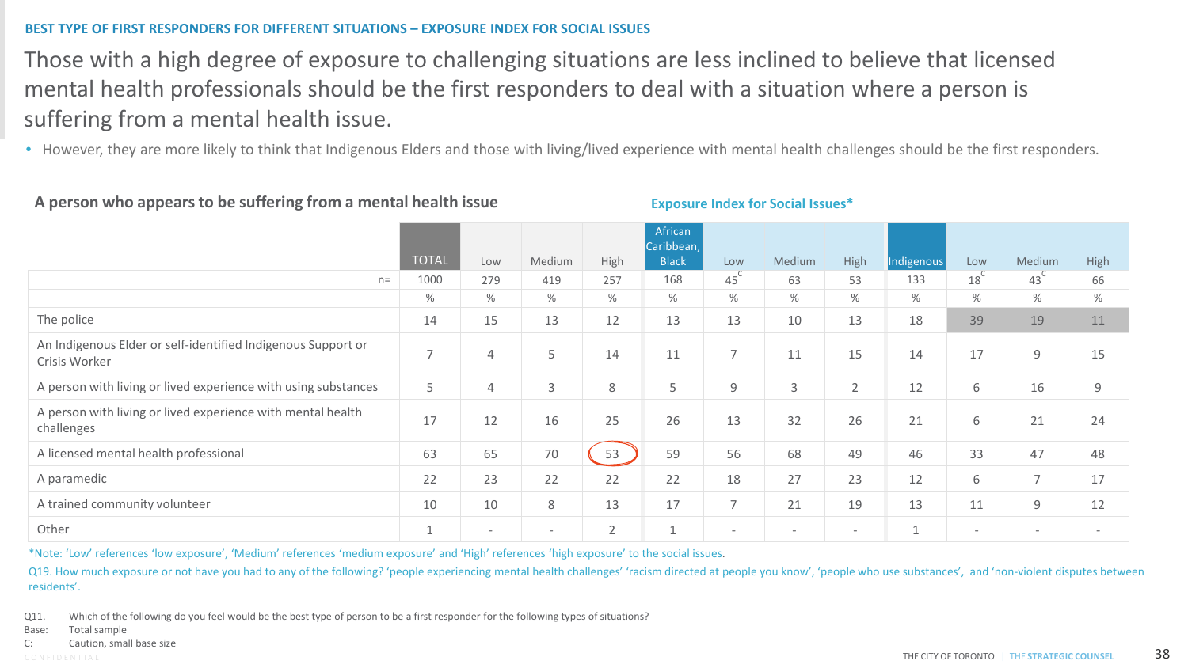**BEST TYPE OF FIRST RESPONDERS FOR DIFFERENT SITUATIONS – EXPOSURE INDEX FOR SOCIAL ISSUES**

# Those with a high degree of exposure to challenging situations are less inclined to believe that licensed mental health professionals should be the first responders to deal with a situation where a person is suffering from a mental health issue.

- However, they are more likely to think that Indigenous Elders and those with living/lived experience with mental health challenges should be the first responders.

## A person who appears to be suffering from a mental health issue

**Exposure Index for Social Issues***

| | TOTAL | Low | Medium | High | African Caribbean, Black | Low | Medium | High | Indigenous | Low | Medium | High |
|---|---|---|---|---|---|---|---|---|---|---|---|---|
| n= | 1000 | 279 | 419 | 257 | 168 | 45[C] | 63 | 53 | 133 | 18[C] | 43[C] | 66 |
| | % | % | % | % | % | % | % | % | % | % | % | % |
| The police | 14 | 15 | 13 | 12 | 13 | 13 | 10 | 13 | 18 | 39 | 19 | 11 |
| An Indigenous Elder or self-identified Indigenous Support or Crisis Worker | 7 | 4 | 5 | 14 | 11 | 7 | 11 | 15 | 14 | 17 | 9 | 15 |
| A person with living or lived experience with using substances | 5 | 4 | 3 | 8 | 5 | 9 | 3 | 2 | 12 | 6 | 16 | 9 |
| A person with living or lived experience with mental health challenges | 17 | 12 | 16 | 25 | 26 | 13 | 32 | 26 | 21 | 6 | 21 | 24 |
| A licensed mental health professional | 63 | 65 | 70 | 53 | 59 | 56 | 68 | 49 | 46 | 33 | 47 | 48 |
| A paramedic | 22 | 23 | 22 | 22 | 22 | 18 | 27 | 23 | 12 | 6 | 7 | 17 |
| A trained community volunteer | 10 | 10 | 8 | 13 | 17 | 7 | 21 | 19 | 13 | 11 | 9 | 12 |
| Other | 1 | - | - | 2 | 1 | - | - | - | 1 | - | - | - |

*Note: 'Low' references 'low exposure', 'Medium' references 'medium exposure' and 'High' references 'high exposure' to the social issues.

Q19. How much exposure or not have you had to any of the following? 'people experiencing mental health challenges' 'racism directed at people you know', 'people who use substances', and 'non-violent disputes between residents'.

Q11. Which of the following do you feel would be the best type of person to be a first responder for the following types of situations?

Base: Total sample

C: Caution, small base size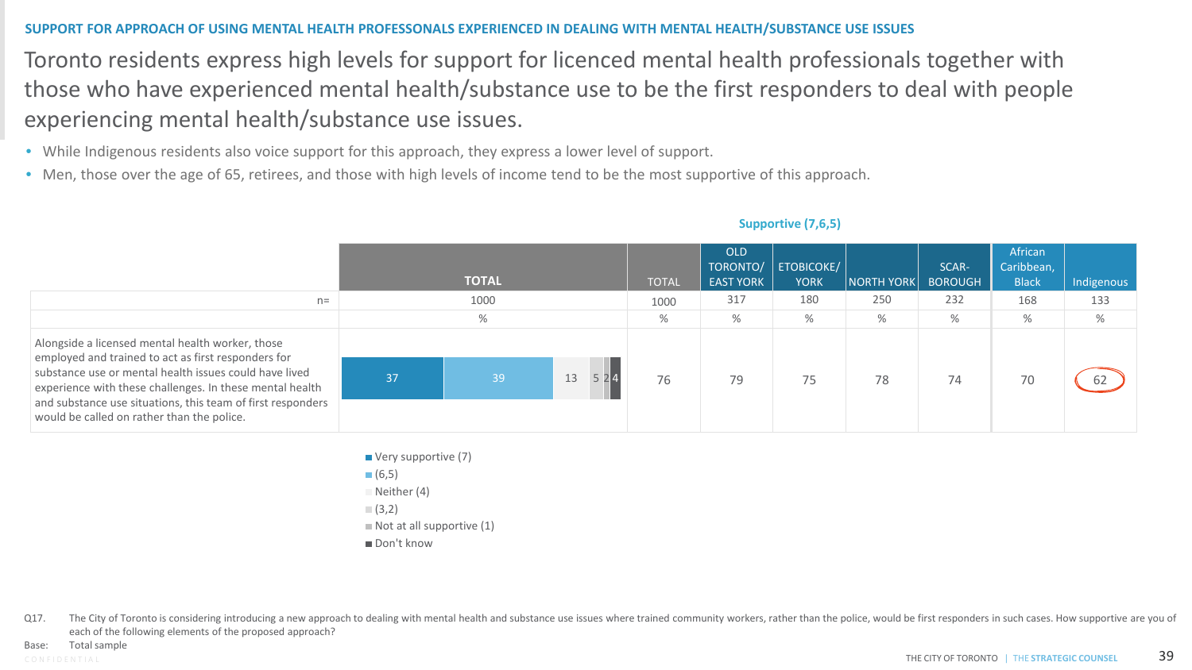SUPPORT FOR APPROACH OF USING MENTAL HEALTH PROFESSONALS EXPERIENCED IN DEALING WITH MENTAL HEALTH/SUBSTANCE USE ISSUES

# Toronto residents express high levels for support for licenced mental health professionals together with those who have experienced mental health/substance use to be the first responders to deal with people experiencing mental health/substance use issues.

- While Indigenous residents also voice support for this approach, they express a lower level of support.
- Men, those over the age of 65, retirees, and those with high levels of income tend to be the most supportive of this approach.

| | TOTAL | Supportive (7,6,5): TOTAL | OLD TORONTO/ EAST YORK | ETOBICOKE/ YORK | NORTH YORK | SCAR-BOROUGH | African Caribbean, Black | Indigenous |
|---|---|---|---|---|---|---|---|---|
| n= | 1000 | 1000 | 317 | 180 | 250 | 232 | 168 | 133 |
| | % | % | % | % | % | % | % | % |
| Alongside a licensed mental health worker, those employed and trained to act as first responders for substance use or mental health issues could have lived experience with these challenges. In these mental health and substance use situations, this team of first responders would be called on rather than the police. | Very supportive (7): 37; (6,5): 39; Neither (4): 13; (3,2): 5; Not at all supportive (1): 2; Don't know: 4 | 76 | 79 | 75 | 78 | 74 | 70 | 62 |

Legend: Very supportive (7); (6,5); Neither (4); (3,2); Not at all supportive (1); Don't know

Q17. The City of Toronto is considering introducing a new approach to dealing with mental health and substance use issues where trained community workers, rather than the police, would be first responders in such cases. How supportive are you of each of the following elements of the proposed approach?

Base: Total sample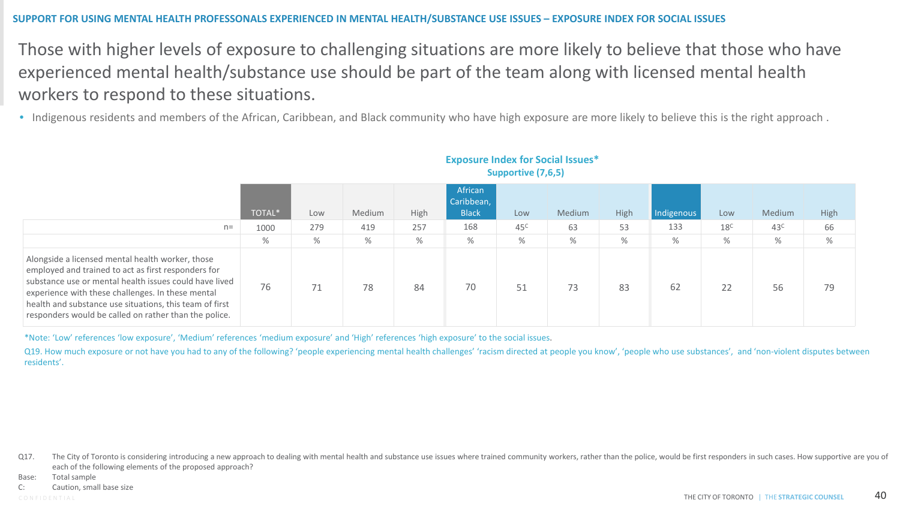SUPPORT FOR USING MENTAL HEALTH PROFESSONALS EXPERIENCED IN MENTAL HEALTH/SUBSTANCE USE ISSUES – EXPOSURE INDEX FOR SOCIAL ISSUES

# Those with higher levels of exposure to challenging situations are more likely to believe that those who have experienced mental health/substance use should be part of the team along with licensed mental health workers to respond to these situations.

- Indigenous residents and members of the African, Caribbean, and Black community who have high exposure are more likely to believe this is the right approach .

**Exposure Index for Social Issues***
**Supportive (7,6,5)**

| | TOTAL* | Low | Medium | High | African Caribbean, Black | Low | Medium | High | Indigenous | Low | Medium | High |
|---|---|---|---|---|---|---|---|---|---|---|---|---|
| n= | 1000 | 279 | 419 | 257 | 168 | 45C | 63 | 53 | 133 | 18C | 43C | 66 |
| | % | % | % | % | % | % | % | % | % | % | % | % |
| Alongside a licensed mental health worker, those employed and trained to act as first responders for substance use or mental health issues could have lived experience with these challenges. In these mental health and substance use situations, this team of first responders would be called on rather than the police. | 76 | 71 | 78 | 84 | 70 | 51 | 73 | 83 | 62 | 22 | 56 | 79 |

*Note: 'Low' references 'low exposure', 'Medium' references 'medium exposure' and 'High' references 'high exposure' to the social issues.

Q19. How much exposure or not have you had to any of the following? 'people experiencing mental health challenges' 'racism directed at people you know', 'people who use substances', and 'non-violent disputes between residents'.

Q17. The City of Toronto is considering introducing a new approach to dealing with mental health and substance use issues where trained community workers, rather than the police, would be first responders in such cases. How supportive are you of each of the following elements of the proposed approach?

Base: Total sample

C: Caution, small base size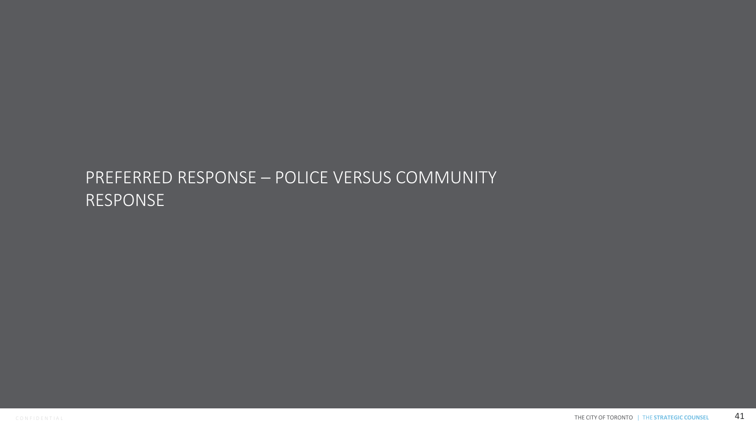# PREFERRED RESPONSE – POLICE VERSUS COMMUNITY RESPONSE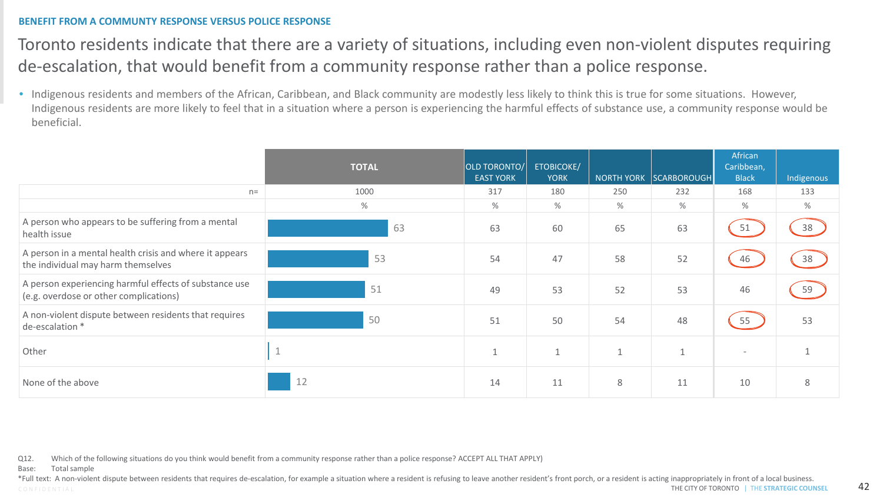**BENEFIT FROM A COMMUNITY RESPONSE VERSUS POLICE RESPONSE**

# Toronto residents indicate that there are a variety of situations, including even non-violent disputes requiring de-escalation, that would benefit from a community response rather than a police response.

- Indigenous residents and members of the African, Caribbean, and Black community are modestly less likely to think this is true for some situations. However, Indigenous residents are more likely to feel that in a situation where a person is experiencing the harmful effects of substance use, a community response would be beneficial.

| | TOTAL | OLD TORONTO/ EAST YORK | ETOBICOKE/ YORK | NORTH YORK | SCARBOROUGH | African Caribbean, Black | Indigenous |
|---|---|---|---|---|---|---|---|
| n= | 1000 | 317 | 180 | 250 | 232 | 168 | 133 |
| | % | % | % | % | % | % | % |
| A person who appears to be suffering from a mental health issue | 63 | 63 | 60 | 65 | 63 | 51 | 38 |
| A person in a mental health crisis and where it appears the individual may harm themselves | 53 | 54 | 47 | 58 | 52 | 46 | 38 |
| A person experiencing harmful effects of substance use (e.g. overdose or other complications) | 51 | 49 | 53 | 52 | 53 | 46 | 59 |
| A non-violent dispute between residents that requires de-escalation * | 50 | 51 | 50 | 54 | 48 | 55 | 53 |
| Other | 1 | 1 | 1 | 1 | 1 | - | 1 |
| None of the above | 12 | 14 | 11 | 8 | 11 | 10 | 8 |

Q12. Which of the following situations do you think would benefit from a community response rather than a police response? ACCEPT ALL THAT APPLY)
Base: Total sample
*Full text: A non-violent dispute between residents that requires de-escalation, for example a situation where a resident is refusing to leave another resident's front porch, or a resident is acting inappropriately in front of a local business.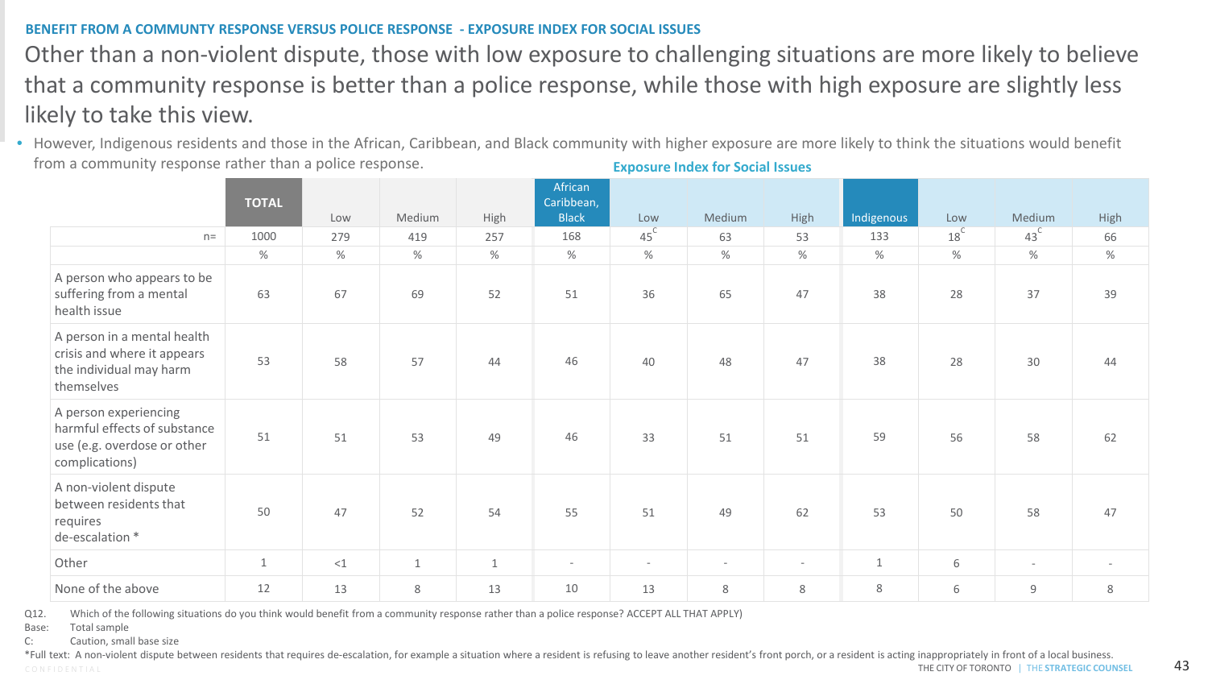**BENEFIT FROM A COMMUNTY RESPONSE VERSUS POLICE RESPONSE - EXPOSURE INDEX FOR SOCIAL ISSUES**

# Other than a non-violent dispute, those with low exposure to challenging situations are more likely to believe that a community response is better than a police response, while those with high exposure are slightly less likely to take this view.

- However, Indigenous residents and those in the African, Caribbean, and Black community with higher exposure are more likely to think the situations would benefit from a community response rather than a police response.

**Exposure Index for Social Issues**

| | TOTAL | Low | Medium | High | African Caribbean, Black | Low | Medium | High | Indigenous | Low | Medium | High |
|---|---|---|---|---|---|---|---|---|---|---|---|---|
| n= | 1000 | 279 | 419 | 257 | 168 | 45[C] | 63 | 53 | 133 | 18[C] | 43[C] | 66 |
| | % | % | % | % | % | % | % | % | % | % | % | % |
| A person who appears to be suffering from a mental health issue | 63 | 67 | 69 | 52 | 51 | 36 | 65 | 47 | 38 | 28 | 37 | 39 |
| A person in a mental health crisis and where it appears the individual may harm themselves | 53 | 58 | 57 | 44 | 46 | 40 | 48 | 47 | 38 | 28 | 30 | 44 |
| A person experiencing harmful effects of substance use (e.g. overdose or other complications) | 51 | 51 | 53 | 49 | 46 | 33 | 51 | 51 | 59 | 56 | 58 | 62 |
| A non-violent dispute between residents that requires de-escalation * | 50 | 47 | 52 | 54 | 55 | 51 | 49 | 62 | 53 | 50 | 58 | 47 |
| Other | 1 | <1 | 1 | 1 | - | - | - | - | 1 | 6 | - | - |
| None of the above | 12 | 13 | 8 | 13 | 10 | 13 | 8 | 8 | 8 | 6 | 9 | 8 |

Q12. Which of the following situations do you think would benefit from a community response rather than a police response? ACCEPT ALL THAT APPLY)
Base: Total sample
C: Caution, small base size
*Full text: A non-violent dispute between residents that requires de-escalation, for example a situation where a resident is refusing to leave another resident's front porch, or a resident is acting inappropriately in front of a local business.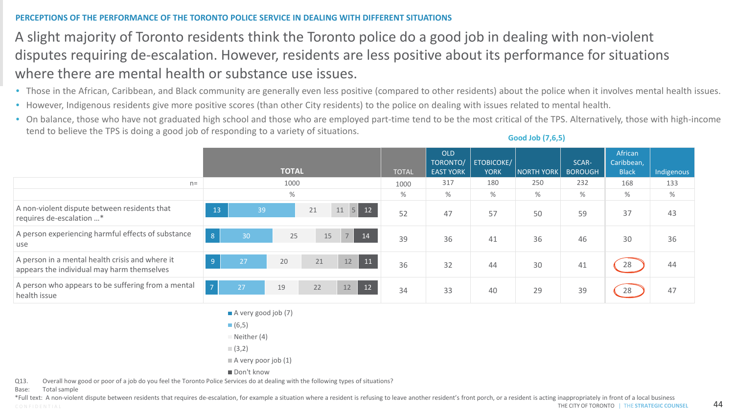PERCEPTIONS OF THE PERFORMANCE OF THE TORONTO POLICE SERVICE IN DEALING WITH DIFFERENT SITUATIONS

# A slight majority of Toronto residents think the Toronto police do a good job in dealing with non-violent disputes requiring de-escalation. However, residents are less positive about its performance for situations where there are mental health or substance use issues.

- Those in the African, Caribbean, and Black community are generally even less positive (compared to other residents) about the police when it involves mental health issues.
- However, Indigenous residents give more positive scores (than other City residents) to the police on dealing with issues related to mental health.
- On balance, those who have not graduated high school and those who are employed part-time tend to be the most critical of the TPS. Alternatively, those with high-income tend to believe the TPS is doing a good job of responding to a variety of situations.

| | TOTAL: A very good job (7) | (6,5) | Neither (4) | (3,2) | A very poor job (1) | Don't know | Good Job (7,6,5): TOTAL | OLD TORONTO/ EAST YORK | ETOBICOKE/ YORK | NORTH YORK | SCAR-BOROUGH | African Caribbean, Black | Indigenous |
|---|---|---|---|---|---|---|---|---|---|---|---|---|---|
| n= | 1000 | | | | | | 1000 | 317 | 180 | 250 | 232 | 168 | 133 |
| | % | | | | | | % | % | % | % | % | % | % |
| A non-violent dispute between residents that requires de-escalation ...* | 13 | 39 | 21 | 11 | 5 | 12 | 52 | 47 | 57 | 50 | 59 | 37 | 43 |
| A person experiencing harmful effects of substance use | 8 | 30 | 25 | 15 | 7 | 14 | 39 | 36 | 41 | 36 | 46 | 30 | 36 |
| A person in a mental health crisis and where it appears the individual may harm themselves | 9 | 27 | 20 | 21 | 12 | 11 | 36 | 32 | 44 | 30 | 41 | 28 | 44 |
| A person who appears to be suffering from a mental health issue | 7 | 27 | 19 | 22 | 12 | 12 | 34 | 33 | 40 | 29 | 39 | 28 | 47 |

Q13. Overall how good or poor of a job do you feel the Toronto Police Services do at dealing with the following types of situations?

Base: Total sample

*Full text: A non-violent dispute between residents that requires de-escalation, for example a situation where a resident is refusing to leave another resident's front porch, or a resident is acting inappropriately in front of a local business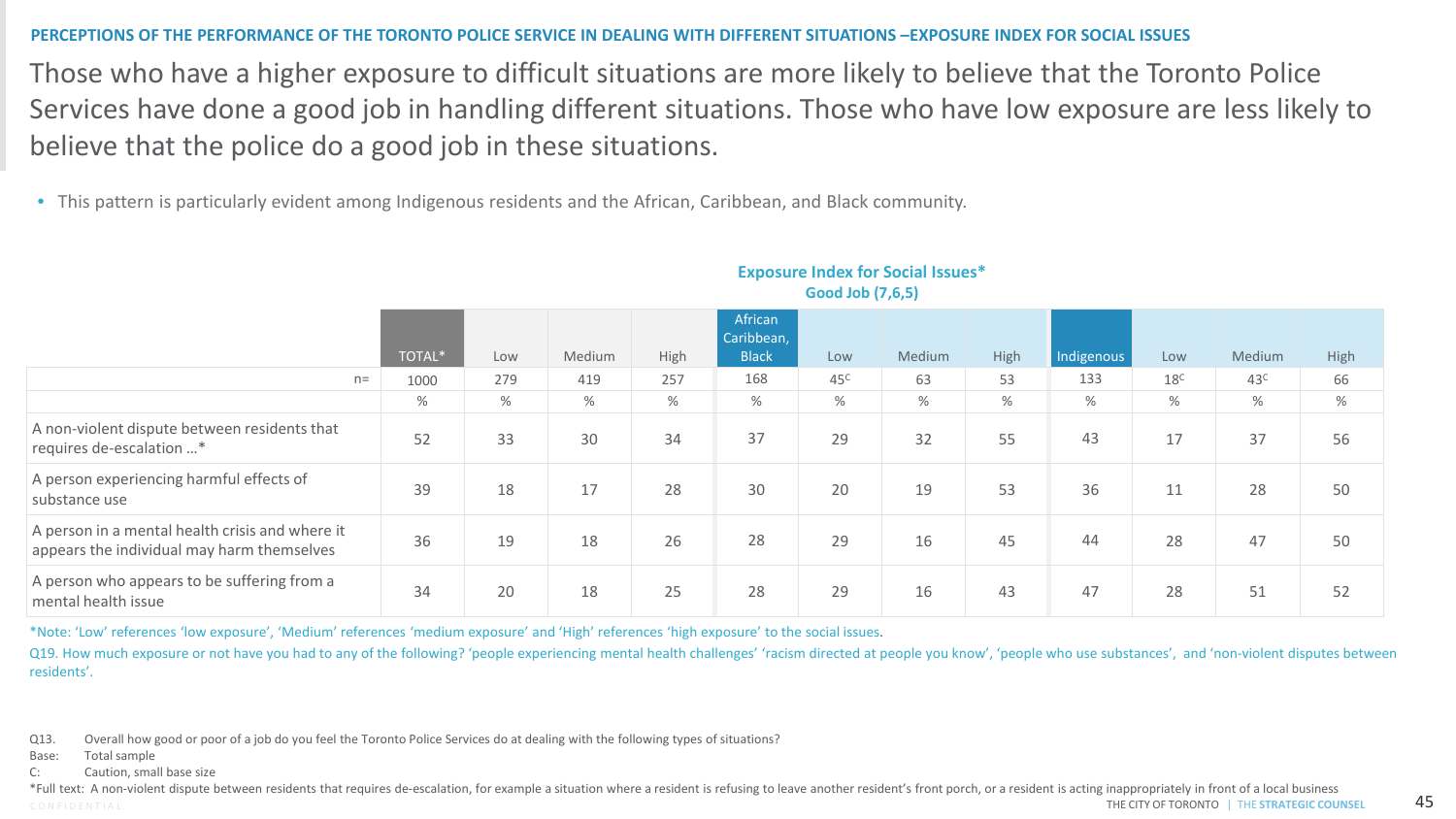PERCEPTIONS OF THE PERFORMANCE OF THE TORONTO POLICE SERVICE IN DEALING WITH DIFFERENT SITUATIONS –EXPOSURE INDEX FOR SOCIAL ISSUES

# Those who have a higher exposure to difficult situations are more likely to believe that the Toronto Police Services have done a good job in handling different situations. Those who have low exposure are less likely to believe that the police do a good job in these situations.

- This pattern is particularly evident among Indigenous residents and the African, Caribbean, and Black community.

**Exposure Index for Social Issues***
**Good Job (7,6,5)**

| | TOTAL* | Low | Medium | High | African Caribbean, Black | Low | Medium | High | Indigenous | Low | Medium | High |
|---|---|---|---|---|---|---|---|---|---|---|---|---|
| n= | 1000 | 279 | 419 | 257 | 168 | 45C | 63 | 53 | 133 | 18C | 43C | 66 |
| | % | % | % | % | % | % | % | % | % | % | % | % |
| A non-violent dispute between residents that requires de-escalation …* | 52 | 33 | 30 | 34 | 37 | 29 | 32 | 55 | 43 | 17 | 37 | 56 |
| A person experiencing harmful effects of substance use | 39 | 18 | 17 | 28 | 30 | 20 | 19 | 53 | 36 | 11 | 28 | 50 |
| A person in a mental health crisis and where it appears the individual may harm themselves | 36 | 19 | 18 | 26 | 28 | 29 | 16 | 45 | 44 | 28 | 47 | 50 |
| A person who appears to be suffering from a mental health issue | 34 | 20 | 18 | 25 | 28 | 29 | 16 | 43 | 47 | 28 | 51 | 52 |

*Note: 'Low' references 'low exposure', 'Medium' references 'medium exposure' and 'High' references 'high exposure' to the social issues.

Q19. How much exposure or not have you had to any of the following? 'people experiencing mental health challenges' 'racism directed at people you know', 'people who use substances', and 'non-violent disputes between residents'.

Q13. Overall how good or poor of a job do you feel the Toronto Police Services do at dealing with the following types of situations?
Base: Total sample
C: Caution, small base size
*Full text: A non-violent dispute between residents that requires de-escalation, for example a situation where a resident is refusing to leave another resident's front porch, or a resident is acting inappropriately in front of a local business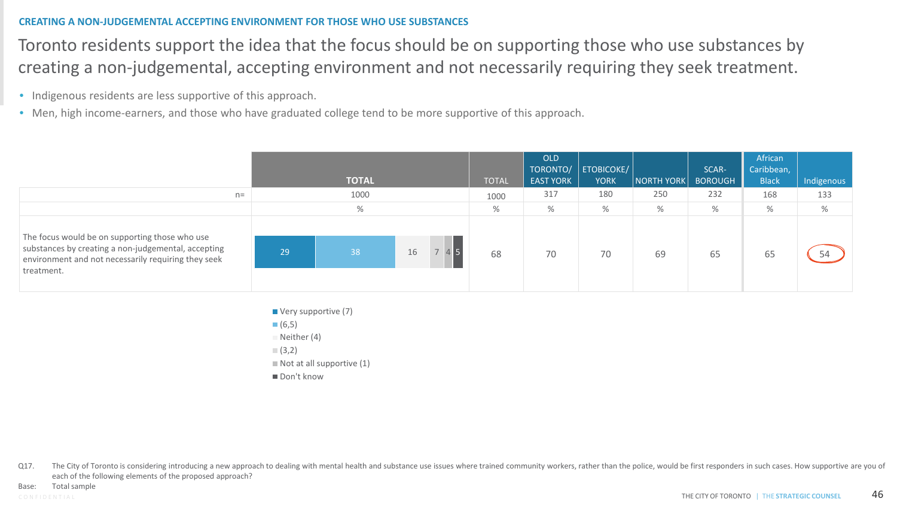**CREATING A NON-JUDGEMENTAL ACCEPTING ENVIRONMENT FOR THOSE WHO USE SUBSTANCES**

# Toronto residents support the idea that the focus should be on supporting those who use substances by creating a non-judgemental, accepting environment and not necessarily requiring they seek treatment.

- Indigenous residents are less supportive of this approach.
- Men, high income-earners, and those who have graduated college tend to be more supportive of this approach.

| | TOTAL | TOTAL | OLD TORONTO/ EAST YORK | ETOBICOKE/ YORK | NORTH YORK | SCAR-BOROUGH | African Caribbean, Black | Indigenous |
|---|---|---|---|---|---|---|---|---|
| n= | 1000 | 1000 | 317 | 180 | 250 | 232 | 168 | 133 |
| | % | % | % | % | % | % | % | % |
| The focus would be on supporting those who use substances by creating a non-judgemental, accepting environment and not necessarily requiring they seek treatment. | Very supportive (7): 29; (6,5): 38; Neither (4): 16; (3,2): 7; Not at all supportive (1): 4; Don't know: 5 | 68 | 70 | 70 | 69 | 65 | 65 | 54 |

- Very supportive (7)
- (6,5)
- Neither (4)
- (3,2)
- Not at all supportive (1)
- Don't know

Q17. The City of Toronto is considering introducing a new approach to dealing with mental health and substance use issues where trained community workers, rather than the police, would be first responders in such cases. How supportive are you of each of the following elements of the proposed approach?

Base: Total sample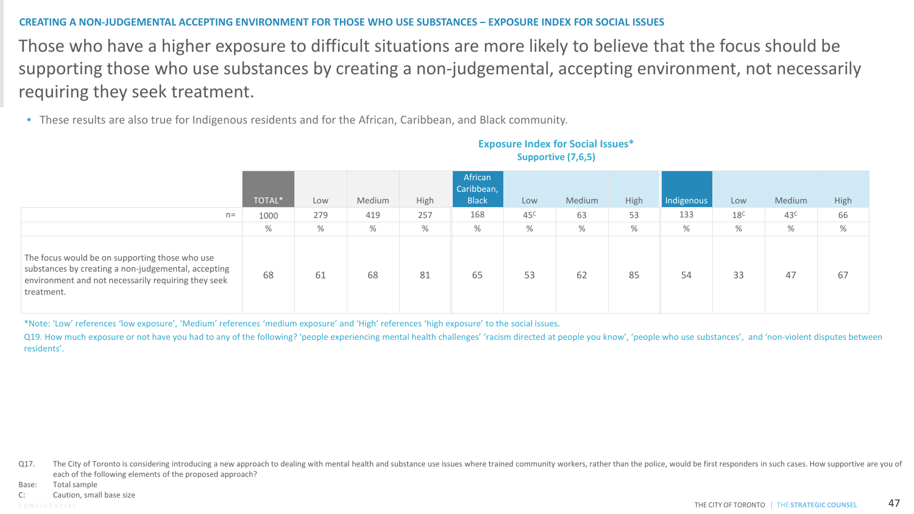CREATING A NON-JUDGEMENTAL ACCEPTING ENVIRONMENT FOR THOSE WHO USE SUBSTANCES – EXPOSURE INDEX FOR SOCIAL ISSUES

# Those who have a higher exposure to difficult situations are more likely to believe that the focus should be supporting those who use substances by creating a non-judgemental, accepting environment, not necessarily requiring they seek treatment.

- These results are also true for Indigenous residents and for the African, Caribbean, and Black community.

**Exposure Index for Social Issues***
**Supportive (7,6,5)**

| | TOTAL* | Low | Medium | High | African Caribbean, Black | Low | Medium | High | Indigenous | Low | Medium | High |
|---|---|---|---|---|---|---|---|---|---|---|---|---|
| n= | 1000 | 279 | 419 | 257 | 168 | 45C | 63 | 53 | 133 | 18C | 43C | 66 |
| | % | % | % | % | % | % | % | % | % | % | % | % |
| The focus would be on supporting those who use substances by creating a non-judgemental, accepting environment and not necessarily requiring they seek treatment. | 68 | 61 | 68 | 81 | 65 | 53 | 62 | 85 | 54 | 33 | 47 | 67 |

*Note: 'Low' references 'low exposure', 'Medium' references 'medium exposure' and 'High' references 'high exposure' to the social issues.

Q19. How much exposure or not have you had to any of the following? 'people experiencing mental health challenges' 'racism directed at people you know', 'people who use substances', and 'non-violent disputes between residents'.

Q17. The City of Toronto is considering introducing a new approach to dealing with mental health and substance use issues where trained community workers, rather than the police, would be first responders in such cases. How supportive are you of each of the following elements of the proposed approach?

Base: Total sample

C: Caution, small base size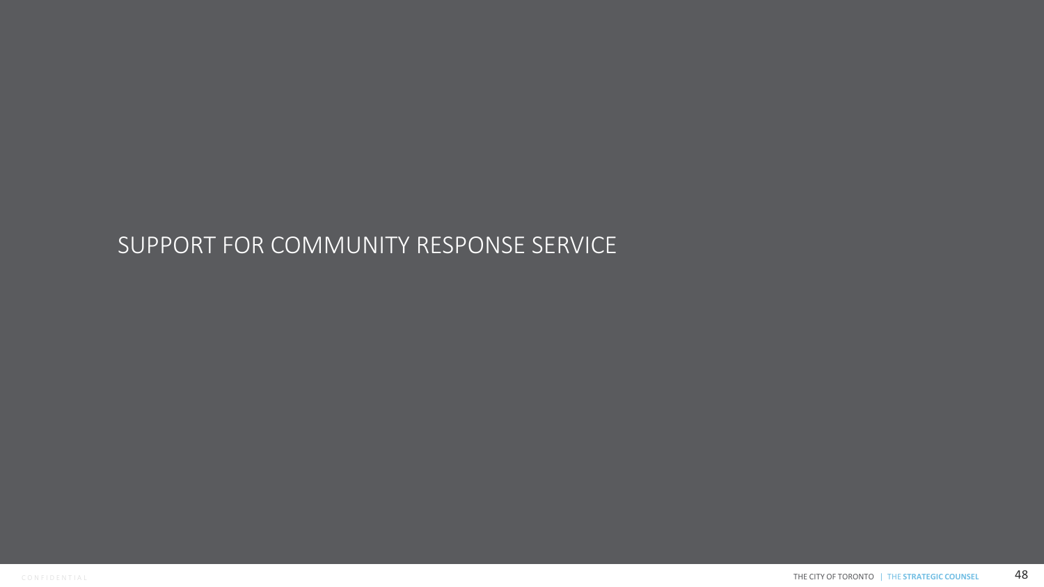# SUPPORT FOR COMMUNITY RESPONSE SERVICE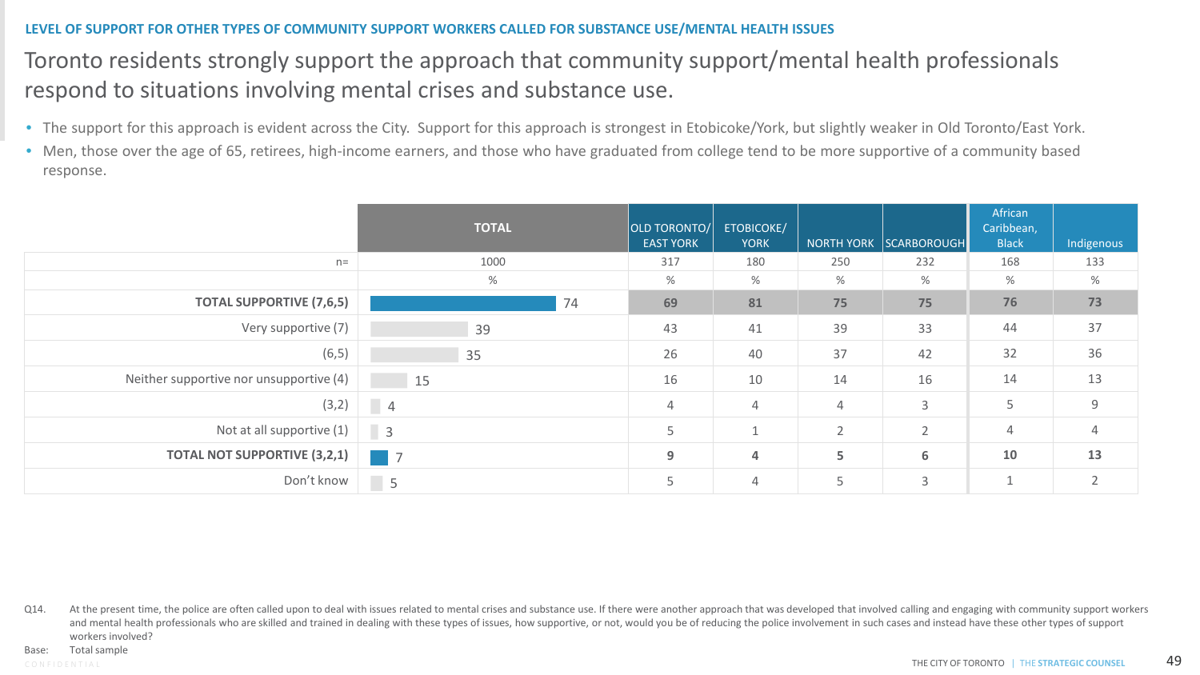LEVEL OF SUPPORT FOR OTHER TYPES OF COMMUNITY SUPPORT WORKERS CALLED FOR SUBSTANCE USE/MENTAL HEALTH ISSUES

# Toronto residents strongly support the approach that community support/mental health professionals respond to situations involving mental crises and substance use.

- The support for this approach is evident across the City. Support for this approach is strongest in Etobicoke/York, but slightly weaker in Old Toronto/East York.
- Men, those over the age of 65, retirees, high-income earners, and those who have graduated from college tend to be more supportive of a community based response.

| | TOTAL | OLD TORONTO/ EAST YORK | ETOBICOKE/ YORK | NORTH YORK | SCARBOROUGH | African Caribbean, Black | Indigenous |
|---|---|---|---|---|---|---|---|
| n= | 1000 | 317 | 180 | 250 | 232 | 168 | 133 |
| | % | % | % | % | % | % | % |
| **TOTAL SUPPORTIVE (7,6,5)** | 74 | **69** | **81** | **75** | **75** | **76** | **73** |
| Very supportive (7) | 39 | 43 | 41 | 39 | 33 | 44 | 37 |
| (6,5) | 35 | 26 | 40 | 37 | 42 | 32 | 36 |
| Neither supportive nor unsupportive (4) | 15 | 16 | 10 | 14 | 16 | 14 | 13 |
| (3,2) | 4 | 4 | 4 | 4 | 3 | 5 | 9 |
| Not at all supportive (1) | 3 | 5 | 1 | 2 | 2 | 4 | 4 |
| **TOTAL NOT SUPPORTIVE (3,2,1)** | 7 | **9** | **4** | **5** | **6** | **10** | **13** |
| Don't know | 5 | 5 | 4 | 5 | 3 | 1 | 2 |

Q14. At the present time, the police are often called upon to deal with issues related to mental crises and substance use. If there were another approach that was developed that involved calling and engaging with community support workers and mental health professionals who are skilled and trained in dealing with these types of issues, how supportive, or not, would you be of reducing the police involvement in such cases and instead have these other types of support workers involved?

Base: Total sample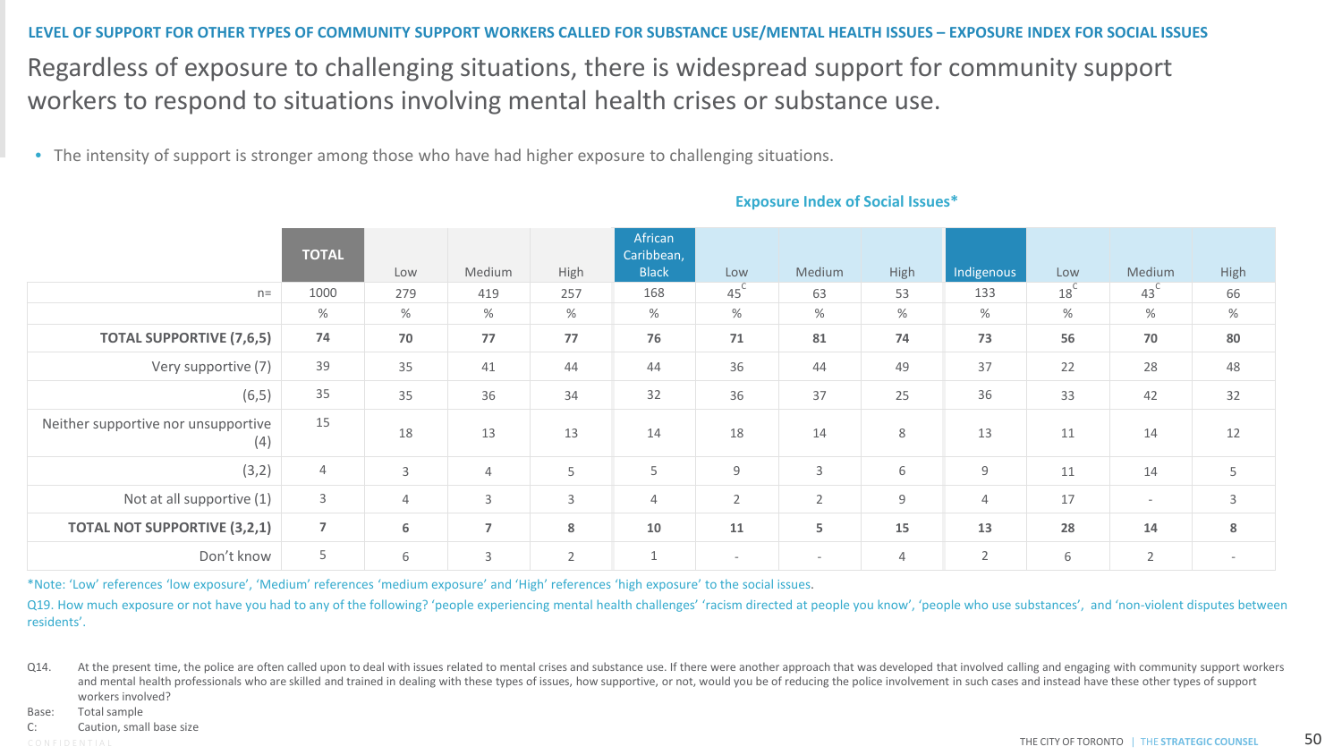LEVEL OF SUPPORT FOR OTHER TYPES OF COMMUNITY SUPPORT WORKERS CALLED FOR SUBSTANCE USE/MENTAL HEALTH ISSUES – EXPOSURE INDEX FOR SOCIAL ISSUES

# Regardless of exposure to challenging situations, there is widespread support for community support workers to respond to situations involving mental health crises or substance use.

- The intensity of support is stronger among those who have had higher exposure to challenging situations.

**Exposure Index of Social Issues***

| | TOTAL | Low | Medium | High | African Caribbean, Black | Low | Medium | High | Indigenous | Low | Medium | High |
|---|---|---|---|---|---|---|---|---|---|---|---|---|
| n= | 1000 | 279 | 419 | 257 | 168 | 45 C | 63 | 53 | 133 | 18 C | 43 C | 66 |
| | % | % | % | % | % | % | % | % | % | % | % | % |
| **TOTAL SUPPORTIVE (7,6,5)** | **74** | **70** | **77** | **77** | **76** | **71** | **81** | **74** | **73** | **56** | **70** | **80** |
| Very supportive (7) | 39 | 35 | 41 | 44 | 44 | 36 | 44 | 49 | 37 | 22 | 28 | 48 |
| (6,5) | 35 | 35 | 36 | 34 | 32 | 36 | 37 | 25 | 36 | 33 | 42 | 32 |
| Neither supportive nor unsupportive (4) | 15 | 18 | 13 | 13 | 14 | 18 | 14 | 8 | 13 | 11 | 14 | 12 |
| (3,2) | 4 | 3 | 4 | 5 | 5 | 9 | 3 | 6 | 9 | 11 | 14 | 5 |
| Not at all supportive (1) | 3 | 4 | 3 | 3 | 4 | 2 | 2 | 9 | 4 | 17 | - | 3 |
| **TOTAL NOT SUPPORTIVE (3,2,1)** | **7** | **6** | **7** | **8** | **10** | **11** | **5** | **15** | **13** | **28** | **14** | **8** |
| Don't know | 5 | 6 | 3 | 2 | 1 | - | - | 4 | 2 | 6 | 2 | - |

*Note: 'Low' references 'low exposure', 'Medium' references 'medium exposure' and 'High' references 'high exposure' to the social issues.

Q19. How much exposure or not have you had to any of the following? 'people experiencing mental health challenges' 'racism directed at people you know', 'people who use substances', and 'non-violent disputes between residents'.

Q14. At the present time, the police are often called upon to deal with issues related to mental crises and substance use. If there were another approach that was developed that involved calling and engaging with community support workers and mental health professionals who are skilled and trained in dealing with these types of issues, how supportive, or not, would you be of reducing the police involvement in such cases and instead have these other types of support workers involved?

Base: Total sample

C: Caution, small base size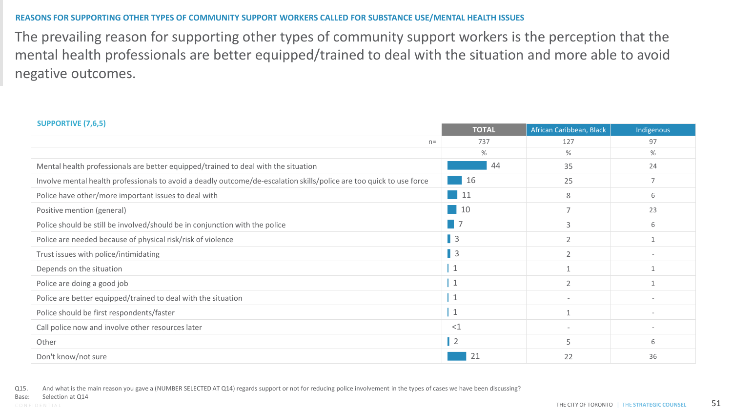## REASONS FOR SUPPORTING OTHER TYPES OF COMMUNITY SUPPORT WORKERS CALLED FOR SUBSTANCE USE/MENTAL HEALTH ISSUES

# The prevailing reason for supporting other types of community support workers is the perception that the mental health professionals are better equipped/trained to deal with the situation and more able to avoid negative outcomes.

**SUPPORTIVE (7,6,5)**

| | TOTAL | African Caribbean, Black | Indigenous |
|---|---|---|---|
| n= | 737 | 127 | 97 |
| | % | % | % |
| Mental health professionals are better equipped/trained to deal with the situation | 44 | 35 | 24 |
| Involve mental health professionals to avoid a deadly outcome/de-escalation skills/police are too quick to use force | 16 | 25 | 7 |
| Police have other/more important issues to deal with | 11 | 8 | 6 |
| Positive mention (general) | 10 | 7 | 23 |
| Police should be still be involved/should be in conjunction with the police | 7 | 3 | 6 |
| Police are needed because of physical risk/risk of violence | 3 | 2 | 1 |
| Trust issues with police/intimidating | 3 | 2 | - |
| Depends on the situation | 1 | 1 | 1 |
| Police are doing a good job | 1 | 2 | 1 |
| Police are better equipped/trained to deal with the situation | 1 | - | - |
| Police should be first respondents/faster | 1 | 1 | - |
| Call police now and involve other resources later | <1 | - | - |
| Other | 2 | 5 | 6 |
| Don't know/not sure | 21 | 22 | 36 |

Q15. And what is the main reason you gave a (NUMBER SELECTED AT Q14) regards support or not for reducing police involvement in the types of cases we have been discussing?
Base: Selection at Q14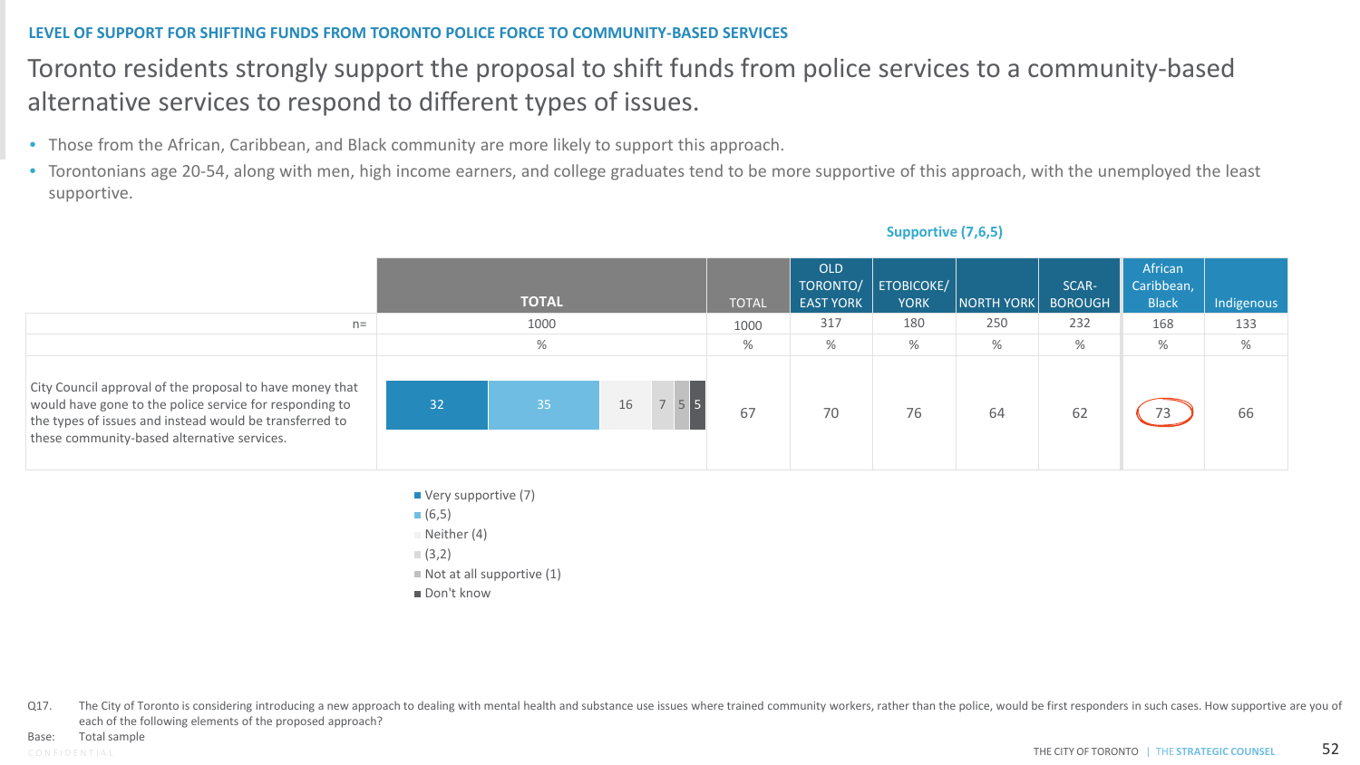LEVEL OF SUPPORT FOR SHIFTING FUNDS FROM TORONTO POLICE FORCE TO COMMUNITY-BASED SERVICES

# Toronto residents strongly support the proposal to shift funds from police services to a community-based alternative services to respond to different types of issues.

- Those from the African, Caribbean, and Black community are more likely to support this approach.
- Torontonians age 20-54, along with men, high income earners, and college graduates tend to be more supportive of this approach, with the unemployed the least supportive.

| | TOTAL | Supportive (7,6,5) | | | | | | |
|---|---|---|---|---|---|---|---|---|
| | | TOTAL | OLD TORONTO/ EAST YORK | ETOBICOKE/ YORK | NORTH YORK | SCAR-BOROUGH | African Caribbean, Black | Indigenous |
| n= | 1000 | 1000 | 317 | 180 | 250 | 232 | 168 | 133 |
| | % | % | % | % | % | % | % | % |
| City Council approval of the proposal to have money that would have gone to the police service for responding to the types of issues and instead would be transferred to these community-based alternative services. | Very supportive (7): 32; (6,5): 35; Neither (4): 16; (3,2): 7; Not at all supportive (1): 5; Don't know: 5 | 67 | 70 | 76 | 64 | 62 | 73 | 66 |

- Very supportive (7)
- (6,5)
- Neither (4)
- (3,2)
- Not at all supportive (1)
- Don't know

Q17. The City of Toronto is considering introducing a new approach to dealing with mental health and substance use issues where trained community workers, rather than the police, would be first responders in such cases. How supportive are you of each of the following elements of the proposed approach?

Base: Total sample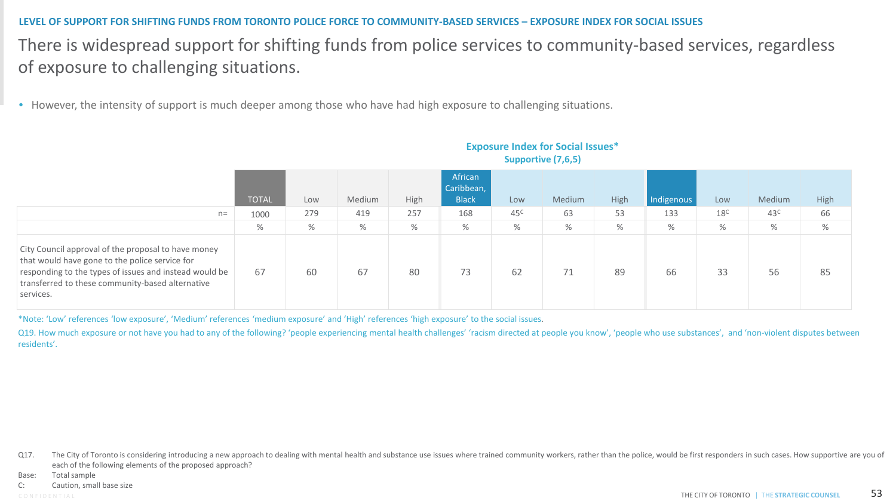LEVEL OF SUPPORT FOR SHIFTING FUNDS FROM TORONTO POLICE FORCE TO COMMUNITY-BASED SERVICES – EXPOSURE INDEX FOR SOCIAL ISSUES

# There is widespread support for shifting funds from police services to community-based services, regardless of exposure to challenging situations.

- However, the intensity of support is much deeper among those who have had high exposure to challenging situations.

**Exposure Index for Social Issues\***
**Supportive (7,6,5)**

| | TOTAL | Low | Medium | High | African Caribbean, Black | Low | Medium | High | Indigenous | Low | Medium | High |
|---|---|---|---|---|---|---|---|---|---|---|---|---|
| n= | 1000 | 279 | 419 | 257 | 168 | 45[C] | 63 | 53 | 133 | 18[C] | 43[C] | 66 |
| | % | % | % | % | % | % | % | % | % | % | % | % |
| City Council approval of the proposal to have money that would have gone to the police service for responding to the types of issues and instead would be transferred to these community-based alternative services. | 67 | 60 | 67 | 80 | 73 | 62 | 71 | 89 | 66 | 33 | 56 | 85 |

*Note: 'Low' references 'low exposure', 'Medium' references 'medium exposure' and 'High' references 'high exposure' to the social issues.

Q19. How much exposure or not have you had to any of the following? 'people experiencing mental health challenges' 'racism directed at people you know', 'people who use substances', and 'non-violent disputes between residents'.

Q17. The City of Toronto is considering introducing a new approach to dealing with mental health and substance use issues where trained community workers, rather than the police, would be first responders in such cases. How supportive are you of each of the following elements of the proposed approach?

Base: Total sample

C: Caution, small base size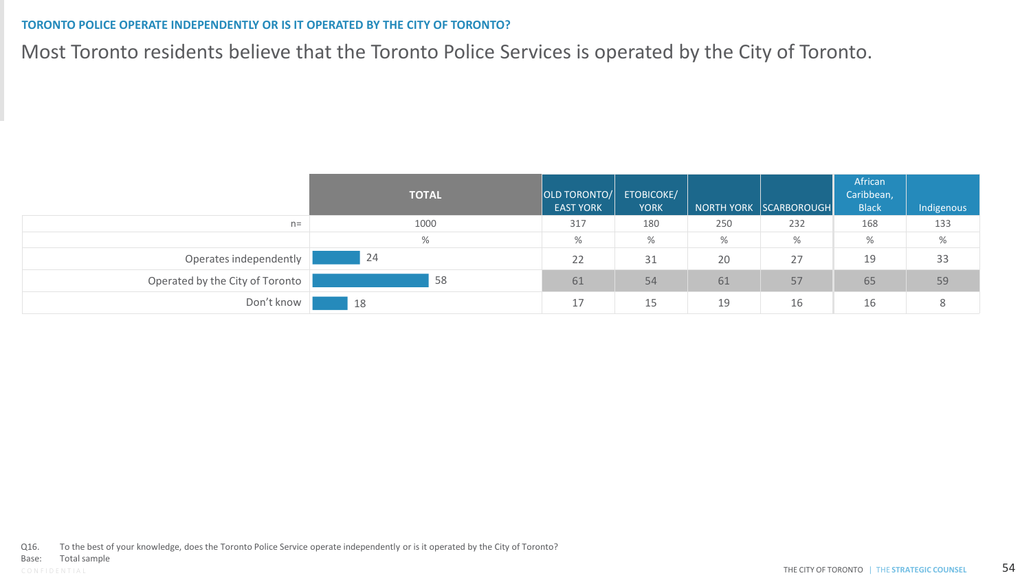## TORONTO POLICE OPERATE INDEPENDENTLY OR IS IT OPERATED BY THE CITY OF TORONTO?

# Most Toronto residents believe that the Toronto Police Services is operated by the City of Toronto.

| | TOTAL | OLD TORONTO/ EAST YORK | ETOBICOKE/ YORK | NORTH YORK | SCARBOROUGH | African Caribbean, Black | Indigenous |
|---|---|---|---|---|---|---|---|
| n= | 1000 | 317 | 180 | 250 | 232 | 168 | 133 |
| | % | % | % | % | % | % | % |
| Operates independently | 24 | 22 | 31 | 20 | 27 | 19 | 33 |
| Operated by the City of Toronto | 58 | 61 | 54 | 61 | 57 | 65 | 59 |
| Don't know | 18 | 17 | 15 | 19 | 16 | 16 | 8 |

Q16. To the best of your knowledge, does the Toronto Police Service operate independently or is it operated by the City of Toronto?
Base: Total sample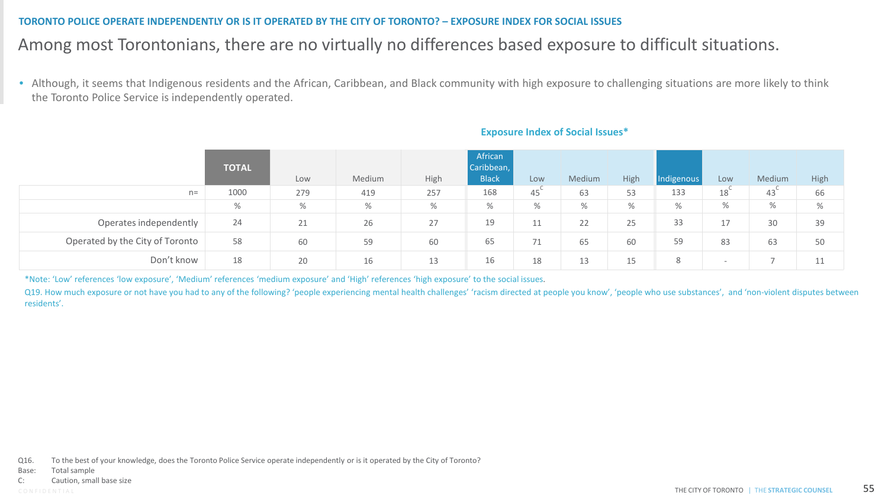TORONTO POLICE OPERATE INDEPENDENTLY OR IS IT OPERATED BY THE CITY OF TORONTO? – EXPOSURE INDEX FOR SOCIAL ISSUES

# Among most Torontonians, there are no virtually no differences based exposure to difficult situations.

- Although, it seems that Indigenous residents and the African, Caribbean, and Black community with high exposure to challenging situations are more likely to think the Toronto Police Service is independently operated.

**Exposure Index of Social Issues***

| | TOTAL | Low | Medium | High | African Caribbean, Black | Low | Medium | High | Indigenous | Low | Medium | High |
|---|---|---|---|---|---|---|---|---|---|---|---|---|
| n= | 1000 | 279 | 419 | 257 | 168 | 45 C | 63 | 53 | 133 | 18 C | 43 C | 66 |
| | % | % | % | % | % | % | % | % | % | % | % | % |
| Operates independently | 24 | 21 | 26 | 27 | 19 | 11 | 22 | 25 | 33 | 17 | 30 | 39 |
| Operated by the City of Toronto | 58 | 60 | 59 | 60 | 65 | 71 | 65 | 60 | 59 | 83 | 63 | 50 |
| Don't know | 18 | 20 | 16 | 13 | 16 | 18 | 13 | 15 | 8 | - | 7 | 11 |

*Note: 'Low' references 'low exposure', 'Medium' references 'medium exposure' and 'High' references 'high exposure' to the social issues.

Q19. How much exposure or not have you had to any of the following? 'people experiencing mental health challenges' 'racism directed at people you know', 'people who use substances', and 'non-violent disputes between residents'.

Q16. To the best of your knowledge, does the Toronto Police Service operate independently or is it operated by the City of Toronto?

Base: Total sample

C: Caution, small base size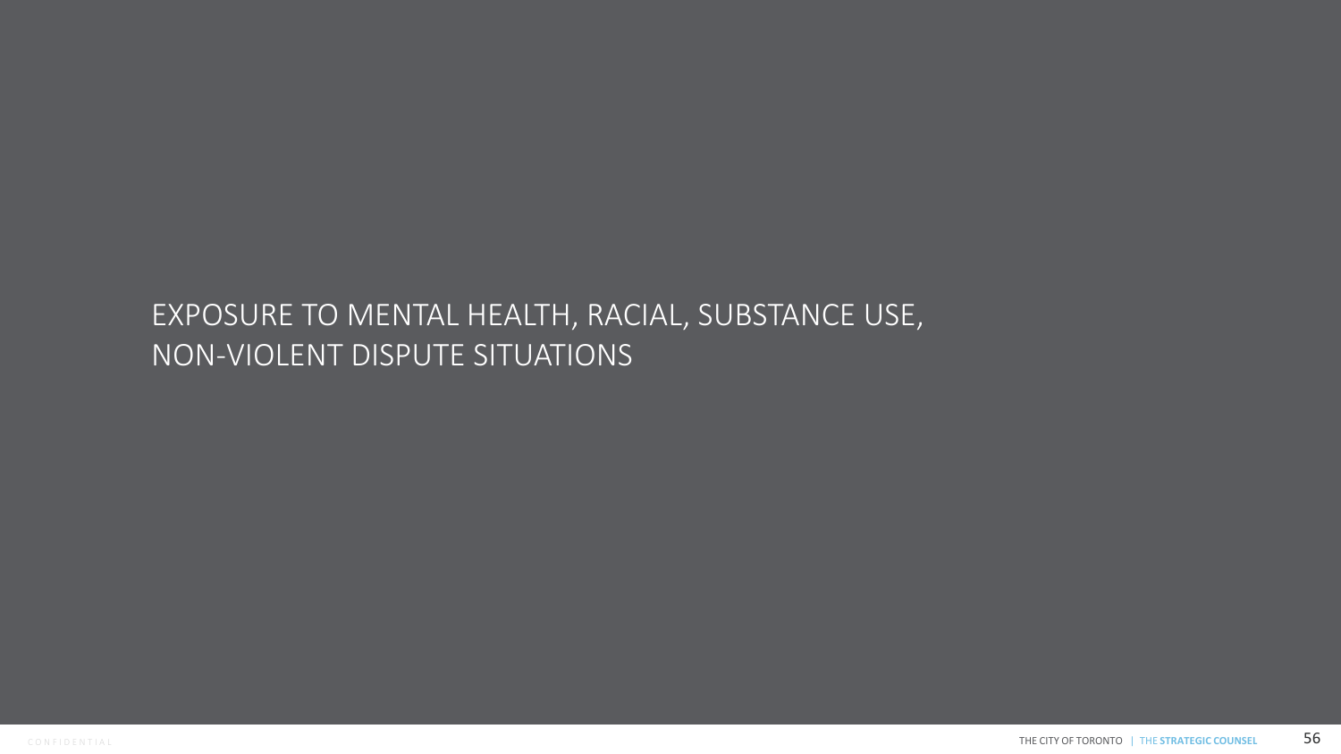# EXPOSURE TO MENTAL HEALTH, RACIAL, SUBSTANCE USE, NON-VIOLENT DISPUTE SITUATIONS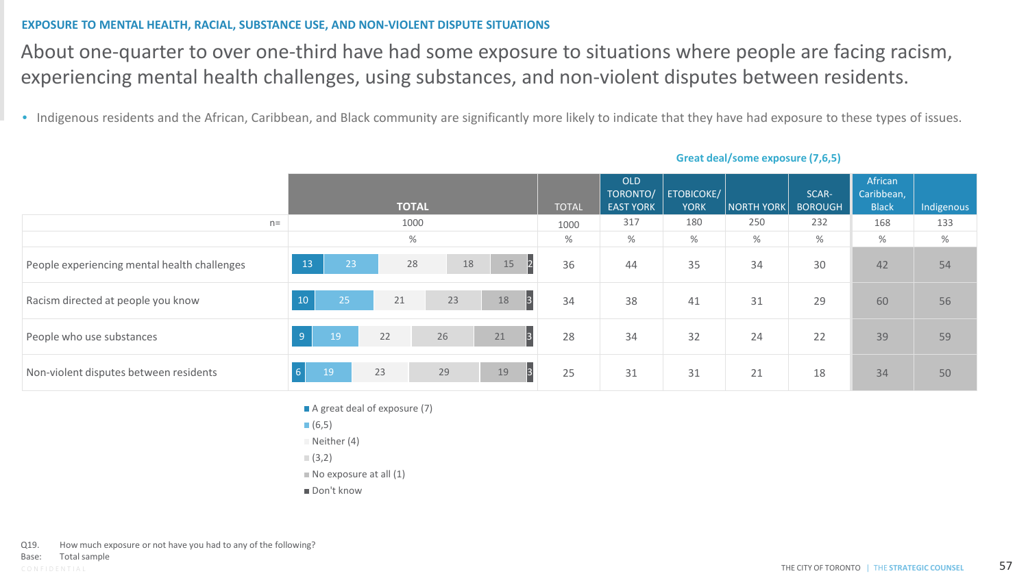**EXPOSURE TO MENTAL HEALTH, RACIAL, SUBSTANCE USE, AND NON-VIOLENT DISPUTE SITUATIONS**

# About one-quarter to over one-third have had some exposure to situations where people are facing racism, experiencing mental health challenges, using substances, and non-violent disputes between residents.

- Indigenous residents and the African, Caribbean, and Black community are significantly more likely to indicate that they have had exposure to these types of issues.

**Great deal/some exposure (7,6,5)**

| | TOTAL: A great deal of exposure (7) | (6,5) | Neither (4) | (3,2) | No exposure at all (1) | Don't know | TOTAL | OLD TORONTO/ EAST YORK | ETOBICOKE/ YORK | NORTH YORK | SCAR-BOROUGH | African Caribbean, Black | Indigenous |
|---|---|---|---|---|---|---|---|---|---|---|---|---|---|
| n= | 1000 | | | | | | 1000 | 317 | 180 | 250 | 232 | 168 | 133 |
| | % | | | | | | % | % | % | % | % | % | % |
| People experiencing mental health challenges | 13 | 23 | 28 | 18 | 15 | 2 | 36 | 44 | 35 | 34 | 30 | 42 | 54 |
| Racism directed at people you know | 10 | 25 | 21 | 23 | 18 | 3 | 34 | 38 | 41 | 31 | 29 | 60 | 56 |
| People who use substances | 9 | 19 | 22 | 26 | 21 | 3 | 28 | 34 | 32 | 24 | 22 | 39 | 59 |
| Non-violent disputes between residents | 6 | 19 | 23 | 29 | 19 | 3 | 25 | 31 | 31 | 21 | 18 | 34 | 50 |

Q19. How much exposure or not have you had to any of the following?
Base: Total sample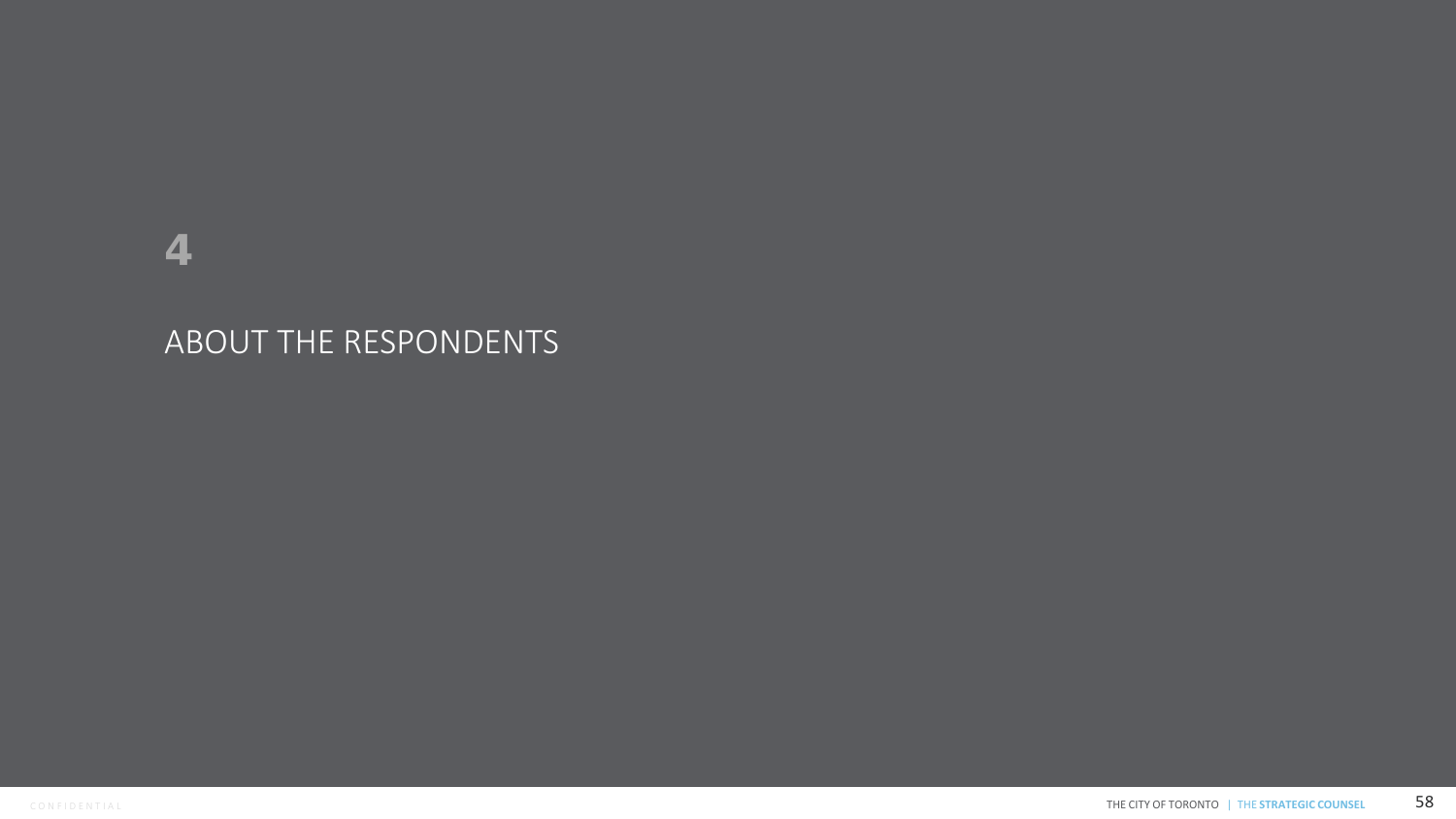# 4

# ABOUT THE RESPONDENTS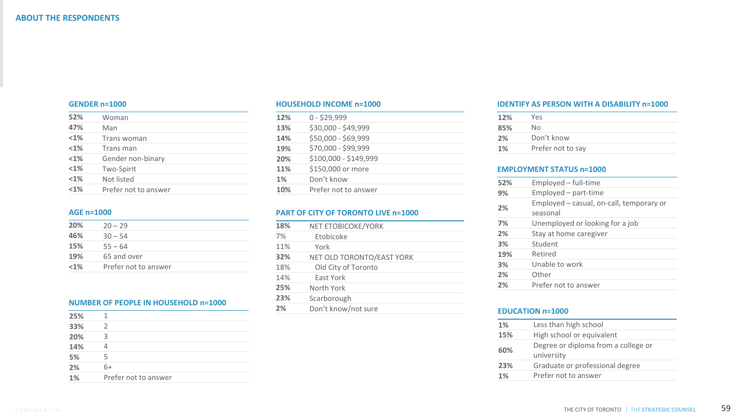# ABOUT THE RESPONDENTS

### GENDER n=1000

| | |
|---|---|
| 52% | Woman |
| 47% | Man |
| <1% | Trans woman |
| <1% | Trans man |
| <1% | Gender non-binary |
| <1% | Two-Spirit |
| <1% | Not listed |
| <1% | Prefer not to answer |

### AGE n=1000

| | |
|---|---|
| 20% | 20 – 29 |
| 46% | 30 – 54 |
| 15% | 55 – 64 |
| 19% | 65 and over |
| <1% | Prefer not to answer |

### NUMBER OF PEOPLE IN HOUSEHOLD n=1000

| | |
|---|---|
| 25% | 1 |
| 33% | 2 |
| 20% | 3 |
| 14% | 4 |
| 5% | 5 |
| 2% | 6+ |
| 1% | Prefer not to answer |

### HOUSEHOLD INCOME n=1000

| | |
|---|---|
| 12% | 0 - $29,999 |
| 13% | $30,000 - $49,999 |
| 14% | $50,000 - $69,999 |
| 19% | $70,000 - $99,999 |
| 20% | $100,000 - $149,999 |
| 11% | $150,000 or more |
| 1% | Don't know |
| 10% | Prefer not to answer |

### PART OF CITY OF TORONTO LIVE n=1000

| | |
|---|---|
| **18%** | **NET ETOBICOKE/YORK** |
| 7% | Etobicoke |
| 11% | York |
| **32%** | **NET OLD TORONTO/EAST YORK** |
| 18% | Old City of Toronto |
| 14% | East York |
| 25% | North York |
| 23% | Scarborough |
| 2% | Don't know/not sure |

### IDENTIFY AS PERSON WITH A DISABILITY n=1000

| | |
|---|---|
| 12% | Yes |
| 85% | No |
| 2% | Don't know |
| 1% | Prefer not to say |

### EMPLOYMENT STATUS n=1000

| | |
|---|---|
| 52% | Employed – full-time |
| 9% | Employed – part-time |
| 2% | Employed – casual, on-call, temporary or seasonal |
| 7% | Unemployed or looking for a job |
| 2% | Stay at home caregiver |
| 3% | Student |
| 19% | Retired |
| 3% | Unable to work |
| 2% | Other |
| 2% | Prefer not to answer |

### EDUCATION n=1000

| | |
|---|---|
| 1% | Less than high school |
| 15% | High school or equivalent |
| 60% | Degree or diploma from a college or university |
| 23% | Graduate or professional degree |
| 1% | Prefer not to answer |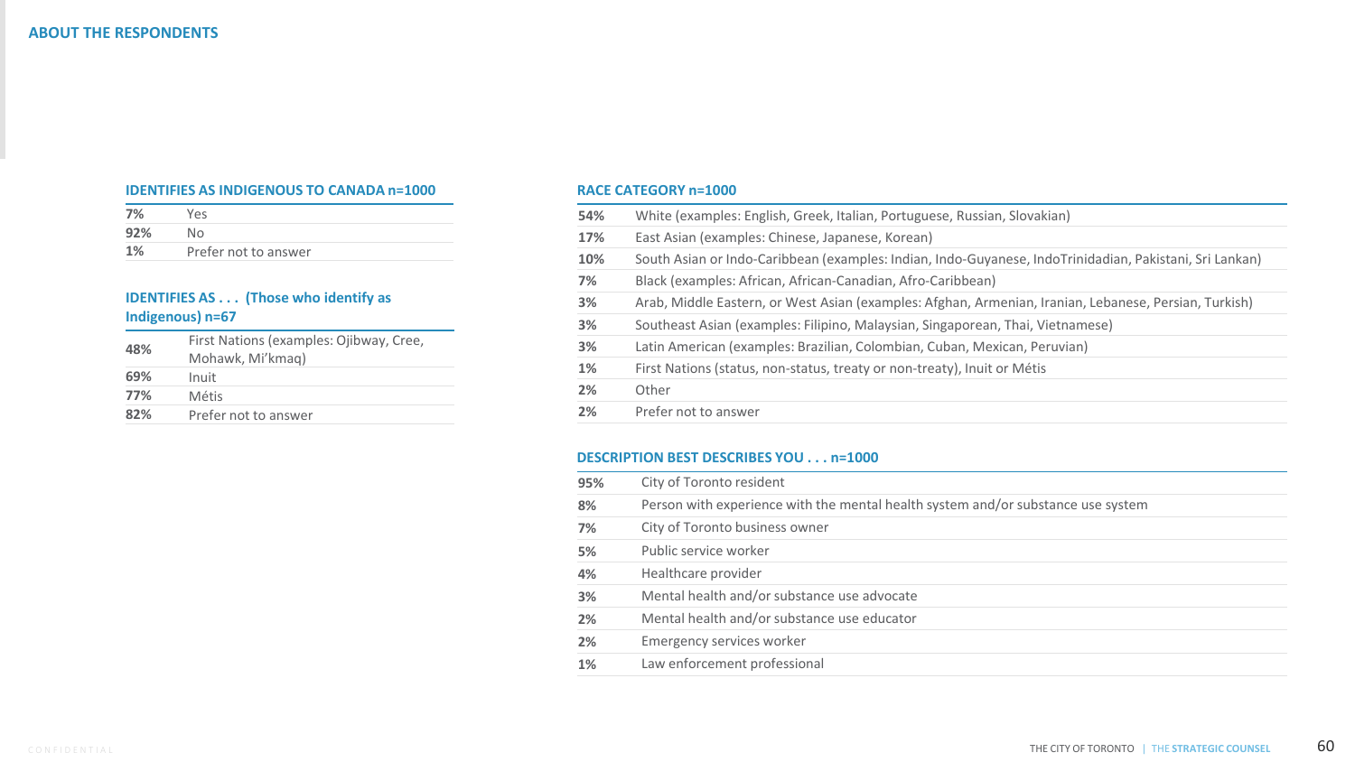## ABOUT THE RESPONDENTS

**IDENTIFIES AS INDIGENOUS TO CANADA n=1000**

| | |
|---|---|
| **7%** | Yes |
| **92%** | No |
| **1%** | Prefer not to answer |

**IDENTIFIES AS . . . (Those who identify as Indigenous) n=67**

| | |
|---|---|
| **48%** | First Nations (examples: Ojibway, Cree, Mohawk, Mi'kmaq) |
| **69%** | Inuit |
| **77%** | Métis |
| **82%** | Prefer not to answer |

**RACE CATEGORY n=1000**

| | |
|---|---|
| **54%** | White (examples: English, Greek, Italian, Portuguese, Russian, Slovakian) |
| **17%** | East Asian (examples: Chinese, Japanese, Korean) |
| **10%** | South Asian or Indo-Caribbean (examples: Indian, Indo-Guyanese, IndoTrinidadian, Pakistani, Sri Lankan) |
| **7%** | Black (examples: African, African-Canadian, Afro-Caribbean) |
| **3%** | Arab, Middle Eastern, or West Asian (examples: Afghan, Armenian, Iranian, Lebanese, Persian, Turkish) |
| **3%** | Southeast Asian (examples: Filipino, Malaysian, Singaporean, Thai, Vietnamese) |
| **3%** | Latin American (examples: Brazilian, Colombian, Cuban, Mexican, Peruvian) |
| **1%** | First Nations (status, non-status, treaty or non-treaty), Inuit or Métis |
| **2%** | Other |
| **2%** | Prefer not to answer |

**DESCRIPTION BEST DESCRIBES YOU . . . n=1000**

| | |
|---|---|
| **95%** | City of Toronto resident |
| **8%** | Person with experience with the mental health system and/or substance use system |
| **7%** | City of Toronto business owner |
| **5%** | Public service worker |
| **4%** | Healthcare provider |
| **3%** | Mental health and/or substance use advocate |
| **2%** | Mental health and/or substance use educator |
| **2%** | Emergency services worker |
| **1%** | Law enforcement professional |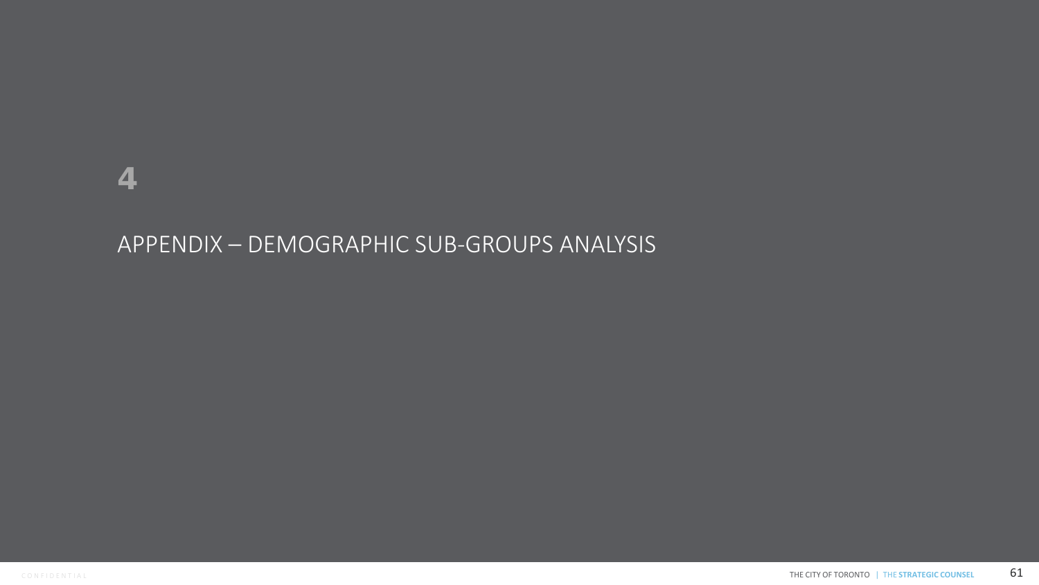# 4

## APPENDIX – DEMOGRAPHIC SUB-GROUPS ANALYSIS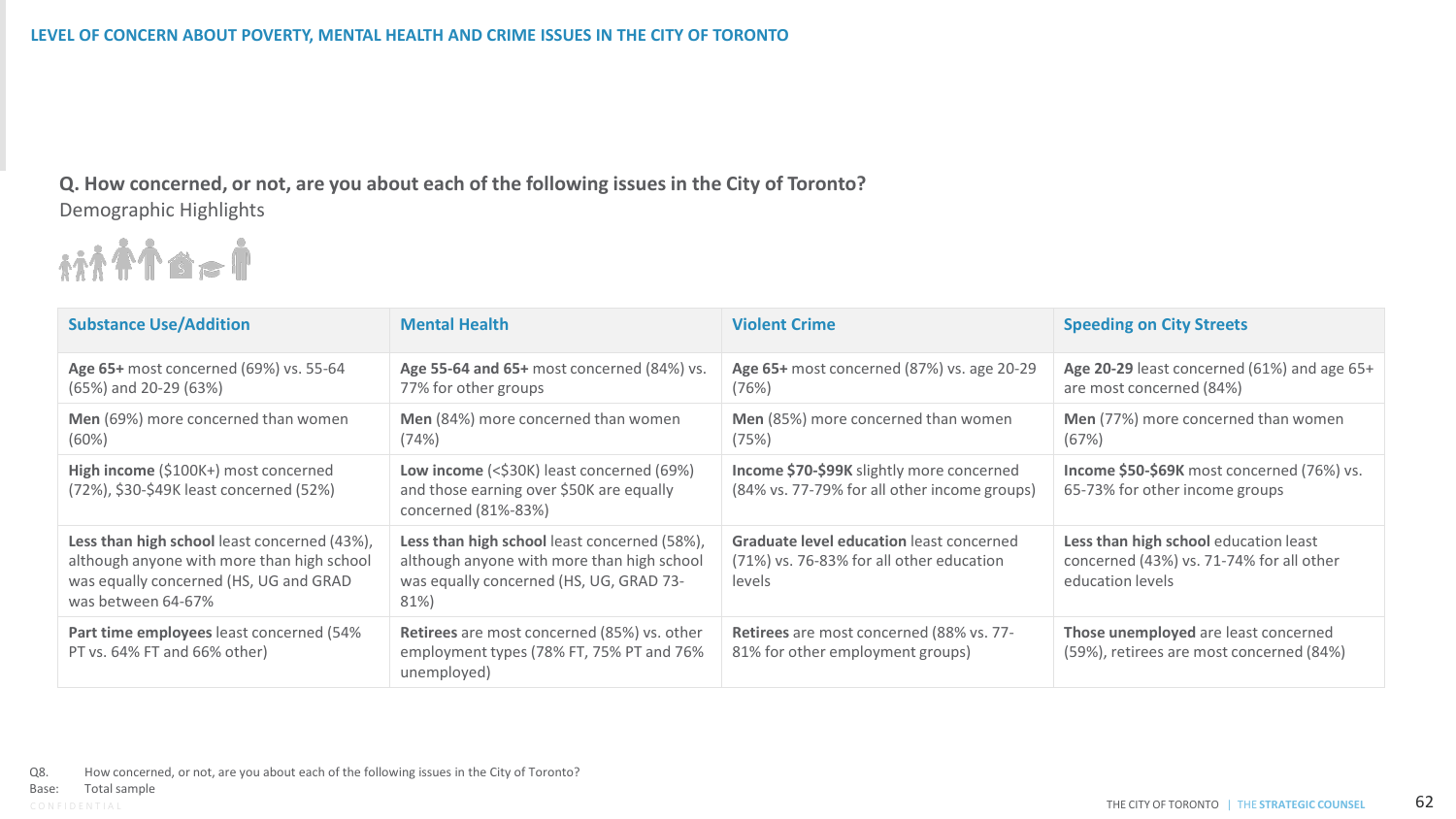## LEVEL OF CONCERN ABOUT POVERTY, MENTAL HEALTH AND CRIME ISSUES IN THE CITY OF TORONTO

### Q. How concerned, or not, are you about each of the following issues in the City of Toronto?

Demographic Highlights

| Substance Use/Addition | Mental Health | Violent Crime | Speeding on City Streets |
|---|---|---|---|
| **Age 65+** most concerned (69%) vs. 55-64 (65%) and 20-29 (63%) | **Age 55-64 and 65+** most concerned (84%) vs. 77% for other groups | **Age 65+** most concerned (87%) vs. age 20-29 (76%) | **Age 20-29** least concerned (61%) and age 65+ are most concerned (84%) |
| **Men** (69%) more concerned than women (60%) | **Men** (84%) more concerned than women (74%) | **Men** (85%) more concerned than women (75%) | **Men** (77%) more concerned than women (67%) |
| **High income** ($100K+) most concerned (72%), $30-$49K least concerned (52%) | **Low income** (<$30K) least concerned (69%) and those earning over $50K are equally concerned (81%-83%) | **Income $70-$99K** slightly more concerned (84% vs. 77-79% for all other income groups) | **Income $50-$69K** most concerned (76%) vs. 65-73% for other income groups |
| **Less than high school** least concerned (43%), although anyone with more than high school was equally concerned (HS, UG and GRAD was between 64-67% | **Less than high school** least concerned (58%), although anyone with more than high school was equally concerned (HS, UG, GRAD 73-81%) | **Graduate level education** least concerned (71%) vs. 76-83% for all other education levels | **Less than high school** education least concerned (43%) vs. 71-74% for all other education levels |
| **Part time employees** least concerned (54% PT vs. 64% FT and 66% other) | **Retirees** are most concerned (85%) vs. other employment types (78% FT, 75% PT and 76% unemployed) | **Retirees** are most concerned (88% vs. 77-81% for other employment groups) | **Those unemployed** are least concerned (59%), retirees are most concerned (84%) |

Q8. How concerned, or not, are you about each of the following issues in the City of Toronto?
Base: Total sample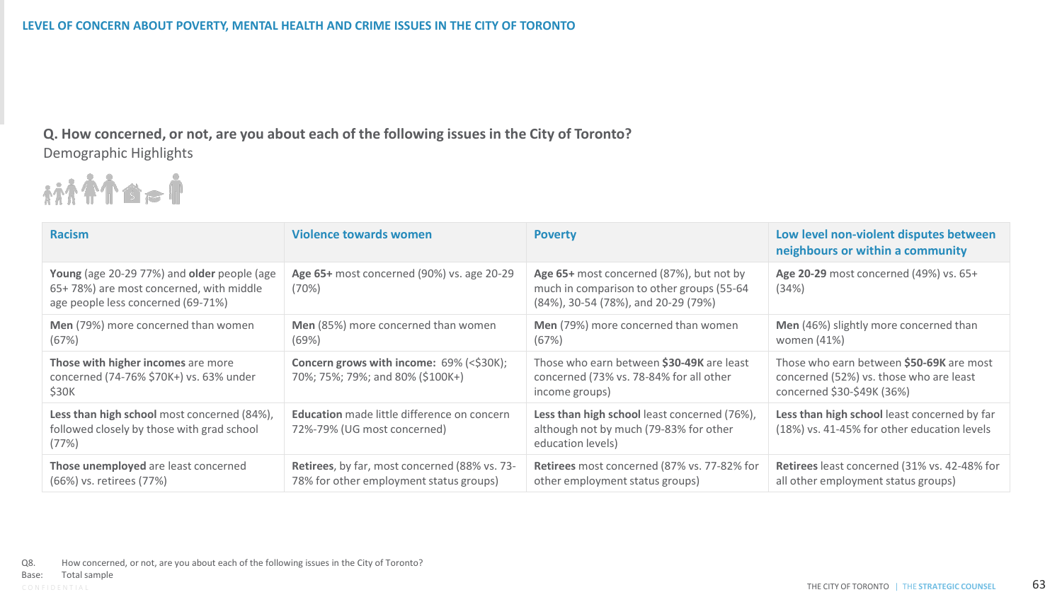# LEVEL OF CONCERN ABOUT POVERTY, MENTAL HEALTH AND CRIME ISSUES IN THE CITY OF TORONTO

**Q. How concerned, or not, are you about each of the following issues in the City of Toronto?**

Demographic Highlights

| Racism | Violence towards women | Poverty | Low level non-violent disputes between neighbours or within a community |
|---|---|---|---|
| **Young** (age 20-29 77%) and **older** people (age 65+ 78%) are most concerned, with middle age people less concerned (69-71%) | **Age 65+** most concerned (90%) vs. age 20-29 (70%) | **Age 65+** most concerned (87%), but not by much in comparison to other groups (55-64 (84%), 30-54 (78%), and 20-29 (79%) | **Age 20-29** most concerned (49%) vs. 65+ (34%) |
| **Men** (79%) more concerned than women (67%) | **Men** (85%) more concerned than women (69%) | **Men** (79%) more concerned than women (67%) | **Men** (46%) slightly more concerned than women (41%) |
| **Those with higher incomes** are more concerned (74-76% $70K+) vs. 63% under $30K | **Concern grows with income:** 69% (<$30K); 70%; 75%; 79%; and 80% ($100K+) | Those who earn between **$30-49K** are least concerned (73% vs. 78-84% for all other income groups) | Those who earn between **$50-69K** are most concerned (52%) vs. those who are least concerned $30-$49K (36%) |
| **Less than high school** most concerned (84%), followed closely by those with grad school (77%) | **Education** made little difference on concern 72%-79% (UG most concerned) | **Less than high school** least concerned (76%), although not by much (79-83% for other education levels) | **Less than high school** least concerned by far (18%) vs. 41-45% for other education levels |
| **Those unemployed** are least concerned (66%) vs. retirees (77%) | **Retirees**, by far, most concerned (88% vs. 73-78% for other employment status groups) | **Retirees** most concerned (87% vs. 77-82% for other employment status groups) | **Retirees** least concerned (31% vs. 42-48% for all other employment status groups) |

Q8. How concerned, or not, are you about each of the following issues in the City of Toronto?
Base: Total sample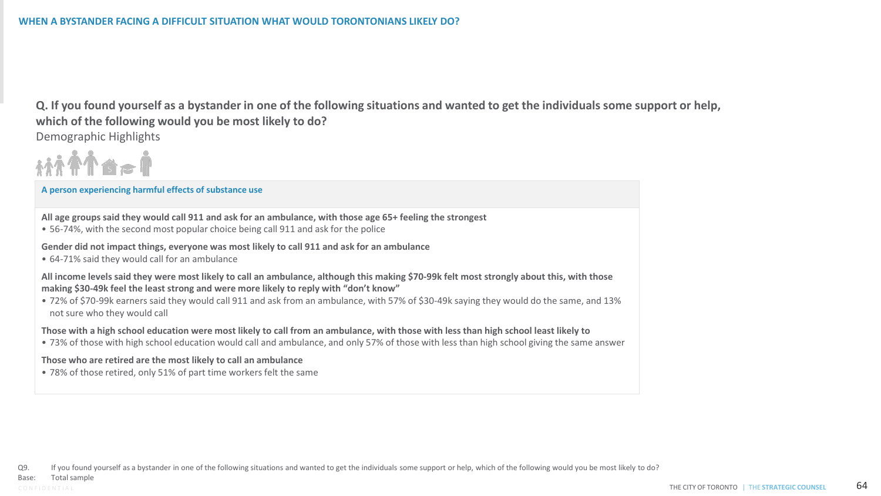## WHEN A BYSTANDER FACING A DIFFICULT SITUATION WHAT WOULD TORONTONIANS LIKELY DO?

**Q. If you found yourself as a bystander in one of the following situations and wanted to get the individuals some support or help, which of the following would you be most likely to do?**

Demographic Highlights

**A person experiencing harmful effects of substance use**

**All age groups said they would call 911 and ask for an ambulance, with those age 65+ feeling the strongest**

- 56-74%, with the second most popular choice being call 911 and ask for the police

**Gender did not impact things, everyone was most likely to call 911 and ask for an ambulance**

- 64-71% said they would call for an ambulance

**All income levels said they were most likely to call an ambulance, although this making $70-99k felt most strongly about this, with those making $30-49k feel the least strong and were more likely to reply with "don't know"**

- 72% of $70-99k earners said they would call 911 and ask from an ambulance, with 57% of $30-49k saying they would do the same, and 13% not sure who they would call

**Those with a high school education were most likely to call from an ambulance, with those with less than high school least likely to**

- 73% of those with high school education would call and ambulance, and only 57% of those with less than high school giving the same answer

**Those who are retired are the most likely to call an ambulance**

- 78% of those retired, only 51% of part time workers felt the same

Q9. If you found yourself as a bystander in one of the following situations and wanted to get the individuals some support or help, which of the following would you be most likely to do?
Base: Total sample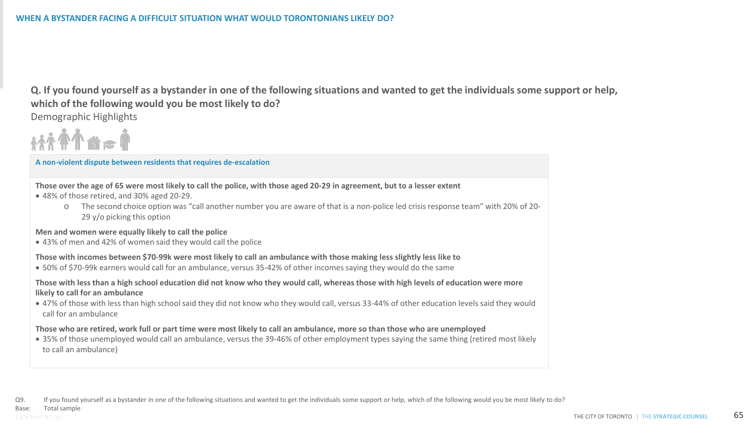## WHEN A BYSTANDER FACING A DIFFICULT SITUATION WHAT WOULD TORONTONIANS LIKELY DO?

**Q. If you found yourself as a bystander in one of the following situations and wanted to get the individuals some support or help, which of the following would you be most likely to do?**

Demographic Highlights

**A non-violent dispute between residents that requires de-escalation**

**Those over the age of 65 were most likely to call the police, with those aged 20-29 in agreement, but to a lesser extent**

- 48% of those retired, and 30% aged 20-29.
  - The second choice option was "call another number you are aware of that is a non-police led crisis response team" with 20% of 20-29 y/o picking this option

**Men and women were equally likely to call the police**

- 43% of men and 42% of women said they would call the police

**Those with incomes between $70-99k were most likely to call an ambulance with those making less slightly less like to**

- 50% of $70-99k earners would call for an ambulance, versus 35-42% of other incomes saying they would do the same

**Those with less than a high school education did not know who they would call, whereas those with high levels of education were more likely to call for an ambulance**

- 47% of those with less than high school said they did not know who they would call, versus 33-44% of other education levels said they would call for an ambulance

**Those who are retired, work full or part time were most likely to call an ambulance, more so than those who are unemployed**

- 35% of those unemployed would call an ambulance, versus the 39-46% of other employment types saying the same thing (retired most likely to call an ambulance)

Q9. If you found yourself as a bystander in one of the following situations and wanted to get the individuals some support or help, which of the following would you be most likely to do?
Base: Total sample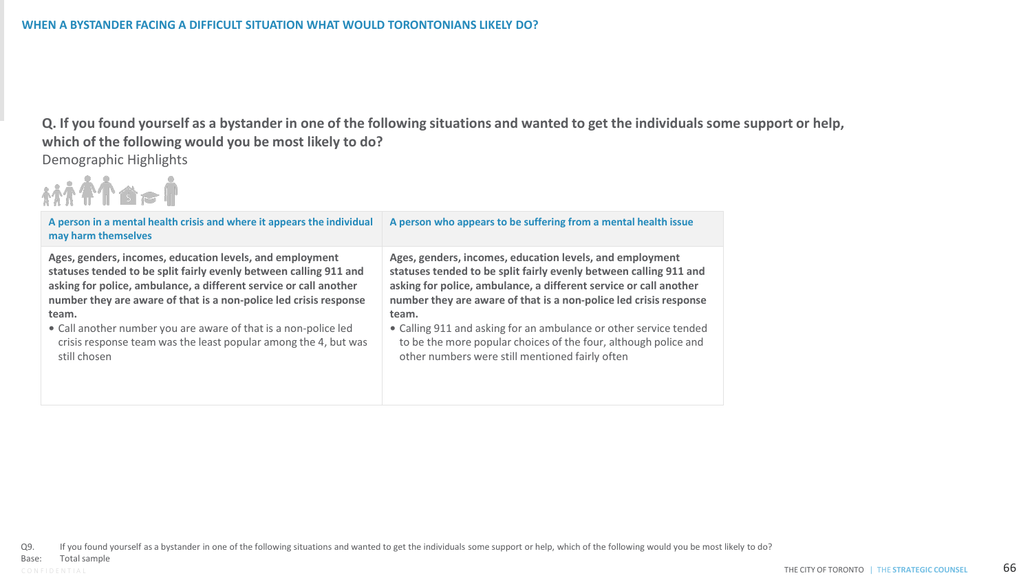## WHEN A BYSTANDER FACING A DIFFICULT SITUATION WHAT WOULD TORONTONIANS LIKELY DO?

**Q. If you found yourself as a bystander in one of the following situations and wanted to get the individuals some support or help, which of the following would you be most likely to do?**

Demographic Highlights

| A person in a mental health crisis and where it appears the individual may harm themselves | A person who appears to be suffering from a mental health issue |
|---|---|
| **Ages, genders, incomes, education levels, and employment statuses tended to be split fairly evenly between calling 911 and asking for police, ambulance, a different service or call another number they are aware of that is a non-police led crisis response team.**<br>• Call another number you are aware of that is a non-police led crisis response team was the least popular among the 4, but was still chosen | **Ages, genders, incomes, education levels, and employment statuses tended to be split fairly evenly between calling 911 and asking for police, ambulance, a different service or call another number they are aware of that is a non-police led crisis response team.**<br>• Calling 911 and asking for an ambulance or other service tended to be the more popular choices of the four, although police and other numbers were still mentioned fairly often |

Q9. If you found yourself as a bystander in one of the following situations and wanted to get the individuals some support or help, which of the following would you be most likely to do?
Base: Total sample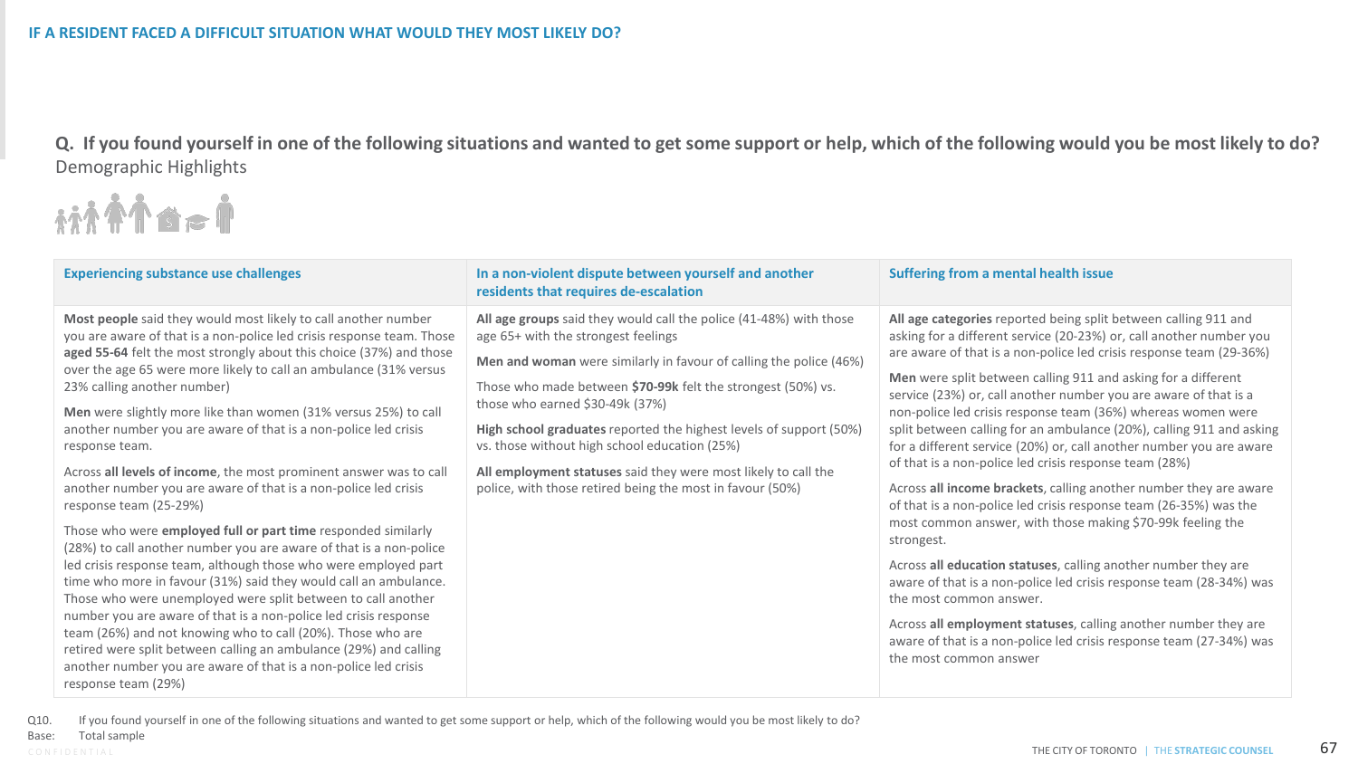## IF A RESIDENT FACED A DIFFICULT SITUATION WHAT WOULD THEY MOST LIKELY DO?

### Q. If you found yourself in one of the following situations and wanted to get some support or help, which of the following would you be most likely to do?

Demographic Highlights

| Experiencing substance use challenges | In a non-violent dispute between yourself and another residents that requires de-escalation | Suffering from a mental health issue |
|---|---|---|
| **Most people** said they would most likely to call another number you are aware of that is a non-police led crisis response team. Those **aged 55-64** felt the most strongly about this choice (37%) and those over the age 65 were more likely to call an ambulance (31% versus 23% calling another number)<br><br>**Men** were slightly more like than women (31% versus 25%) to call another number you are aware of that is a non-police led crisis response team.<br><br>Across **all levels of income**, the most prominent answer was to call another number you are aware of that is a non-police led crisis response team (25-29%)<br><br>Those who were **employed full or part time** responded similarly (28%) to call another number you are aware of that is a non-police led crisis response team, although those who were employed part time who more in favour (31%) said they would call an ambulance. Those who were unemployed were split between to call another number you are aware of that is a non-police led crisis response team (26%) and not knowing who to call (20%). Those who are retired were split between calling an ambulance (29%) and calling another number you are aware of that is a non-police led crisis response team (29%) | **All age groups** said they would call the police (41-48%) with those age 65+ with the strongest feelings<br><br>**Men and woman** were similarly in favour of calling the police (46%)<br><br>Those who made between **$70-99k** felt the strongest (50%) vs. those who earned $30-49k (37%)<br><br>**High school graduates** reported the highest levels of support (50%) vs. those without high school education (25%)<br><br>**All employment statuses** said they were most likely to call the police, with those retired being the most in favour (50%) | **All age categories** reported being split between calling 911 and asking for a different service (20-23%) or, call another number you are aware of that is a non-police led crisis response team (29-36%)<br><br>**Men** were split between calling 911 and asking for a different service (23%) or, call another number you are aware of that is a non-police led crisis response team (36%) whereas women were split between calling for an ambulance (20%), calling 911 and asking for a different service (20%) or, call another number you are aware of that is a non-police led crisis response team (28%)<br><br>Across **all income brackets**, calling another number they are aware of that is a non-police led crisis response team (26-35%) was the most common answer, with those making $70-99k feeling the strongest.<br><br>Across **all education statuses**, calling another number they are aware of that is a non-police led crisis response team (28-34%) was the most common answer.<br><br>Across **all employment statuses**, calling another number they are aware of that is a non-police led crisis response team (27-34%) was the most common answer |

Q10. If you found yourself in one of the following situations and wanted to get some support or help, which of the following would you be most likely to do?
Base: Total sample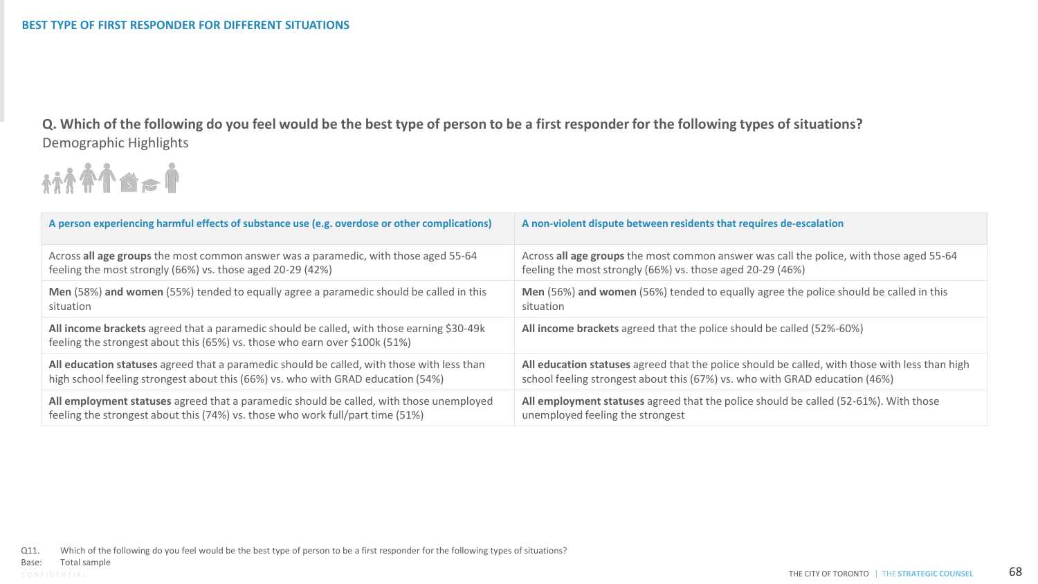## BEST TYPE OF FIRST RESPONDER FOR DIFFERENT SITUATIONS

### Q. Which of the following do you feel would be the best type of person to be a first responder for the following types of situations?

Demographic Highlights

| A person experiencing harmful effects of substance use (e.g. overdose or other complications) | A non-violent dispute between residents that requires de-escalation |
|---|---|
| Across **all age groups** the most common answer was a paramedic, with those aged 55-64 feeling the most strongly (66%) vs. those aged 20-29 (42%) | Across **all age groups** the most common answer was call the police, with those aged 55-64 feeling the most strongly (66%) vs. those aged 20-29 (46%) |
| **Men** (58%) **and women** (55%) tended to equally agree a paramedic should be called in this situation | **Men** (56%) **and women** (56%) tended to equally agree the police should be called in this situation |
| **All income brackets** agreed that a paramedic should be called, with those earning $30-49k feeling the strongest about this (65%) vs. those who earn over $100k (51%) | **All income brackets** agreed that the police should be called (52%-60%) |
| **All education statuses** agreed that a paramedic should be called, with those with less than high school feeling strongest about this (66%) vs. who with GRAD education (54%) | **All education statuses** agreed that the police should be called, with those with less than high school feeling strongest about this (67%) vs. who with GRAD education (46%) |
| **All employment statuses** agreed that a paramedic should be called, with those unemployed feeling the strongest about this (74%) vs. those who work full/part time (51%) | **All employment statuses** agreed that the police should be called (52-61%). With those unemployed feeling the strongest |

Q11. Which of the following do you feel would be the best type of person to be a first responder for the following types of situations?
Base: Total sample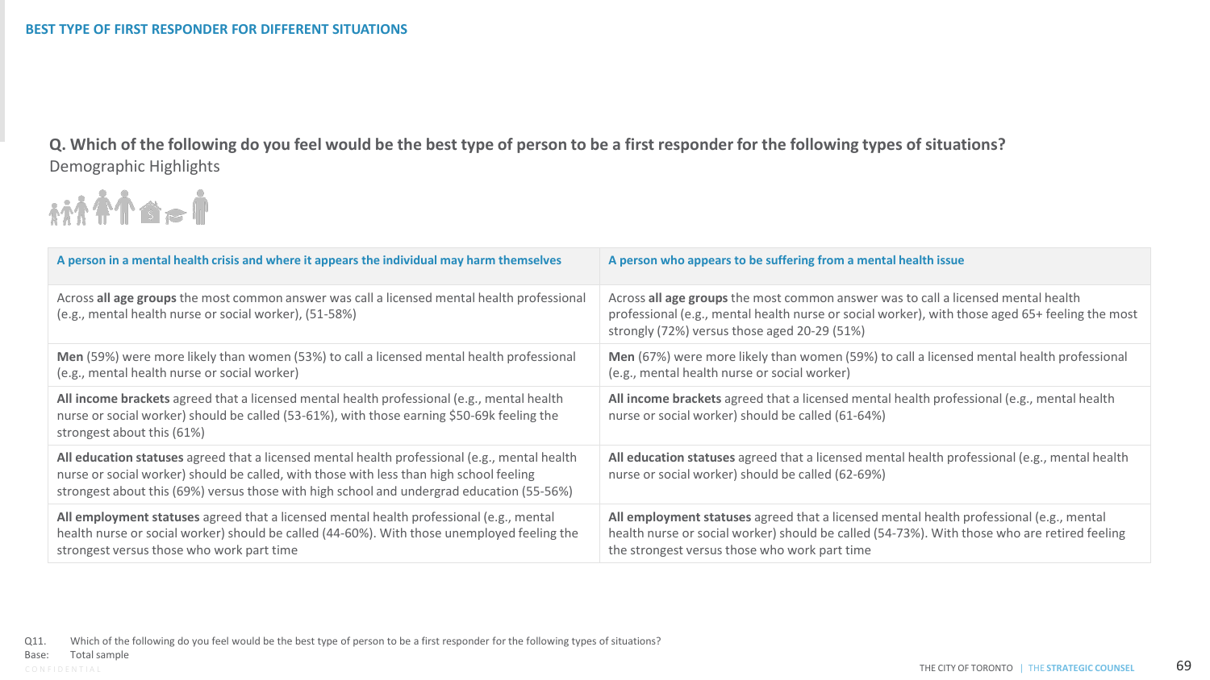## BEST TYPE OF FIRST RESPONDER FOR DIFFERENT SITUATIONS

### Q. Which of the following do you feel would be the best type of person to be a first responder for the following types of situations?

Demographic Highlights

| A person in a mental health crisis and where it appears the individual may harm themselves | A person who appears to be suffering from a mental health issue |
|---|---|
| Across **all age groups** the most common answer was call a licensed mental health professional (e.g., mental health nurse or social worker), (51-58%) | Across **all age groups** the most common answer was to call a licensed mental health professional (e.g., mental health nurse or social worker), with those aged 65+ feeling the most strongly (72%) versus those aged 20-29 (51%) |
| **Men** (59%) were more likely than women (53%) to call a licensed mental health professional (e.g., mental health nurse or social worker) | **Men** (67%) were more likely than women (59%) to call a licensed mental health professional (e.g., mental health nurse or social worker) |
| **All income brackets** agreed that a licensed mental health professional (e.g., mental health nurse or social worker) should be called (53-61%), with those earning $50-69k feeling the strongest about this (61%) | **All income brackets** agreed that a licensed mental health professional (e.g., mental health nurse or social worker) should be called (61-64%) |
| **All education statuses** agreed that a licensed mental health professional (e.g., mental health nurse or social worker) should be called, with those with less than high school feeling strongest about this (69%) versus those with high school and undergrad education (55-56%) | **All education statuses** agreed that a licensed mental health professional (e.g., mental health nurse or social worker) should be called (62-69%) |
| **All employment statuses** agreed that a licensed mental health professional (e.g., mental health nurse or social worker) should be called (44-60%). With those unemployed feeling the strongest versus those who work part time | **All employment statuses** agreed that a licensed mental health professional (e.g., mental health nurse or social worker) should be called (54-73%). With those who are retired feeling the strongest versus those who work part time |

Q11. Which of the following do you feel would be the best type of person to be a first responder for the following types of situations?
Base: Total sample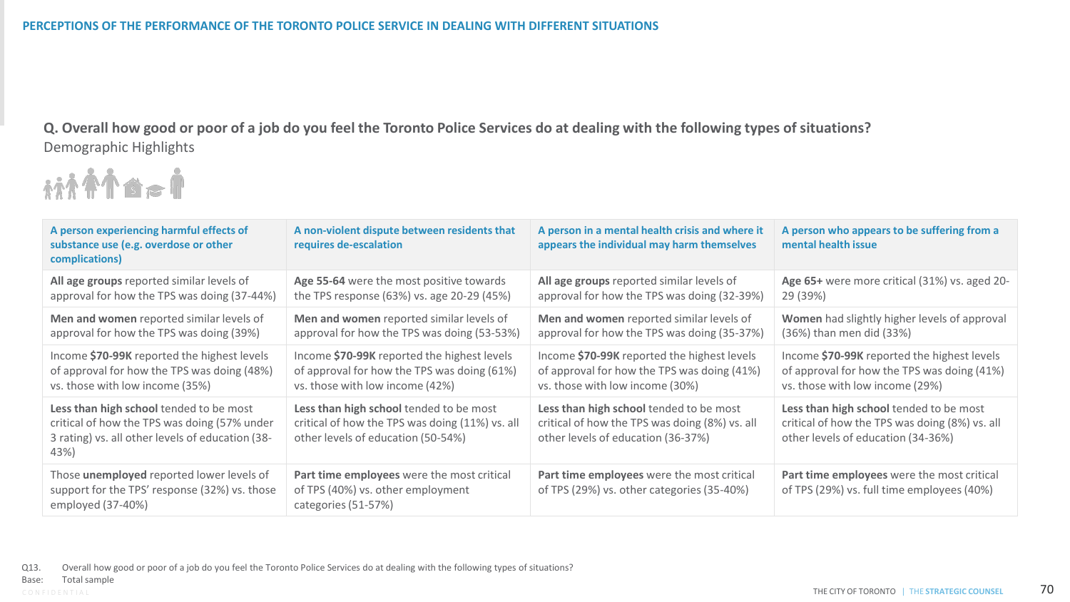## PERCEPTIONS OF THE PERFORMANCE OF THE TORONTO POLICE SERVICE IN DEALING WITH DIFFERENT SITUATIONS

### Q. Overall how good or poor of a job do you feel the Toronto Police Services do at dealing with the following types of situations?

Demographic Highlights

| A person experiencing harmful effects of substance use (e.g. overdose or other complications) | A non-violent dispute between residents that requires de-escalation | A person in a mental health crisis and where it appears the individual may harm themselves | A person who appears to be suffering from a mental health issue |
|---|---|---|---|
| **All age groups** reported similar levels of approval for how the TPS was doing (37-44%) | **Age 55-64** were the most positive towards the TPS response (63%) vs. age 20-29 (45%) | **All age groups** reported similar levels of approval for how the TPS was doing (32-39%) | **Age 65+** were more critical (31%) vs. aged 20-29 (39%) |
| **Men and women** reported similar levels of approval for how the TPS was doing (39%) | **Men and women** reported similar levels of approval for how the TPS was doing (53-53%) | **Men and women** reported similar levels of approval for how the TPS was doing (35-37%) | **Women** had slightly higher levels of approval (36%) than men did (33%) |
| Income **$70-99K** reported the highest levels of approval for how the TPS was doing (48%) vs. those with low income (35%) | Income **$70-99K** reported the highest levels of approval for how the TPS was doing (61%) vs. those with low income (42%) | Income **$70-99K** reported the highest levels of approval for how the TPS was doing (41%) vs. those with low income (30%) | Income **$70-99K** reported the highest levels of approval for how the TPS was doing (41%) vs. those with low income (29%) |
| **Less than high school** tended to be most critical of how the TPS was doing (57% under 3 rating) vs. all other levels of education (38-43%) | **Less than high school** tended to be most critical of how the TPS was doing (11%) vs. all other levels of education (50-54%) | **Less than high school** tended to be most critical of how the TPS was doing (8%) vs. all other levels of education (36-37%) | **Less than high school** tended to be most critical of how the TPS was doing (8%) vs. all other levels of education (34-36%) |
| Those **unemployed** reported lower levels of support for the TPS' response (32%) vs. those employed (37-40%) | **Part time employees** were the most critical of TPS (40%) vs. other employment categories (51-57%) | **Part time employees** were the most critical of TPS (29%) vs. other categories (35-40%) | **Part time employees** were the most critical of TPS (29%) vs. full time employees (40%) |

Q13. Overall how good or poor of a job do you feel the Toronto Police Services do at dealing with the following types of situations?
Base: Total sample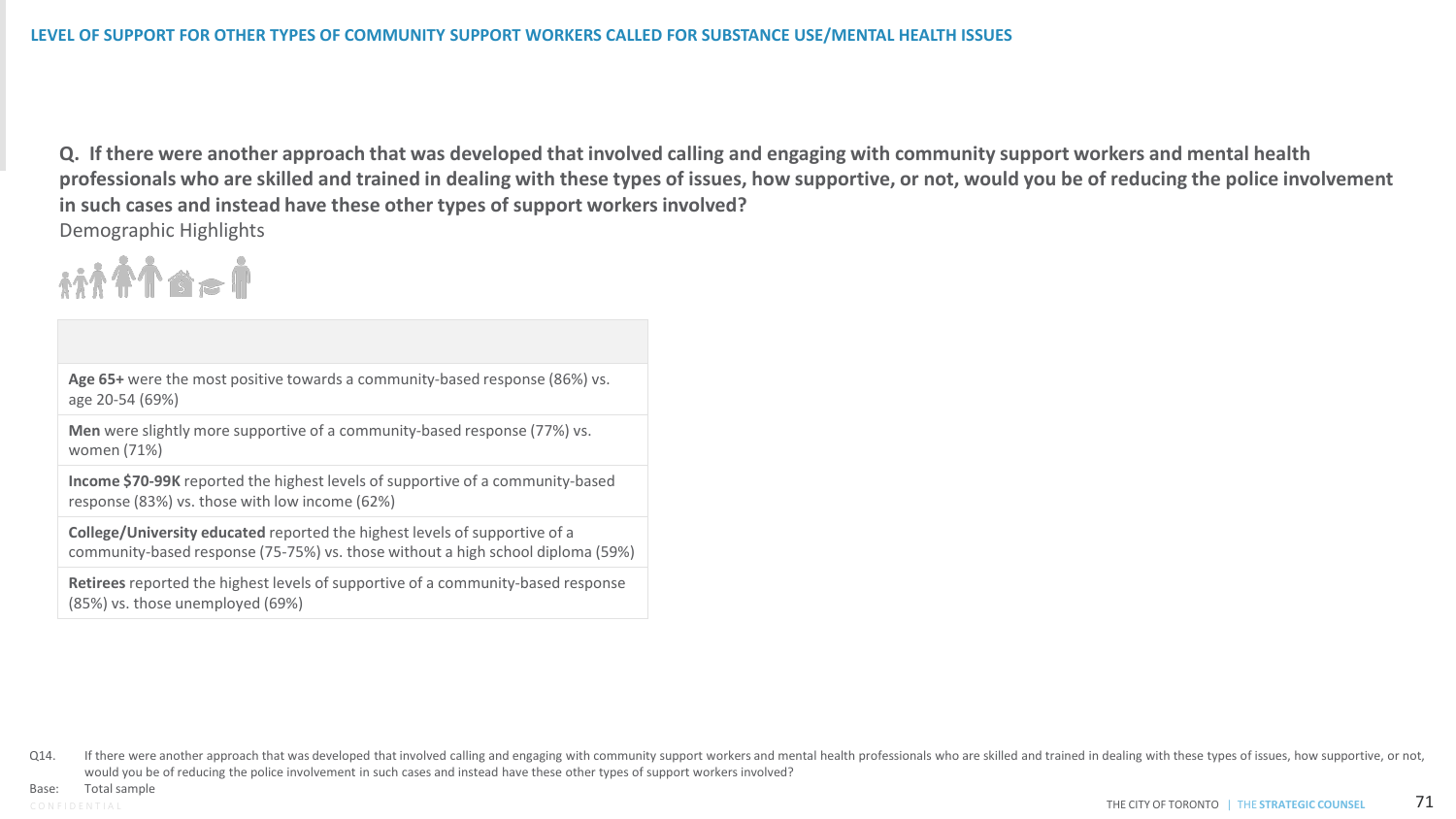## LEVEL OF SUPPORT FOR OTHER TYPES OF COMMUNITY SUPPORT WORKERS CALLED FOR SUBSTANCE USE/MENTAL HEALTH ISSUES

**Q. If there were another approach that was developed that involved calling and engaging with community support workers and mental health professionals who are skilled and trained in dealing with these types of issues, how supportive, or not, would you be of reducing the police involvement in such cases and instead have these other types of support workers involved?**

Demographic Highlights

| |
|---|
| **Age 65+** were the most positive towards a community-based response (86%) vs. age 20-54 (69%) |
| **Men** were slightly more supportive of a community-based response (77%) vs. women (71%) |
| **Income $70-99K** reported the highest levels of supportive of a community-based response (83%) vs. those with low income (62%) |
| **College/University educated** reported the highest levels of supportive of a community-based response (75-75%) vs. those without a high school diploma (59%) |
| **Retirees** reported the highest levels of supportive of a community-based response (85%) vs. those unemployed (69%) |

Q14. If there were another approach that was developed that involved calling and engaging with community support workers and mental health professionals who are skilled and trained in dealing with these types of issues, how supportive, or not, would you be of reducing the police involvement in such cases and instead have these other types of support workers involved?

Base: Total sample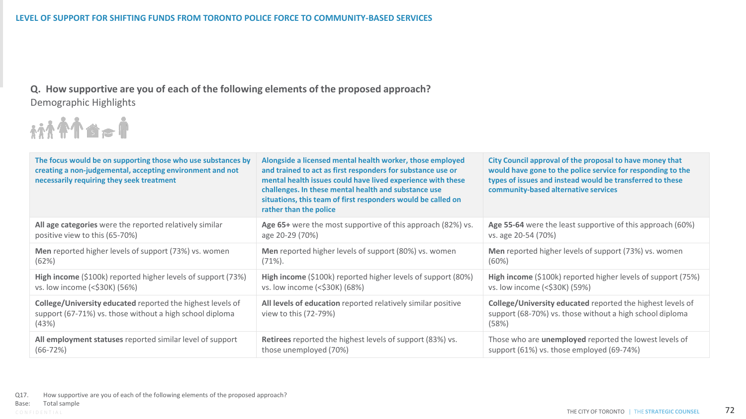# LEVEL OF SUPPORT FOR SHIFTING FUNDS FROM TORONTO POLICE FORCE TO COMMUNITY-BASED SERVICES

**Q. How supportive are you of each of the following elements of the proposed approach?**

Demographic Highlights

| The focus would be on supporting those who use substances by creating a non-judgemental, accepting environment and not necessarily requiring they seek treatment | Alongside a licensed mental health worker, those employed and trained to act as first responders for substance use or mental health issues could have lived experience with these challenges. In these mental health and substance use situations, this team of first responders would be called on rather than the police | City Council approval of the proposal to have money that would have gone to the police service for responding to the types of issues and instead would be transferred to these community-based alternative services |
|---|---|---|
| **All age categories** were the reported relatively similar positive view to this (65-70%) | **Age 65+** were the most supportive of this approach (82%) vs. age 20-29 (70%) | **Age 55-64** were the least supportive of this approach (60%) vs. age 20-54 (70%) |
| **Men** reported higher levels of support (73%) vs. women (62%) | **Men** reported higher levels of support (80%) vs. women (71%). | **Men** reported higher levels of support (73%) vs. women (60%) |
| **High income** ($100k) reported higher levels of support (73%) vs. low income (<$30K) (56%) | **High income** ($100k) reported higher levels of support (80%) vs. low income (<$30K) (68%) | **High income** ($100k) reported higher levels of support (75%) vs. low income (<$30K) (59%) |
| **College/University educated** reported the highest levels of support (67-71%) vs. those without a high school diploma (43%) | **All levels of education** reported relatively similar positive view to this (72-79%) | **College/University educated** reported the highest levels of support (68-70%) vs. those without a high school diploma (58%) |
| **All employment statuses** reported similar level of support (66-72%) | **Retirees** reported the highest levels of support (83%) vs. those unemployed (70%) | Those who are **unemployed** reported the lowest levels of support (61%) vs. those employed (69-74%) |

Q17. How supportive are you of each of the following elements of the proposed approach?
Base: Total sample